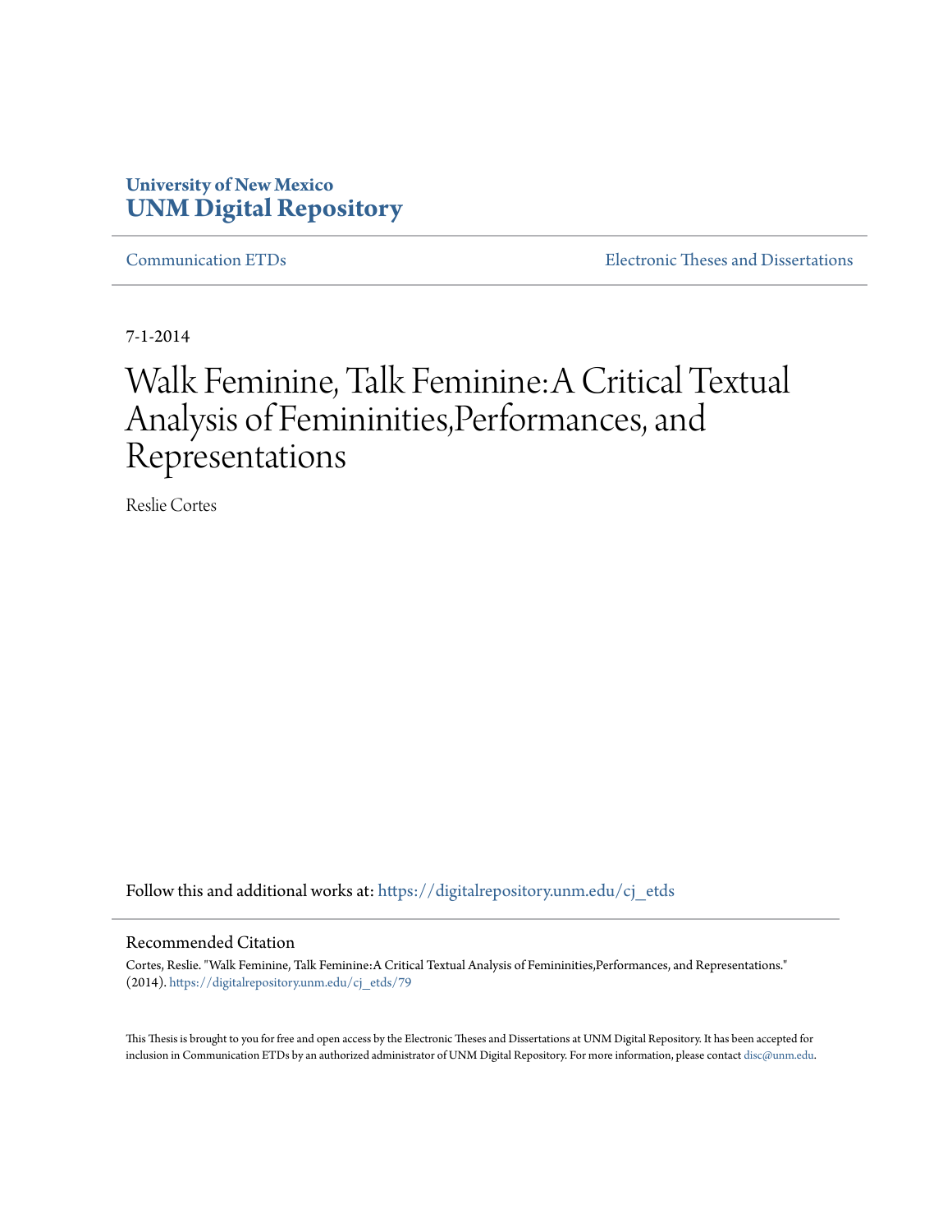University of New Mexico
**UNM Digital Repository**

Communication ETDs | Electronic Theses and Dissertations

7-1-2014

# Walk Feminine, Talk Feminine:A Critical Textual Analysis of Femininities,Performances, and Representations

Reslie Cortes

Follow this and additional works at: https://digitalrepository.unm.edu/cj_etds

## Recommended Citation

Cortes, Reslie. "Walk Feminine, Talk Feminine:A Critical Textual Analysis of Femininities,Performances, and Representations." (2014). https://digitalrepository.unm.edu/cj_etds/79

This Thesis is brought to you for free and open access by the Electronic Theses and Dissertations at UNM Digital Repository. It has been accepted for inclusion in Communication ETDs by an authorized administrator of UNM Digital Repository. For more information, please contact disc@unm.edu.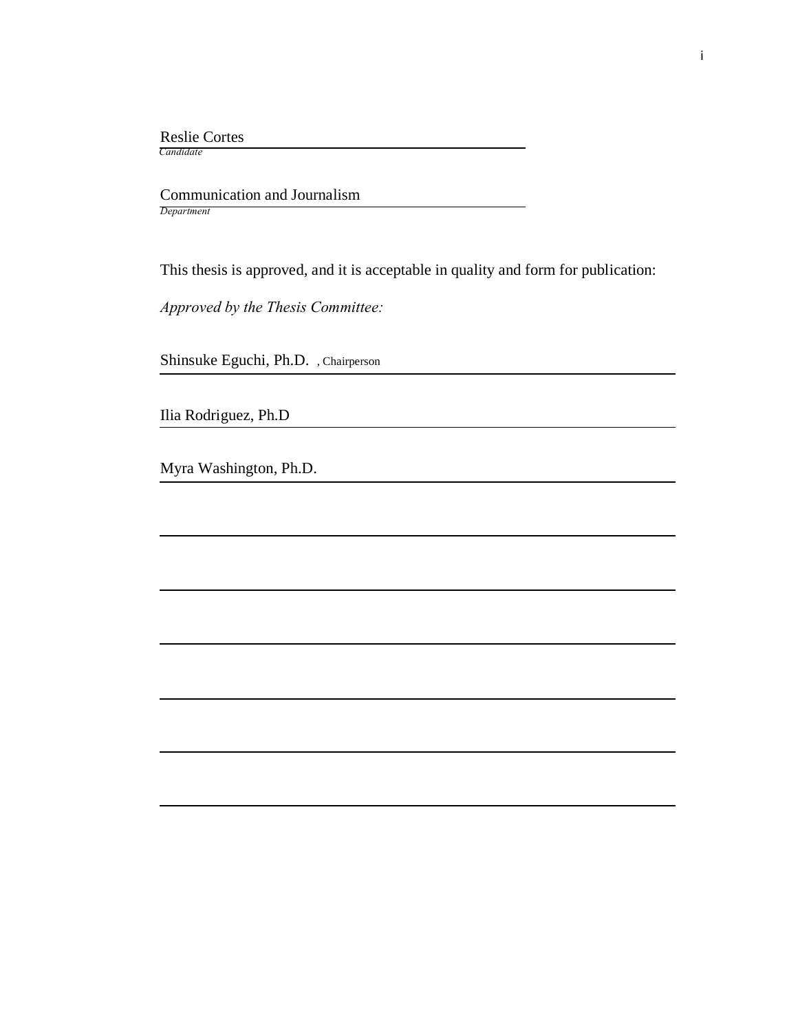Reslie Cortes
*Candidate*

Communication and Journalism
*Department*

This thesis is approved, and it is acceptable in quality and form for publication:

*Approved by the Thesis Committee:*

Shinsuke Eguchi, Ph.D. , Chairperson

Ilia Rodriguez, Ph.D

Myra Washington, Ph.D.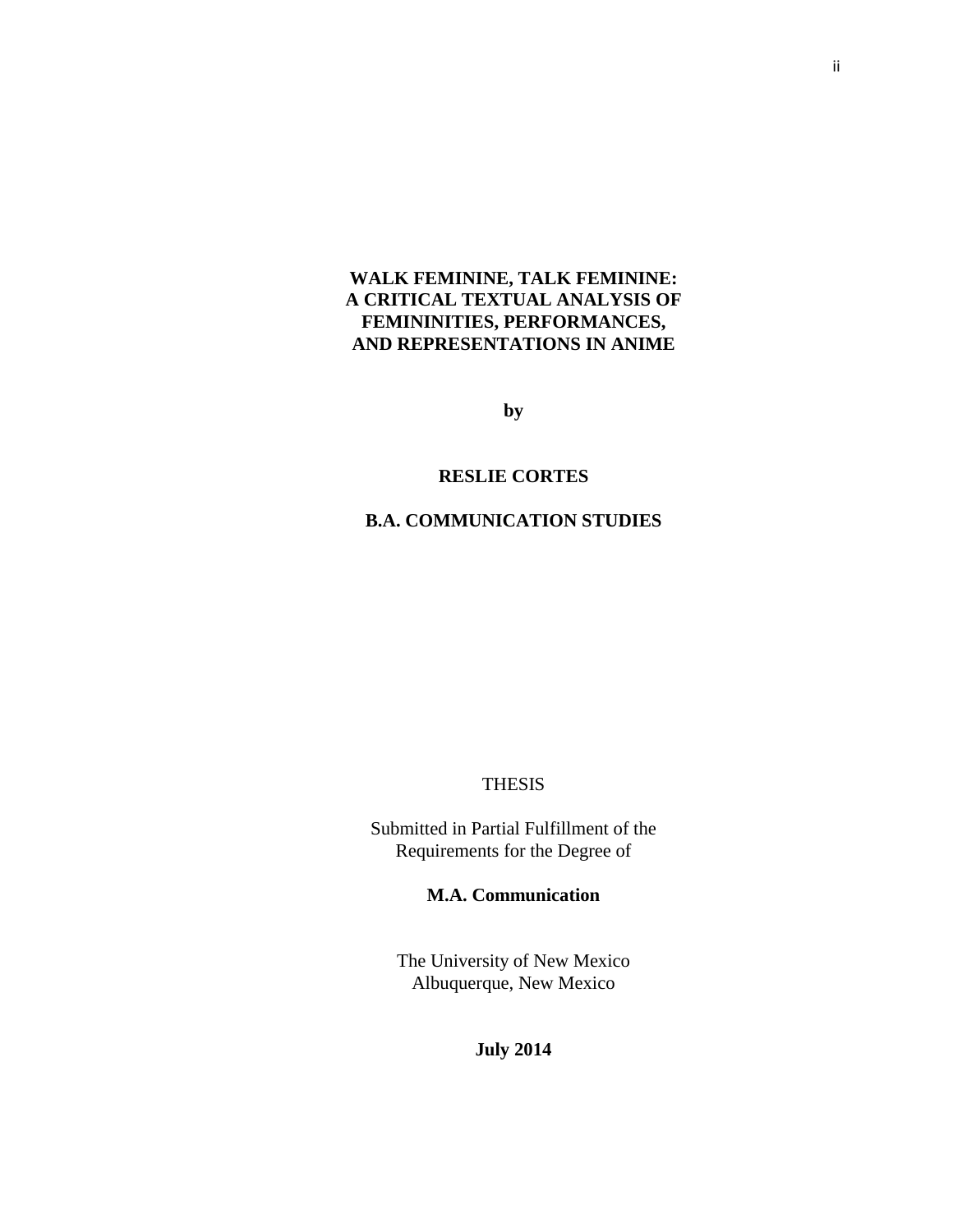**WALK FEMININE, TALK FEMININE:**
**A CRITICAL TEXTUAL ANALYSIS OF**
**FEMININITIES, PERFORMANCES,**
**AND REPRESENTATIONS IN ANIME**

**by**

**RESLIE CORTES**

**B.A. COMMUNICATION STUDIES**

THESIS

Submitted in Partial Fulfillment of the
Requirements for the Degree of

**M.A. Communication**

The University of New Mexico
Albuquerque, New Mexico

**July 2014**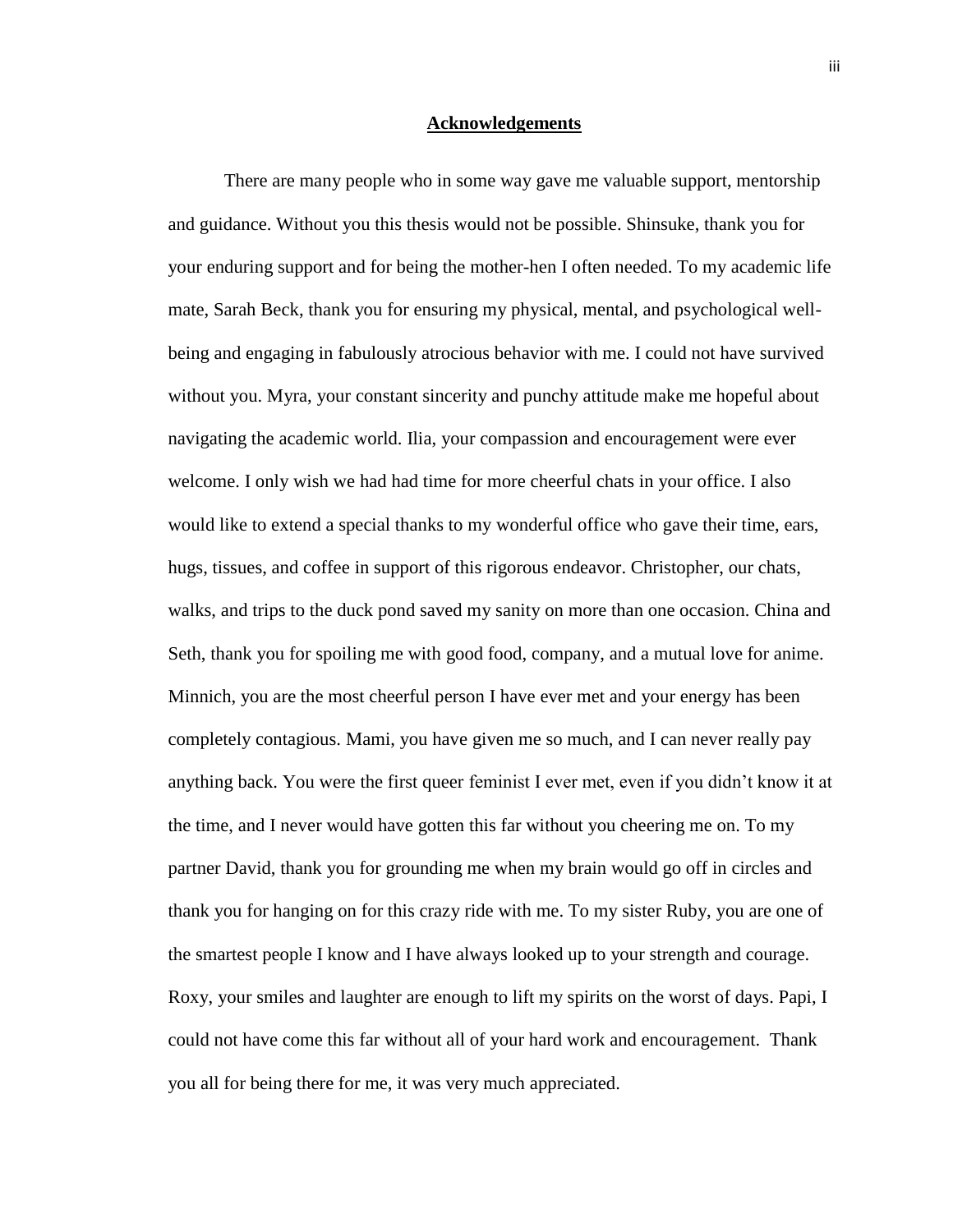## Acknowledgements

There are many people who in some way gave me valuable support, mentorship and guidance. Without you this thesis would not be possible. Shinsuke, thank you for your enduring support and for being the mother-hen I often needed. To my academic life mate, Sarah Beck, thank you for ensuring my physical, mental, and psychological well-being and engaging in fabulously atrocious behavior with me. I could not have survived without you. Myra, your constant sincerity and punchy attitude make me hopeful about navigating the academic world. Ilia, your compassion and encouragement were ever welcome. I only wish we had had time for more cheerful chats in your office. I also would like to extend a special thanks to my wonderful office who gave their time, ears, hugs, tissues, and coffee in support of this rigorous endeavor. Christopher, our chats, walks, and trips to the duck pond saved my sanity on more than one occasion. China and Seth, thank you for spoiling me with good food, company, and a mutual love for anime. Minnich, you are the most cheerful person I have ever met and your energy has been completely contagious. Mami, you have given me so much, and I can never really pay anything back. You were the first queer feminist I ever met, even if you didn't know it at the time, and I never would have gotten this far without you cheering me on. To my partner David, thank you for grounding me when my brain would go off in circles and thank you for hanging on for this crazy ride with me. To my sister Ruby, you are one of the smartest people I know and I have always looked up to your strength and courage. Roxy, your smiles and laughter are enough to lift my spirits on the worst of days. Papi, I could not have come this far without all of your hard work and encouragement. Thank you all for being there for me, it was very much appreciated.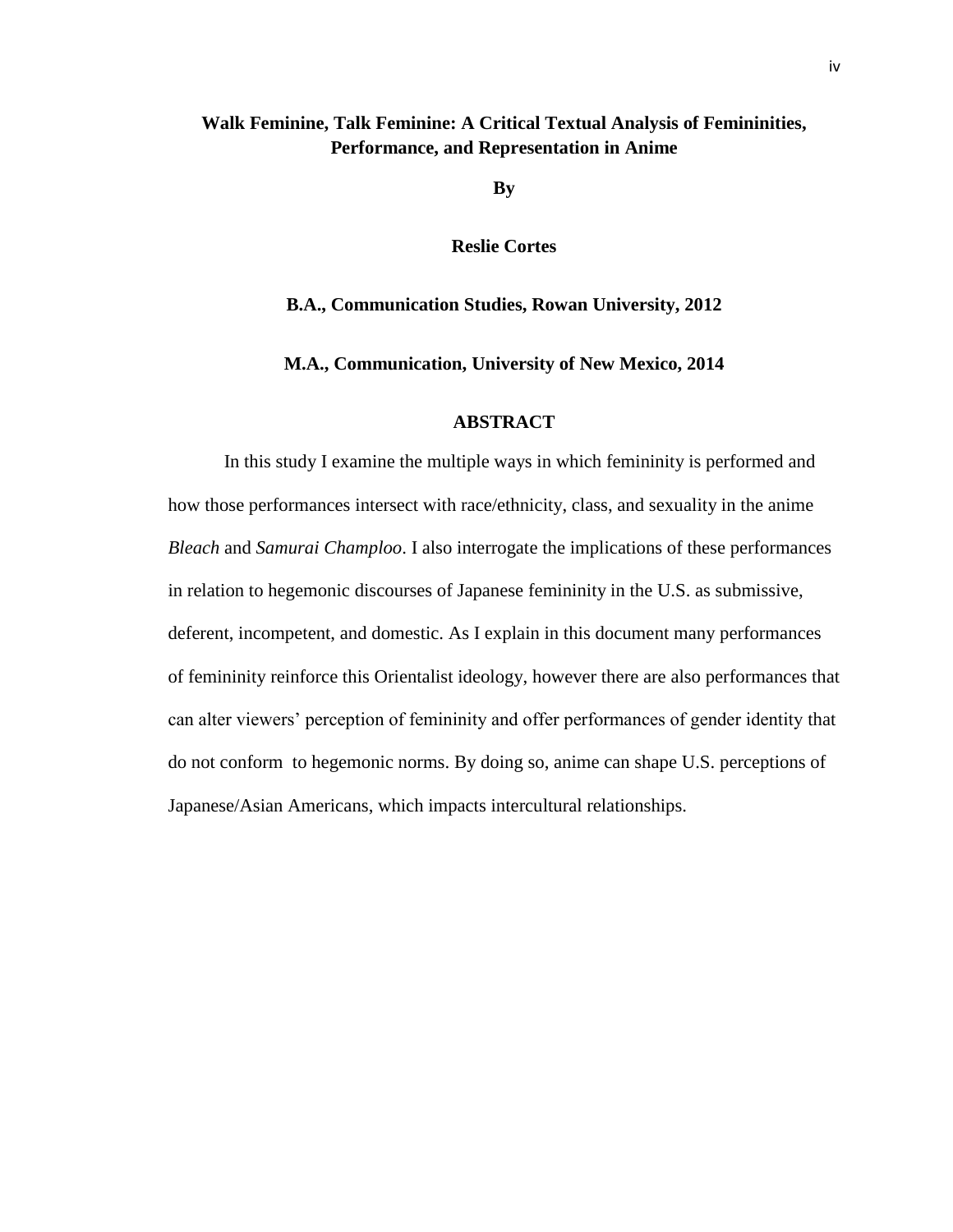**Walk Feminine, Talk Feminine: A Critical Textual Analysis of Femininities, Performance, and Representation in Anime**

**By**

**Reslie Cortes**

**B.A., Communication Studies, Rowan University, 2012**

**M.A., Communication, University of New Mexico, 2014**

## ABSTRACT

In this study I examine the multiple ways in which femininity is performed and how those performances intersect with race/ethnicity, class, and sexuality in the anime *Bleach* and *Samurai Champloo*. I also interrogate the implications of these performances in relation to hegemonic discourses of Japanese femininity in the U.S. as submissive, deferent, incompetent, and domestic. As I explain in this document many performances of femininity reinforce this Orientalist ideology, however there are also performances that can alter viewers' perception of femininity and offer performances of gender identity that do not conform to hegemonic norms. By doing so, anime can shape U.S. perceptions of Japanese/Asian Americans, which impacts intercultural relationships.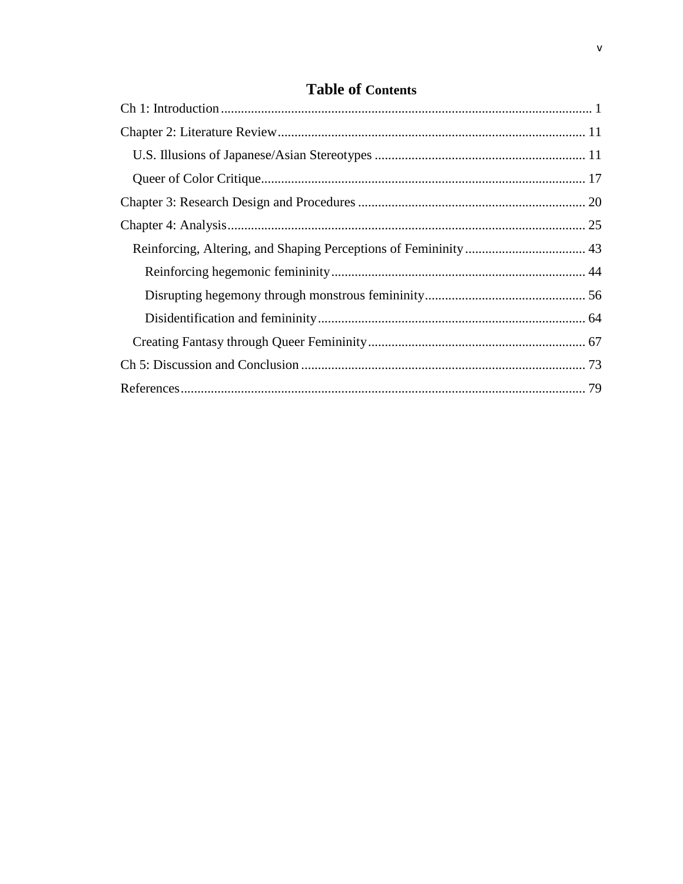# Table of Contents

- Ch 1: Introduction .............................................................................................. 1
- Chapter 2: Literature Review ............................................................................... 11
  - U.S. Illusions of Japanese/Asian Stereotypes .................................................... 11
  - Queer of Color Critique ...................................................................................... 17
- Chapter 3: Research Design and Procedures ....................................................... 20
- Chapter 4: Analysis .............................................................................................. 25
  - Reinforcing, Altering, and Shaping Perceptions of Femininity ......................... 43
    - Reinforcing hegemonic femininity ................................................................. 44
    - Disrupting hegemony through monstrous femininity ..................................... 56
    - Disidentification and femininity ..................................................................... 64
  - Creating Fantasy through Queer Femininity ...................................................... 67
- Ch 5: Discussion and Conclusion ........................................................................ 73
- References ............................................................................................................ 79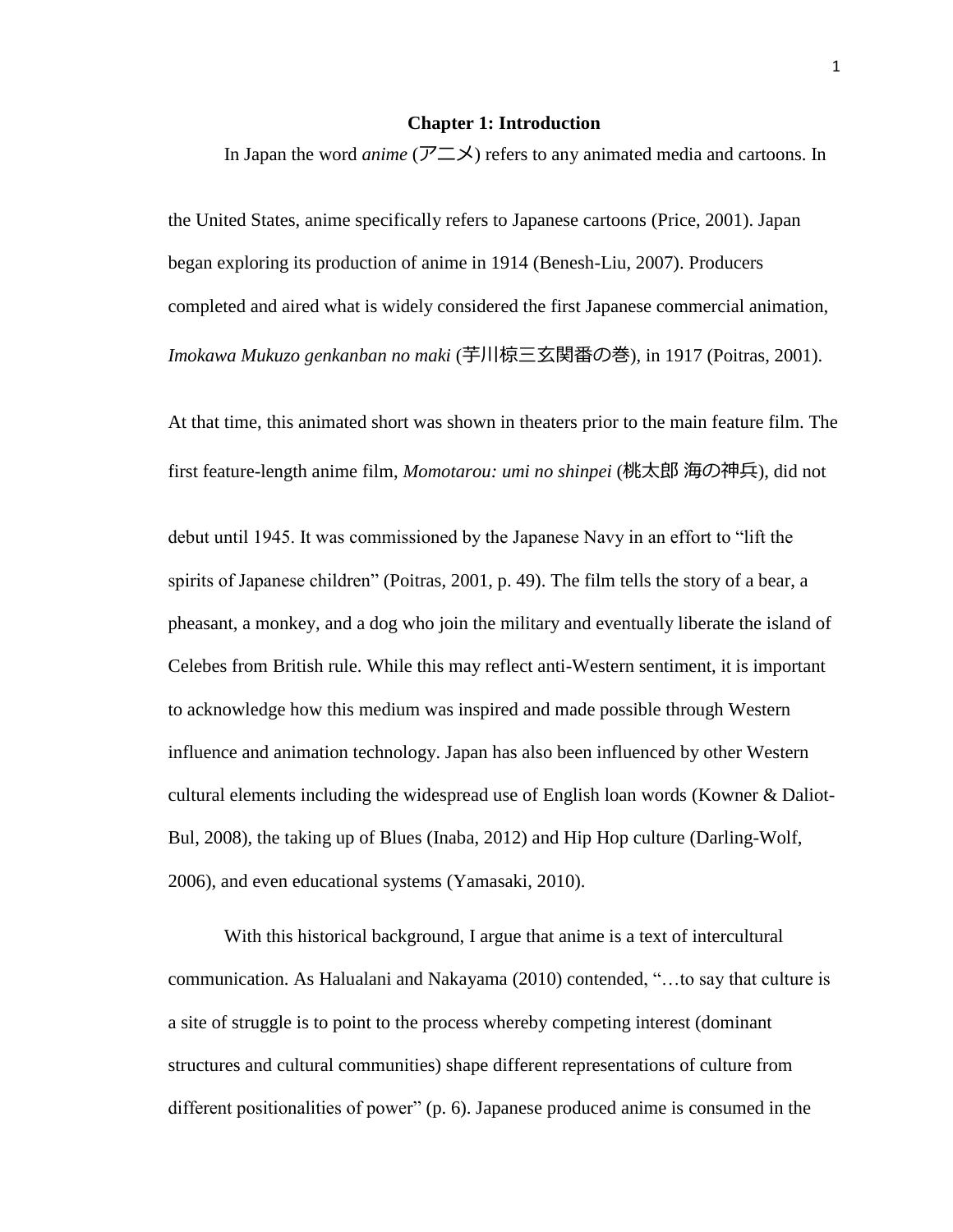# Chapter 1: Introduction

In Japan the word *anime* (アニメ) refers to any animated media and cartoons. In the United States, anime specifically refers to Japanese cartoons (Price, 2001). Japan began exploring its production of anime in 1914 (Benesh-Liu, 2007). Producers completed and aired what is widely considered the first Japanese commercial animation, *Imokawa Mukuzo genkanban no maki* (芋川椋三玄関番の巻), in 1917 (Poitras, 2001). At that time, this animated short was shown in theaters prior to the main feature film. The first feature-length anime film, *Momotarou: umi no shinpei* (桃太郎 海の神兵), did not debut until 1945. It was commissioned by the Japanese Navy in an effort to "lift the spirits of Japanese children" (Poitras, 2001, p. 49). The film tells the story of a bear, a pheasant, a monkey, and a dog who join the military and eventually liberate the island of Celebes from British rule. While this may reflect anti-Western sentiment, it is important to acknowledge how this medium was inspired and made possible through Western influence and animation technology. Japan has also been influenced by other Western cultural elements including the widespread use of English loan words (Kowner & Daliot-Bul, 2008), the taking up of Blues (Inaba, 2012) and Hip Hop culture (Darling-Wolf, 2006), and even educational systems (Yamasaki, 2010).

With this historical background, I argue that anime is a text of intercultural communication. As Halualani and Nakayama (2010) contended, "…to say that culture is a site of struggle is to point to the process whereby competing interest (dominant structures and cultural communities) shape different representations of culture from different positionalities of power" (p. 6). Japanese produced anime is consumed in the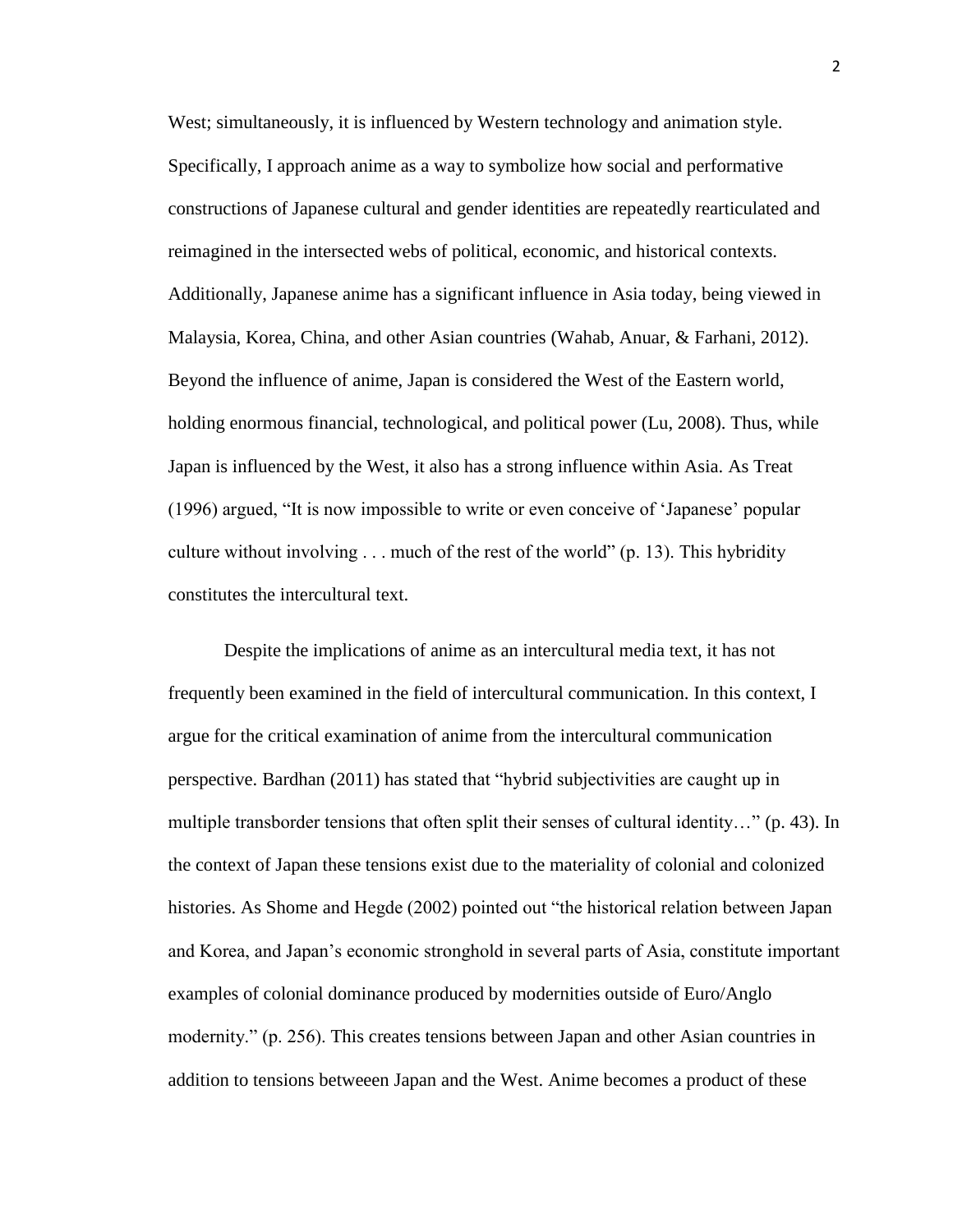West; simultaneously, it is influenced by Western technology and animation style. Specifically, I approach anime as a way to symbolize how social and performative constructions of Japanese cultural and gender identities are repeatedly rearticulated and reimagined in the intersected webs of political, economic, and historical contexts. Additionally, Japanese anime has a significant influence in Asia today, being viewed in Malaysia, Korea, China, and other Asian countries (Wahab, Anuar, & Farhani, 2012). Beyond the influence of anime, Japan is considered the West of the Eastern world, holding enormous financial, technological, and political power (Lu, 2008). Thus, while Japan is influenced by the West, it also has a strong influence within Asia. As Treat (1996) argued, "It is now impossible to write or even conceive of 'Japanese' popular culture without involving . . . much of the rest of the world" (p. 13). This hybridity constitutes the intercultural text.

Despite the implications of anime as an intercultural media text, it has not frequently been examined in the field of intercultural communication. In this context, I argue for the critical examination of anime from the intercultural communication perspective. Bardhan (2011) has stated that "hybrid subjectivities are caught up in multiple transborder tensions that often split their senses of cultural identity…" (p. 43). In the context of Japan these tensions exist due to the materiality of colonial and colonized histories. As Shome and Hegde (2002) pointed out "the historical relation between Japan and Korea, and Japan's economic stronghold in several parts of Asia, constitute important examples of colonial dominance produced by modernities outside of Euro/Anglo modernity." (p. 256). This creates tensions between Japan and other Asian countries in addition to tensions betweeen Japan and the West. Anime becomes a product of these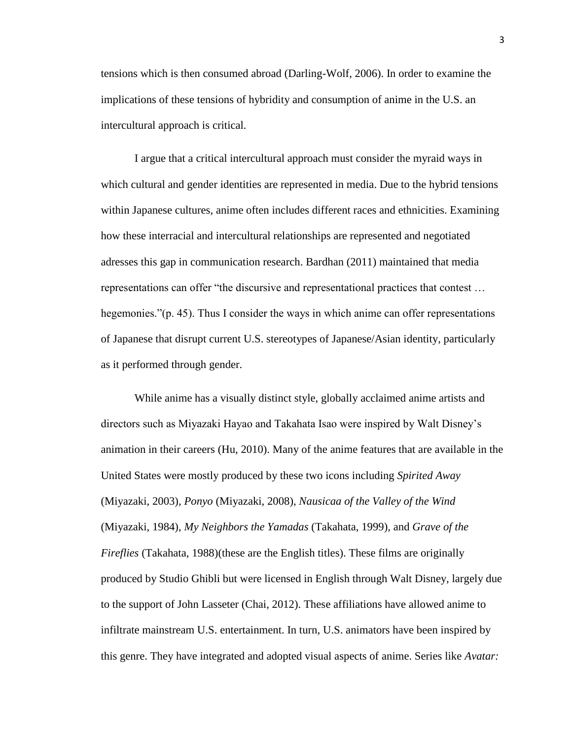tensions which is then consumed abroad (Darling-Wolf, 2006). In order to examine the implications of these tensions of hybridity and consumption of anime in the U.S. an intercultural approach is critical.

I argue that a critical intercultural approach must consider the myraid ways in which cultural and gender identities are represented in media. Due to the hybrid tensions within Japanese cultures, anime often includes different races and ethnicities. Examining how these interracial and intercultural relationships are represented and negotiated adresses this gap in communication research. Bardhan (2011) maintained that media representations can offer "the discursive and representational practices that contest … hegemonies."(p. 45). Thus I consider the ways in which anime can offer representations of Japanese that disrupt current U.S. stereotypes of Japanese/Asian identity, particularly as it performed through gender.

While anime has a visually distinct style, globally acclaimed anime artists and directors such as Miyazaki Hayao and Takahata Isao were inspired by Walt Disney's animation in their careers (Hu, 2010). Many of the anime features that are available in the United States were mostly produced by these two icons including *Spirited Away* (Miyazaki, 2003), *Ponyo* (Miyazaki, 2008), *Nausicaa of the Valley of the Wind* (Miyazaki, 1984), *My Neighbors the Yamadas* (Takahata, 1999), and *Grave of the Fireflies* (Takahata, 1988)(these are the English titles). These films are originally produced by Studio Ghibli but were licensed in English through Walt Disney, largely due to the support of John Lasseter (Chai, 2012). These affiliations have allowed anime to infiltrate mainstream U.S. entertainment. In turn, U.S. animators have been inspired by this genre. They have integrated and adopted visual aspects of anime. Series like *Avatar:*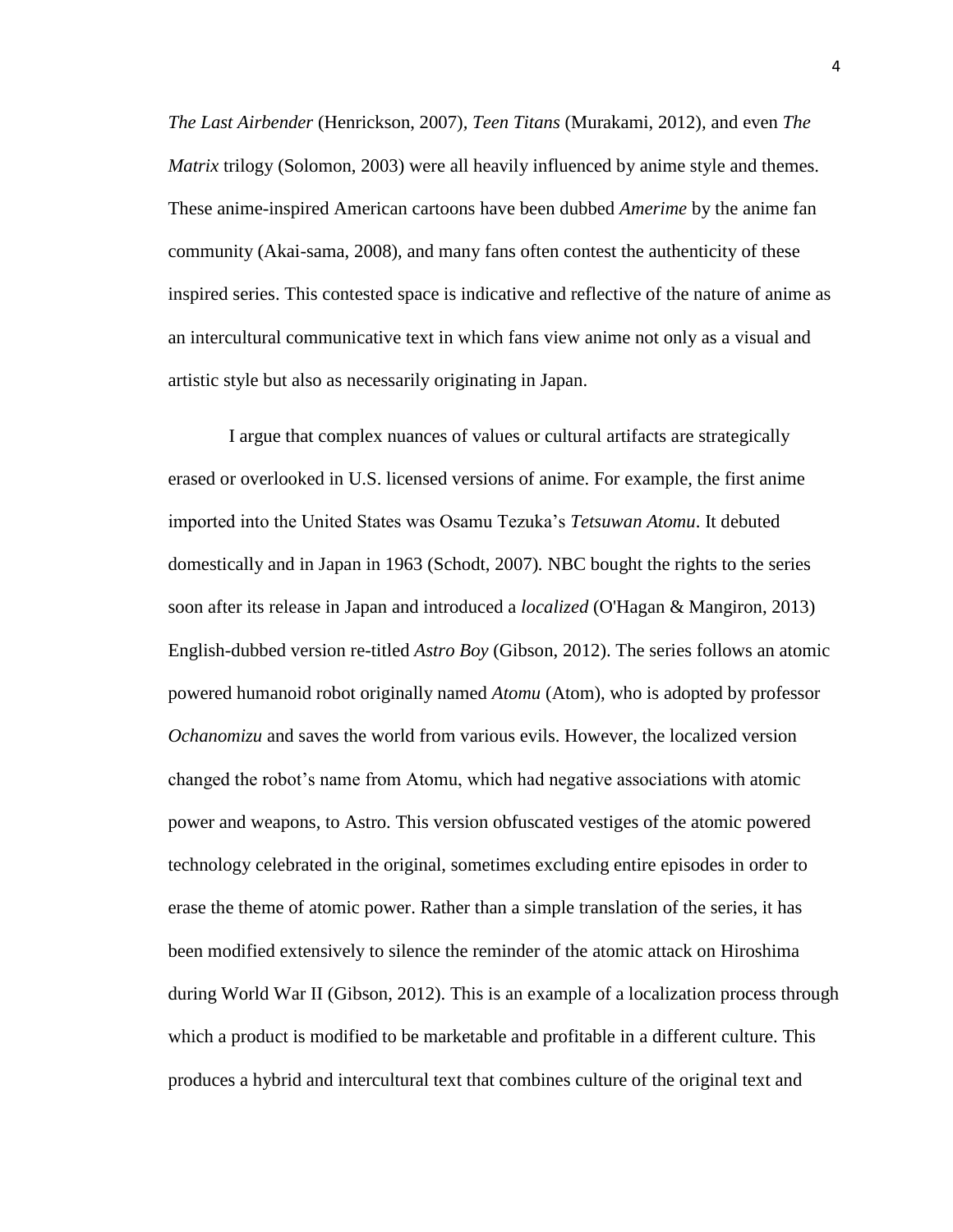*The Last Airbender* (Henrickson, 2007), *Teen Titans* (Murakami, 2012), and even *The Matrix* trilogy (Solomon, 2003) were all heavily influenced by anime style and themes. These anime-inspired American cartoons have been dubbed *Amerime* by the anime fan community (Akai-sama, 2008), and many fans often contest the authenticity of these inspired series. This contested space is indicative and reflective of the nature of anime as an intercultural communicative text in which fans view anime not only as a visual and artistic style but also as necessarily originating in Japan.

I argue that complex nuances of values or cultural artifacts are strategically erased or overlooked in U.S. licensed versions of anime. For example, the first anime imported into the United States was Osamu Tezuka's *Tetsuwan Atomu*. It debuted domestically and in Japan in 1963 (Schodt, 2007). NBC bought the rights to the series soon after its release in Japan and introduced a *localized* (O'Hagan & Mangiron, 2013) English-dubbed version re-titled *Astro Boy* (Gibson, 2012). The series follows an atomic powered humanoid robot originally named *Atomu* (Atom), who is adopted by professor *Ochanomizu* and saves the world from various evils. However, the localized version changed the robot's name from Atomu, which had negative associations with atomic power and weapons, to Astro. This version obfuscated vestiges of the atomic powered technology celebrated in the original, sometimes excluding entire episodes in order to erase the theme of atomic power. Rather than a simple translation of the series, it has been modified extensively to silence the reminder of the atomic attack on Hiroshima during World War II (Gibson, 2012). This is an example of a localization process through which a product is modified to be marketable and profitable in a different culture. This produces a hybrid and intercultural text that combines culture of the original text and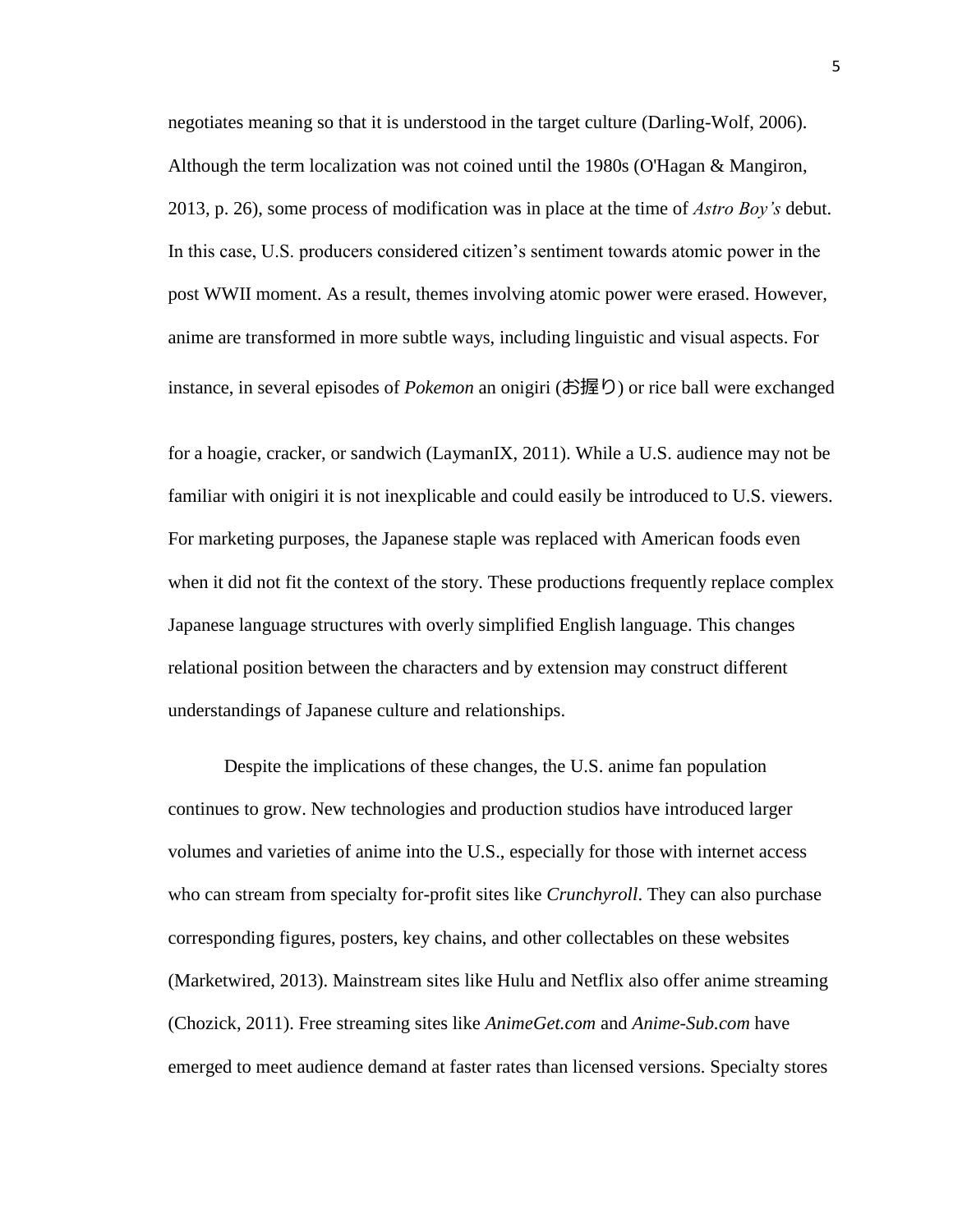negotiates meaning so that it is understood in the target culture (Darling-Wolf, 2006). Although the term localization was not coined until the 1980s (O'Hagan & Mangiron, 2013, p. 26), some process of modification was in place at the time of *Astro Boy's* debut. In this case, U.S. producers considered citizen's sentiment towards atomic power in the post WWII moment. As a result, themes involving atomic power were erased. However, anime are transformed in more subtle ways, including linguistic and visual aspects. For instance, in several episodes of *Pokemon* an onigiri (お握り) or rice ball were exchanged for a hoagie, cracker, or sandwich (LaymanIX, 2011). While a U.S. audience may not be familiar with onigiri it is not inexplicable and could easily be introduced to U.S. viewers. For marketing purposes, the Japanese staple was replaced with American foods even when it did not fit the context of the story. These productions frequently replace complex Japanese language structures with overly simplified English language. This changes relational position between the characters and by extension may construct different understandings of Japanese culture and relationships.

Despite the implications of these changes, the U.S. anime fan population continues to grow. New technologies and production studios have introduced larger volumes and varieties of anime into the U.S., especially for those with internet access who can stream from specialty for-profit sites like *Crunchyroll*. They can also purchase corresponding figures, posters, key chains, and other collectables on these websites (Marketwired, 2013). Mainstream sites like Hulu and Netflix also offer anime streaming (Chozick, 2011). Free streaming sites like *AnimeGet.com* and *Anime-Sub.com* have emerged to meet audience demand at faster rates than licensed versions. Specialty stores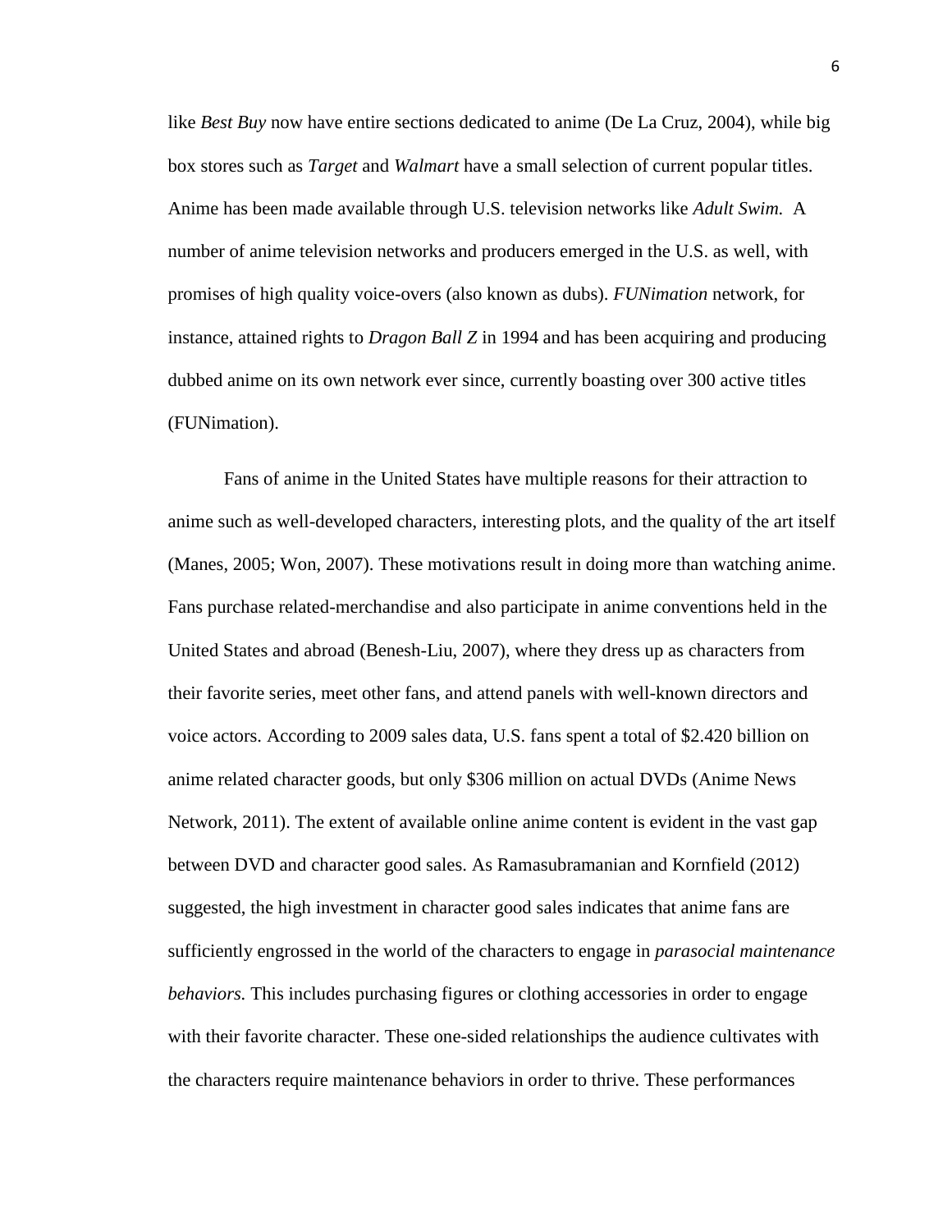like *Best Buy* now have entire sections dedicated to anime (De La Cruz, 2004), while big box stores such as *Target* and *Walmart* have a small selection of current popular titles. Anime has been made available through U.S. television networks like *Adult Swim.* A number of anime television networks and producers emerged in the U.S. as well, with promises of high quality voice-overs (also known as dubs). *FUNimation* network, for instance, attained rights to *Dragon Ball Z* in 1994 and has been acquiring and producing dubbed anime on its own network ever since, currently boasting over 300 active titles (FUNimation).

Fans of anime in the United States have multiple reasons for their attraction to anime such as well-developed characters, interesting plots, and the quality of the art itself (Manes, 2005; Won, 2007). These motivations result in doing more than watching anime. Fans purchase related-merchandise and also participate in anime conventions held in the United States and abroad (Benesh-Liu, 2007), where they dress up as characters from their favorite series, meet other fans, and attend panels with well-known directors and voice actors. According to 2009 sales data, U.S. fans spent a total of $2.420 billion on anime related character goods, but only $306 million on actual DVDs (Anime News Network, 2011). The extent of available online anime content is evident in the vast gap between DVD and character good sales. As Ramasubramanian and Kornfield (2012) suggested, the high investment in character good sales indicates that anime fans are sufficiently engrossed in the world of the characters to engage in *parasocial maintenance behaviors.* This includes purchasing figures or clothing accessories in order to engage with their favorite character. These one-sided relationships the audience cultivates with the characters require maintenance behaviors in order to thrive. These performances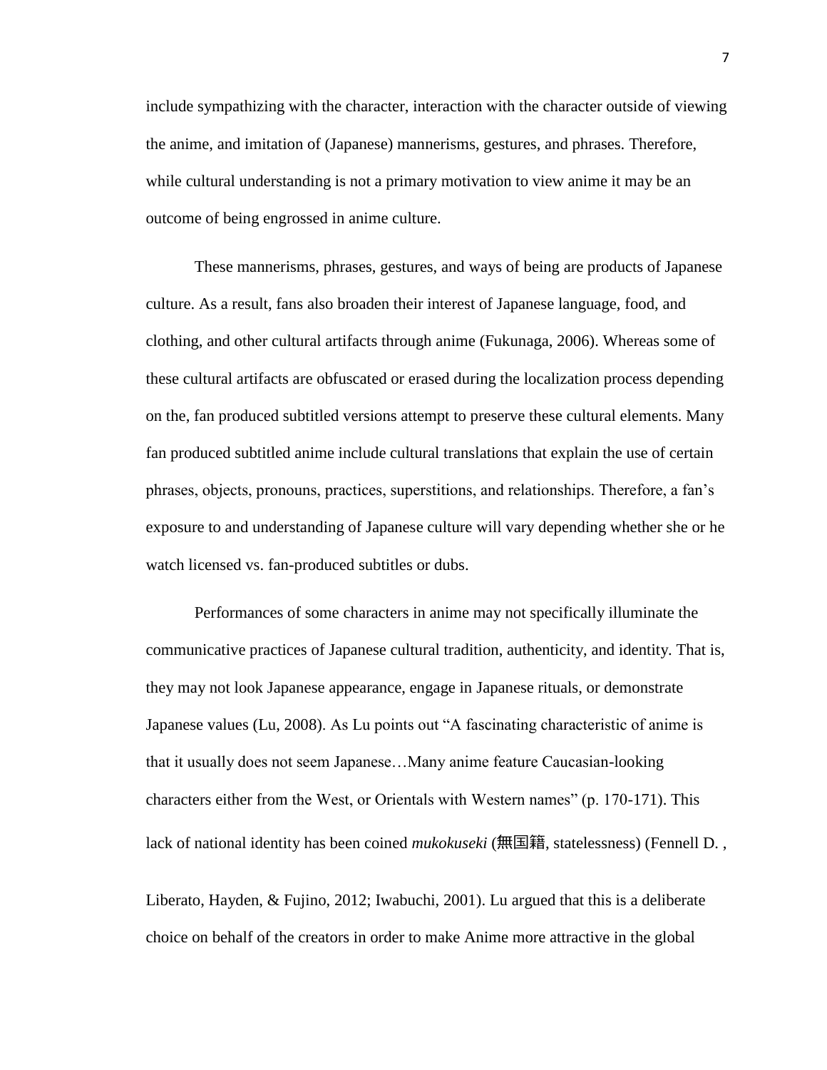include sympathizing with the character, interaction with the character outside of viewing the anime, and imitation of (Japanese) mannerisms, gestures, and phrases. Therefore, while cultural understanding is not a primary motivation to view anime it may be an outcome of being engrossed in anime culture.

These mannerisms, phrases, gestures, and ways of being are products of Japanese culture. As a result, fans also broaden their interest of Japanese language, food, and clothing, and other cultural artifacts through anime (Fukunaga, 2006). Whereas some of these cultural artifacts are obfuscated or erased during the localization process depending on the, fan produced subtitled versions attempt to preserve these cultural elements. Many fan produced subtitled anime include cultural translations that explain the use of certain phrases, objects, pronouns, practices, superstitions, and relationships. Therefore, a fan's exposure to and understanding of Japanese culture will vary depending whether she or he watch licensed vs. fan-produced subtitles or dubs.

Performances of some characters in anime may not specifically illuminate the communicative practices of Japanese cultural tradition, authenticity, and identity. That is, they may not look Japanese appearance, engage in Japanese rituals, or demonstrate Japanese values (Lu, 2008). As Lu points out "A fascinating characteristic of anime is that it usually does not seem Japanese…Many anime feature Caucasian-looking characters either from the West, or Orientals with Western names" (p. 170-171). This lack of national identity has been coined *mukokuseki* (無国籍, statelessness) (Fennell D. , Liberato, Hayden, & Fujino, 2012; Iwabuchi, 2001). Lu argued that this is a deliberate choice on behalf of the creators in order to make Anime more attractive in the global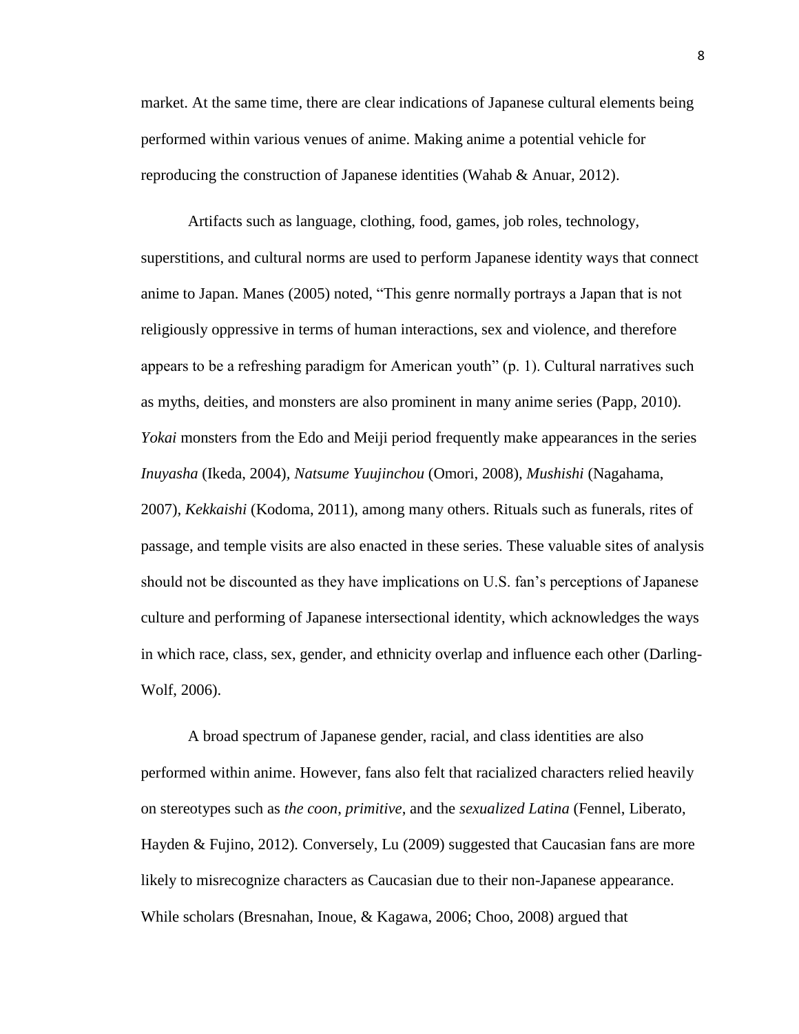market. At the same time, there are clear indications of Japanese cultural elements being performed within various venues of anime. Making anime a potential vehicle for reproducing the construction of Japanese identities (Wahab & Anuar, 2012).

Artifacts such as language, clothing, food, games, job roles, technology, superstitions, and cultural norms are used to perform Japanese identity ways that connect anime to Japan. Manes (2005) noted, "This genre normally portrays a Japan that is not religiously oppressive in terms of human interactions, sex and violence, and therefore appears to be a refreshing paradigm for American youth" (p. 1). Cultural narratives such as myths, deities, and monsters are also prominent in many anime series (Papp, 2010). *Yokai* monsters from the Edo and Meiji period frequently make appearances in the series *Inuyasha* (Ikeda, 2004), *Natsume Yuujinchou* (Omori, 2008), *Mushishi* (Nagahama, 2007), *Kekkaishi* (Kodoma, 2011), among many others. Rituals such as funerals, rites of passage, and temple visits are also enacted in these series. These valuable sites of analysis should not be discounted as they have implications on U.S. fan's perceptions of Japanese culture and performing of Japanese intersectional identity, which acknowledges the ways in which race, class, sex, gender, and ethnicity overlap and influence each other (Darling-Wolf, 2006).

A broad spectrum of Japanese gender, racial, and class identities are also performed within anime. However, fans also felt that racialized characters relied heavily on stereotypes such as *the coon*, *primitive*, and the *sexualized Latina* (Fennel, Liberato, Hayden & Fujino, 2012). Conversely, Lu (2009) suggested that Caucasian fans are more likely to misrecognize characters as Caucasian due to their non-Japanese appearance. While scholars (Bresnahan, Inoue, & Kagawa, 2006; Choo, 2008) argued that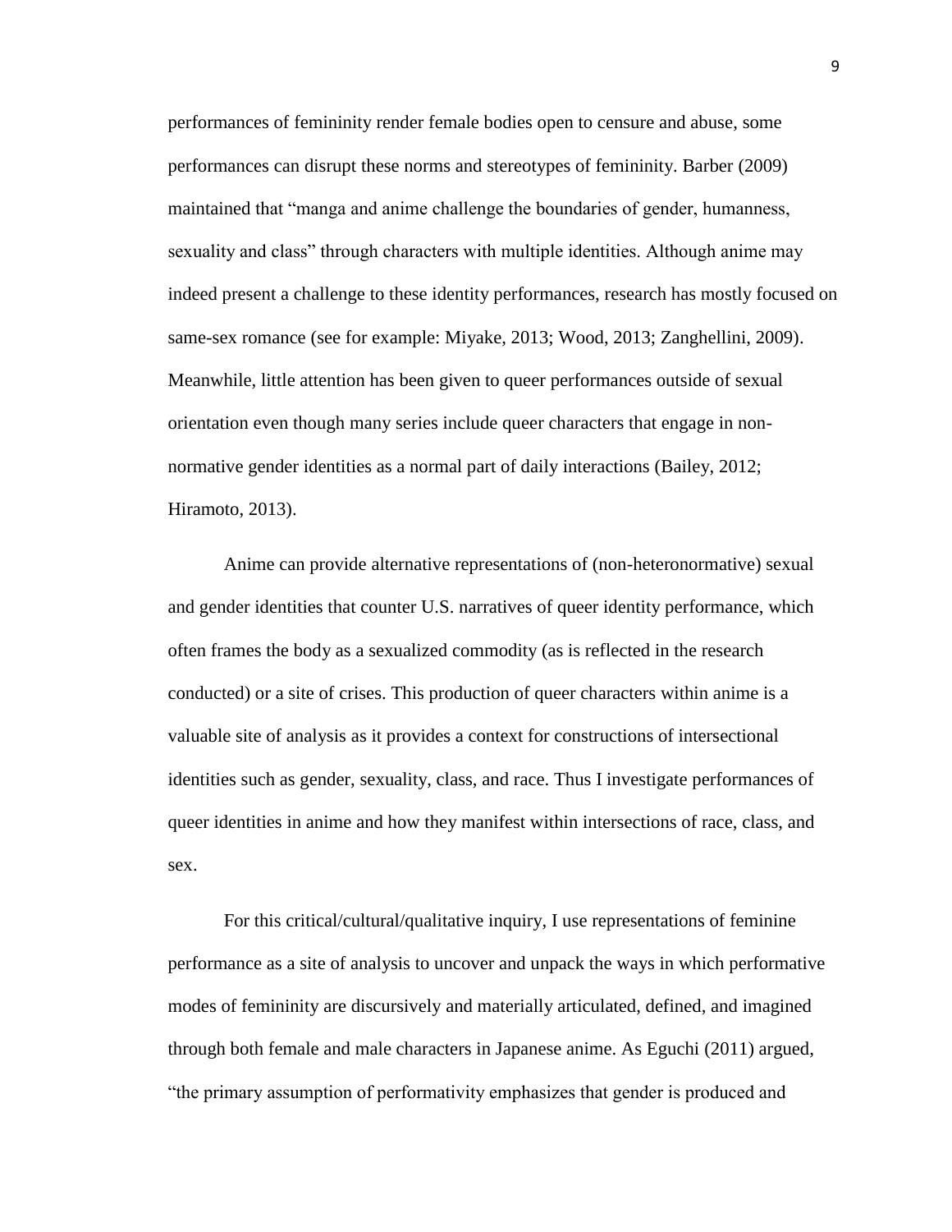performances of femininity render female bodies open to censure and abuse, some performances can disrupt these norms and stereotypes of femininity. Barber (2009) maintained that "manga and anime challenge the boundaries of gender, humanness, sexuality and class" through characters with multiple identities. Although anime may indeed present a challenge to these identity performances, research has mostly focused on same-sex romance (see for example: Miyake, 2013; Wood, 2013; Zanghellini, 2009). Meanwhile, little attention has been given to queer performances outside of sexual orientation even though many series include queer characters that engage in non-normative gender identities as a normal part of daily interactions (Bailey, 2012; Hiramoto, 2013).

Anime can provide alternative representations of (non-heteronormative) sexual and gender identities that counter U.S. narratives of queer identity performance, which often frames the body as a sexualized commodity (as is reflected in the research conducted) or a site of crises. This production of queer characters within anime is a valuable site of analysis as it provides a context for constructions of intersectional identities such as gender, sexuality, class, and race. Thus I investigate performances of queer identities in anime and how they manifest within intersections of race, class, and sex.

For this critical/cultural/qualitative inquiry, I use representations of feminine performance as a site of analysis to uncover and unpack the ways in which performative modes of femininity are discursively and materially articulated, defined, and imagined through both female and male characters in Japanese anime. As Eguchi (2011) argued, "the primary assumption of performativity emphasizes that gender is produced and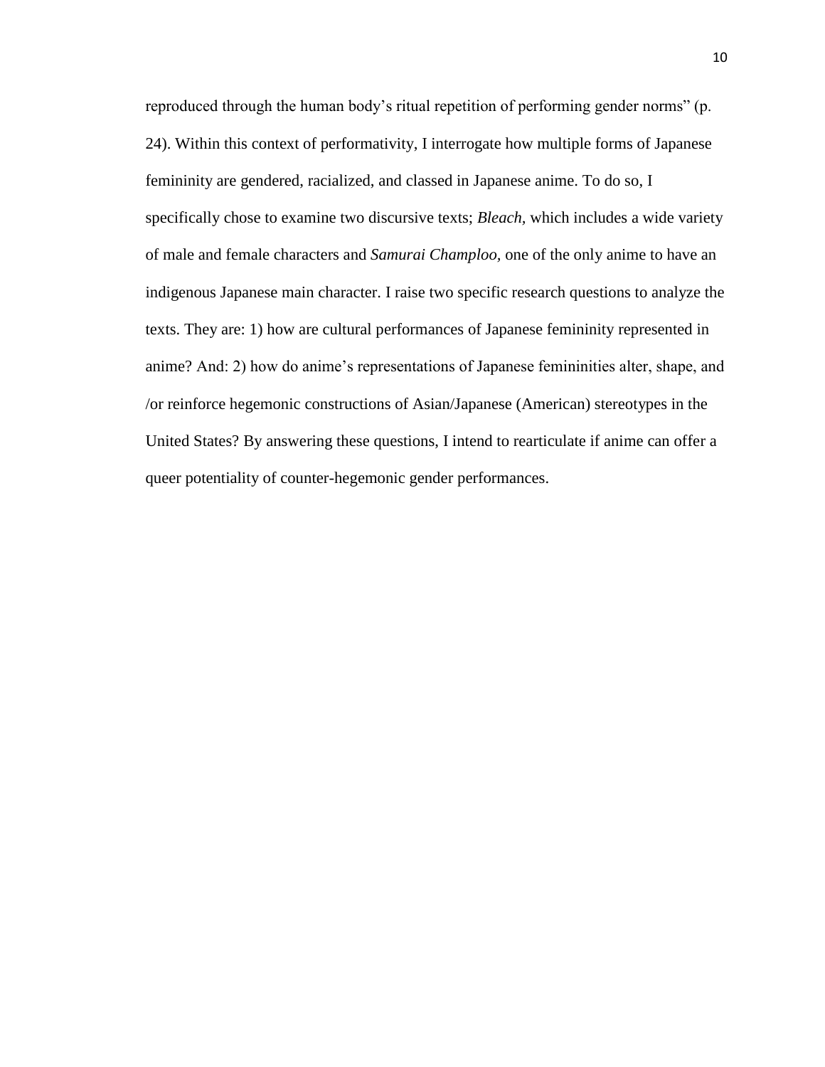reproduced through the human body's ritual repetition of performing gender norms" (p. 24). Within this context of performativity, I interrogate how multiple forms of Japanese femininity are gendered, racialized, and classed in Japanese anime. To do so, I specifically chose to examine two discursive texts; *Bleach,* which includes a wide variety of male and female characters and *Samurai Champloo,* one of the only anime to have an indigenous Japanese main character. I raise two specific research questions to analyze the texts. They are: 1) how are cultural performances of Japanese femininity represented in anime? And: 2) how do anime's representations of Japanese femininities alter, shape, and /or reinforce hegemonic constructions of Asian/Japanese (American) stereotypes in the United States? By answering these questions, I intend to rearticulate if anime can offer a queer potentiality of counter-hegemonic gender performances.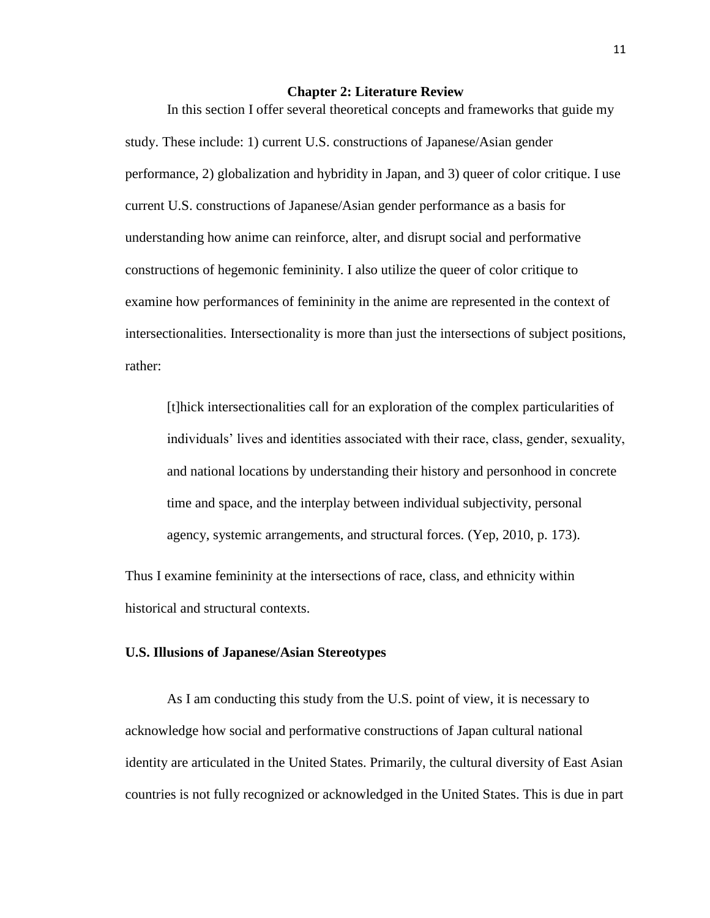## Chapter 2: Literature Review

In this section I offer several theoretical concepts and frameworks that guide my study. These include: 1) current U.S. constructions of Japanese/Asian gender performance, 2) globalization and hybridity in Japan, and 3) queer of color critique. I use current U.S. constructions of Japanese/Asian gender performance as a basis for understanding how anime can reinforce, alter, and disrupt social and performative constructions of hegemonic femininity. I also utilize the queer of color critique to examine how performances of femininity in the anime are represented in the context of intersectionalities. Intersectionality is more than just the intersections of subject positions, rather:

> [t]hick intersectionalities call for an exploration of the complex particularities of individuals' lives and identities associated with their race, class, gender, sexuality, and national locations by understanding their history and personhood in concrete time and space, and the interplay between individual subjectivity, personal agency, systemic arrangements, and structural forces. (Yep, 2010, p. 173).

Thus I examine femininity at the intersections of race, class, and ethnicity within historical and structural contexts.

### U.S. Illusions of Japanese/Asian Stereotypes

As I am conducting this study from the U.S. point of view, it is necessary to acknowledge how social and performative constructions of Japan cultural national identity are articulated in the United States. Primarily, the cultural diversity of East Asian countries is not fully recognized or acknowledged in the United States. This is due in part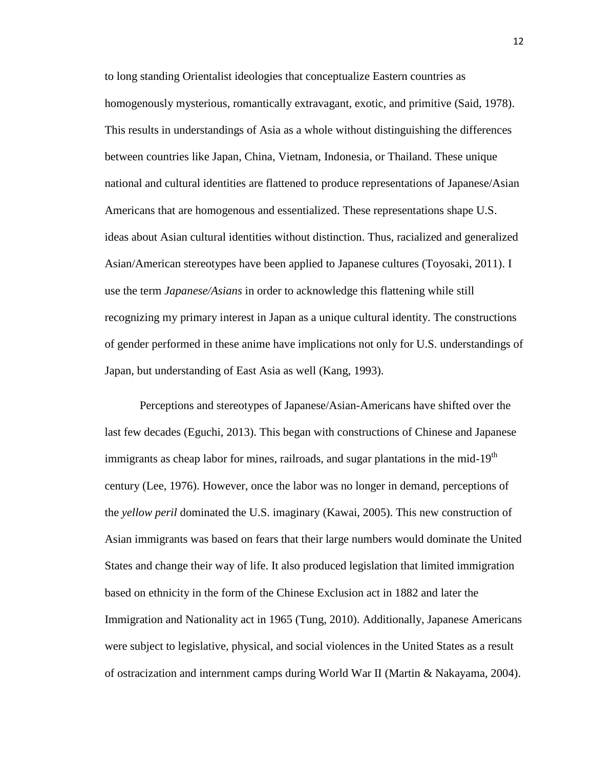to long standing Orientalist ideologies that conceptualize Eastern countries as homogenously mysterious, romantically extravagant, exotic, and primitive (Said, 1978). This results in understandings of Asia as a whole without distinguishing the differences between countries like Japan, China, Vietnam, Indonesia, or Thailand. These unique national and cultural identities are flattened to produce representations of Japanese/Asian Americans that are homogenous and essentialized. These representations shape U.S. ideas about Asian cultural identities without distinction. Thus, racialized and generalized Asian/American stereotypes have been applied to Japanese cultures (Toyosaki, 2011). I use the term *Japanese/Asians* in order to acknowledge this flattening while still recognizing my primary interest in Japan as a unique cultural identity. The constructions of gender performed in these anime have implications not only for U.S. understandings of Japan, but understanding of East Asia as well (Kang, 1993).

Perceptions and stereotypes of Japanese/Asian-Americans have shifted over the last few decades (Eguchi, 2013). This began with constructions of Chinese and Japanese immigrants as cheap labor for mines, railroads, and sugar plantations in the mid-19th century (Lee, 1976). However, once the labor was no longer in demand, perceptions of the *yellow peril* dominated the U.S. imaginary (Kawai, 2005). This new construction of Asian immigrants was based on fears that their large numbers would dominate the United States and change their way of life. It also produced legislation that limited immigration based on ethnicity in the form of the Chinese Exclusion act in 1882 and later the Immigration and Nationality act in 1965 (Tung, 2010). Additionally, Japanese Americans were subject to legislative, physical, and social violences in the United States as a result of ostracization and internment camps during World War II (Martin & Nakayama, 2004).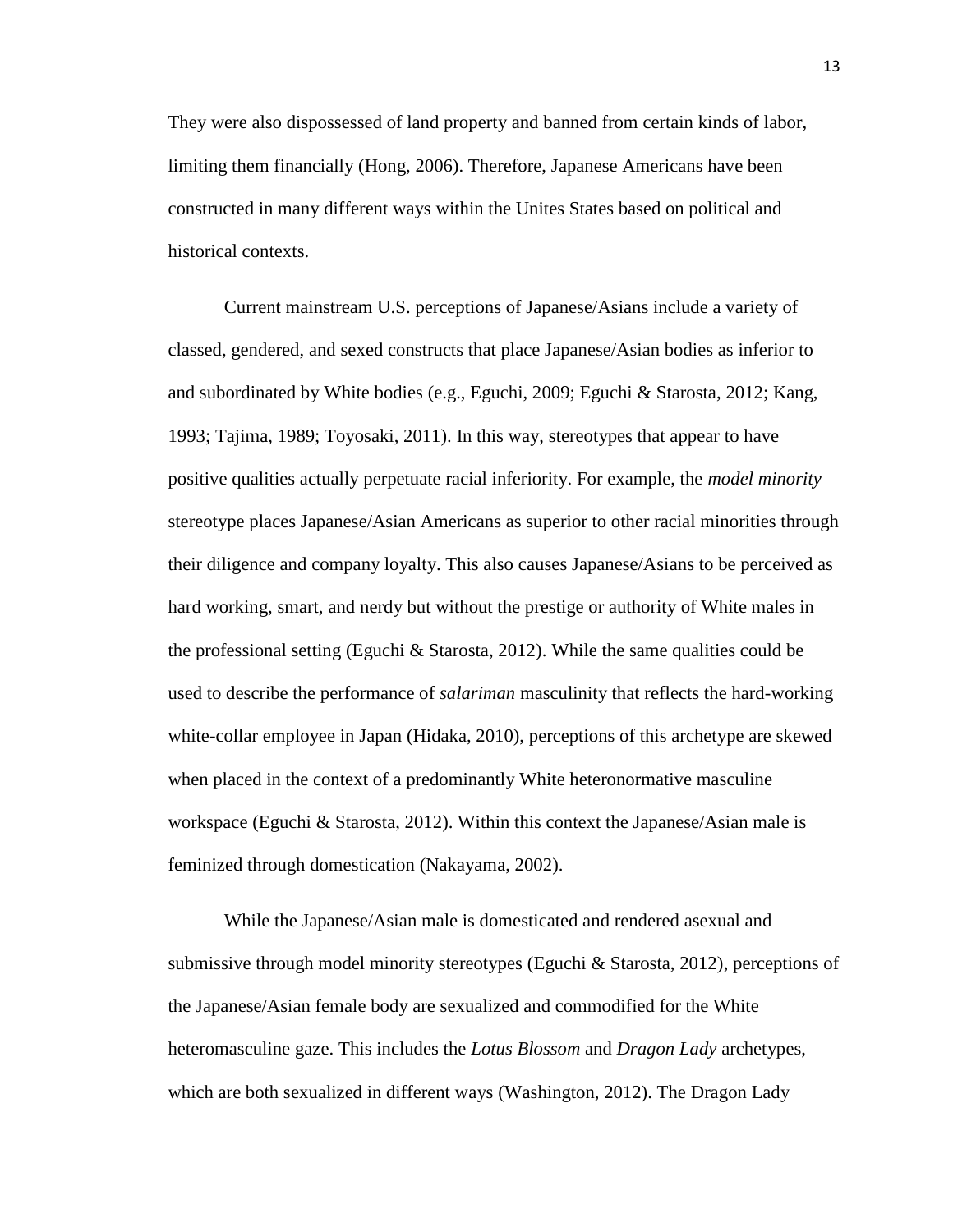They were also dispossessed of land property and banned from certain kinds of labor, limiting them financially (Hong, 2006). Therefore, Japanese Americans have been constructed in many different ways within the Unites States based on political and historical contexts.

Current mainstream U.S. perceptions of Japanese/Asians include a variety of classed, gendered, and sexed constructs that place Japanese/Asian bodies as inferior to and subordinated by White bodies (e.g., Eguchi, 2009; Eguchi & Starosta, 2012; Kang, 1993; Tajima, 1989; Toyosaki, 2011). In this way, stereotypes that appear to have positive qualities actually perpetuate racial inferiority. For example, the *model minority* stereotype places Japanese/Asian Americans as superior to other racial minorities through their diligence and company loyalty. This also causes Japanese/Asians to be perceived as hard working, smart, and nerdy but without the prestige or authority of White males in the professional setting (Eguchi & Starosta, 2012). While the same qualities could be used to describe the performance of *salariman* masculinity that reflects the hard-working white-collar employee in Japan (Hidaka, 2010), perceptions of this archetype are skewed when placed in the context of a predominantly White heteronormative masculine workspace (Eguchi & Starosta, 2012). Within this context the Japanese/Asian male is feminized through domestication (Nakayama, 2002).

While the Japanese/Asian male is domesticated and rendered asexual and submissive through model minority stereotypes (Eguchi & Starosta, 2012), perceptions of the Japanese/Asian female body are sexualized and commodified for the White heteromasculine gaze. This includes the *Lotus Blossom* and *Dragon Lady* archetypes, which are both sexualized in different ways (Washington, 2012). The Dragon Lady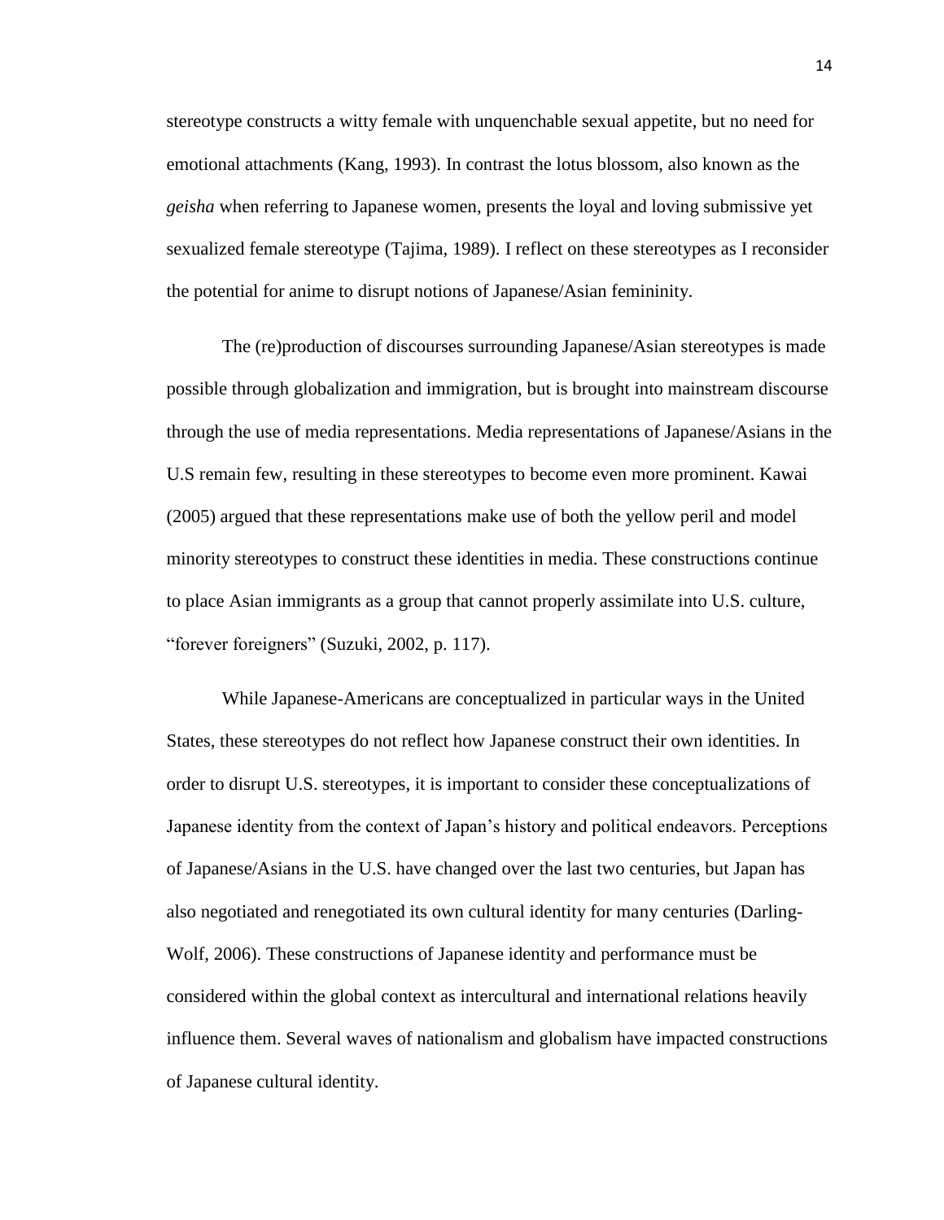stereotype constructs a witty female with unquenchable sexual appetite, but no need for emotional attachments (Kang, 1993). In contrast the lotus blossom, also known as the *geisha* when referring to Japanese women, presents the loyal and loving submissive yet sexualized female stereotype (Tajima, 1989). I reflect on these stereotypes as I reconsider the potential for anime to disrupt notions of Japanese/Asian femininity.

The (re)production of discourses surrounding Japanese/Asian stereotypes is made possible through globalization and immigration, but is brought into mainstream discourse through the use of media representations. Media representations of Japanese/Asians in the U.S remain few, resulting in these stereotypes to become even more prominent. Kawai (2005) argued that these representations make use of both the yellow peril and model minority stereotypes to construct these identities in media. These constructions continue to place Asian immigrants as a group that cannot properly assimilate into U.S. culture, "forever foreigners" (Suzuki, 2002, p. 117).

While Japanese-Americans are conceptualized in particular ways in the United States, these stereotypes do not reflect how Japanese construct their own identities. In order to disrupt U.S. stereotypes, it is important to consider these conceptualizations of Japanese identity from the context of Japan's history and political endeavors. Perceptions of Japanese/Asians in the U.S. have changed over the last two centuries, but Japan has also negotiated and renegotiated its own cultural identity for many centuries (Darling-Wolf, 2006). These constructions of Japanese identity and performance must be considered within the global context as intercultural and international relations heavily influence them. Several waves of nationalism and globalism have impacted constructions of Japanese cultural identity.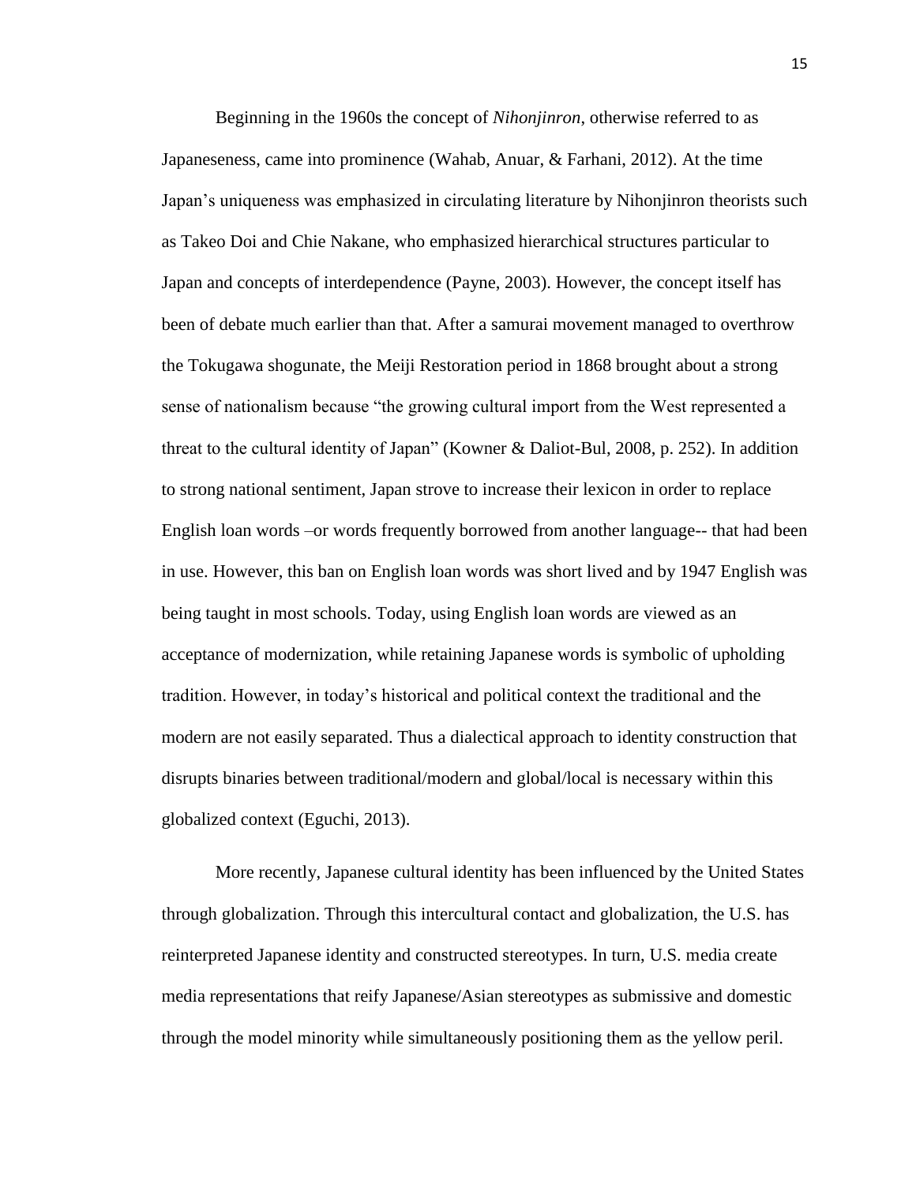Beginning in the 1960s the concept of *Nihonjinron*, otherwise referred to as Japaneseness, came into prominence (Wahab, Anuar, & Farhani, 2012). At the time Japan's uniqueness was emphasized in circulating literature by Nihonjinron theorists such as Takeo Doi and Chie Nakane, who emphasized hierarchical structures particular to Japan and concepts of interdependence (Payne, 2003). However, the concept itself has been of debate much earlier than that. After a samurai movement managed to overthrow the Tokugawa shogunate, the Meiji Restoration period in 1868 brought about a strong sense of nationalism because "the growing cultural import from the West represented a threat to the cultural identity of Japan" (Kowner & Daliot-Bul, 2008, p. 252). In addition to strong national sentiment, Japan strove to increase their lexicon in order to replace English loan words –or words frequently borrowed from another language-- that had been in use. However, this ban on English loan words was short lived and by 1947 English was being taught in most schools. Today, using English loan words are viewed as an acceptance of modernization, while retaining Japanese words is symbolic of upholding tradition. However, in today's historical and political context the traditional and the modern are not easily separated. Thus a dialectical approach to identity construction that disrupts binaries between traditional/modern and global/local is necessary within this globalized context (Eguchi, 2013).

More recently, Japanese cultural identity has been influenced by the United States through globalization. Through this intercultural contact and globalization, the U.S. has reinterpreted Japanese identity and constructed stereotypes. In turn, U.S. media create media representations that reify Japanese/Asian stereotypes as submissive and domestic through the model minority while simultaneously positioning them as the yellow peril.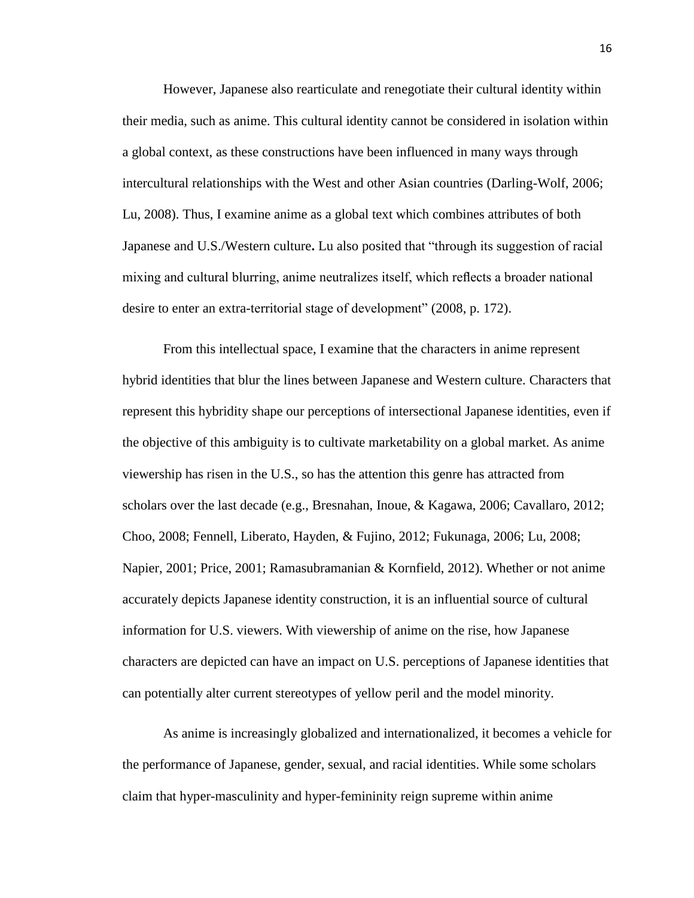However, Japanese also rearticulate and renegotiate their cultural identity within their media, such as anime. This cultural identity cannot be considered in isolation within a global context, as these constructions have been influenced in many ways through intercultural relationships with the West and other Asian countries (Darling-Wolf, 2006; Lu, 2008). Thus, I examine anime as a global text which combines attributes of both Japanese and U.S./Western culture**.** Lu also posited that "through its suggestion of racial mixing and cultural blurring, anime neutralizes itself, which reflects a broader national desire to enter an extra-territorial stage of development" (2008, p. 172).

From this intellectual space, I examine that the characters in anime represent hybrid identities that blur the lines between Japanese and Western culture. Characters that represent this hybridity shape our perceptions of intersectional Japanese identities, even if the objective of this ambiguity is to cultivate marketability on a global market. As anime viewership has risen in the U.S., so has the attention this genre has attracted from scholars over the last decade (e.g., Bresnahan, Inoue, & Kagawa, 2006; Cavallaro, 2012; Choo, 2008; Fennell, Liberato, Hayden, & Fujino, 2012; Fukunaga, 2006; Lu, 2008; Napier, 2001; Price, 2001; Ramasubramanian & Kornfield, 2012). Whether or not anime accurately depicts Japanese identity construction, it is an influential source of cultural information for U.S. viewers. With viewership of anime on the rise, how Japanese characters are depicted can have an impact on U.S. perceptions of Japanese identities that can potentially alter current stereotypes of yellow peril and the model minority.

As anime is increasingly globalized and internationalized, it becomes a vehicle for the performance of Japanese, gender, sexual, and racial identities. While some scholars claim that hyper-masculinity and hyper-femininity reign supreme within anime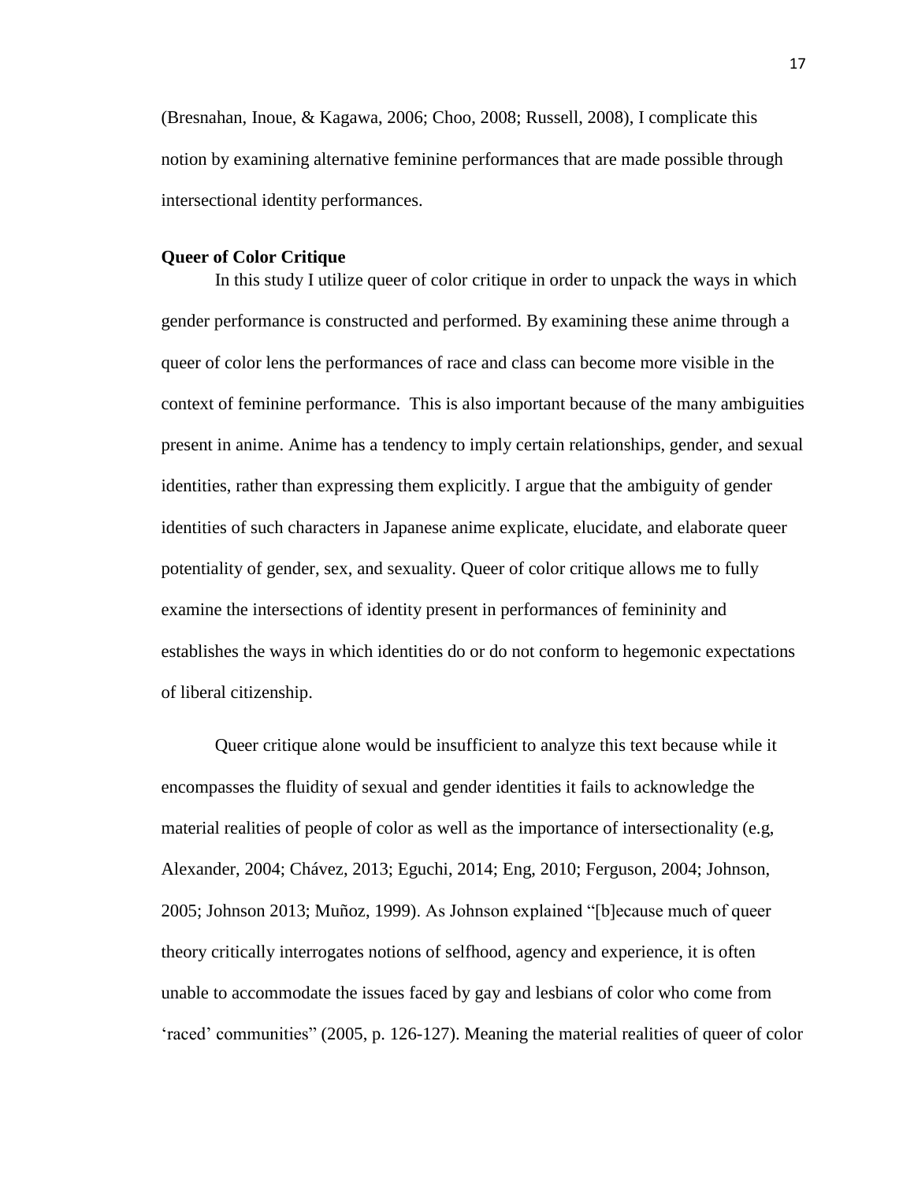(Bresnahan, Inoue, & Kagawa, 2006; Choo, 2008; Russell, 2008), I complicate this notion by examining alternative feminine performances that are made possible through intersectional identity performances.

**Queer of Color Critique**

In this study I utilize queer of color critique in order to unpack the ways in which gender performance is constructed and performed. By examining these anime through a queer of color lens the performances of race and class can become more visible in the context of feminine performance. This is also important because of the many ambiguities present in anime. Anime has a tendency to imply certain relationships, gender, and sexual identities, rather than expressing them explicitly. I argue that the ambiguity of gender identities of such characters in Japanese anime explicate, elucidate, and elaborate queer potentiality of gender, sex, and sexuality. Queer of color critique allows me to fully examine the intersections of identity present in performances of femininity and establishes the ways in which identities do or do not conform to hegemonic expectations of liberal citizenship.

Queer critique alone would be insufficient to analyze this text because while it encompasses the fluidity of sexual and gender identities it fails to acknowledge the material realities of people of color as well as the importance of intersectionality (e.g, Alexander, 2004; Chávez, 2013; Eguchi, 2014; Eng, 2010; Ferguson, 2004; Johnson, 2005; Johnson 2013; Muñoz, 1999). As Johnson explained "[b]ecause much of queer theory critically interrogates notions of selfhood, agency and experience, it is often unable to accommodate the issues faced by gay and lesbians of color who come from 'raced' communities" (2005, p. 126-127). Meaning the material realities of queer of color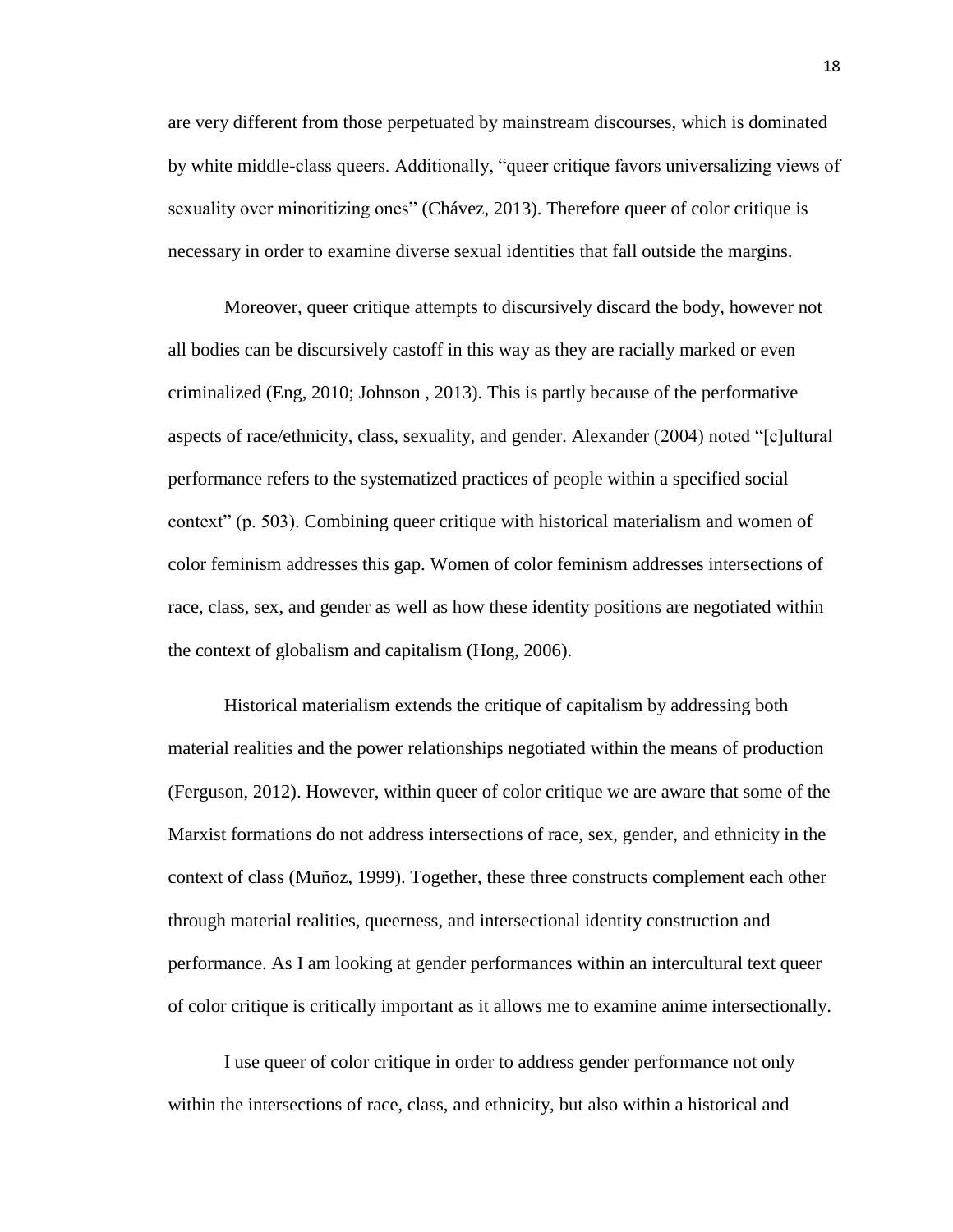are very different from those perpetuated by mainstream discourses, which is dominated by white middle-class queers. Additionally, "queer critique favors universalizing views of sexuality over minoritizing ones" (Chávez, 2013). Therefore queer of color critique is necessary in order to examine diverse sexual identities that fall outside the margins.

Moreover, queer critique attempts to discursively discard the body, however not all bodies can be discursively castoff in this way as they are racially marked or even criminalized (Eng, 2010; Johnson , 2013). This is partly because of the performative aspects of race/ethnicity, class, sexuality, and gender. Alexander (2004) noted "[c]ultural performance refers to the systematized practices of people within a specified social context" (p. 503). Combining queer critique with historical materialism and women of color feminism addresses this gap. Women of color feminism addresses intersections of race, class, sex, and gender as well as how these identity positions are negotiated within the context of globalism and capitalism (Hong, 2006).

Historical materialism extends the critique of capitalism by addressing both material realities and the power relationships negotiated within the means of production (Ferguson, 2012). However, within queer of color critique we are aware that some of the Marxist formations do not address intersections of race, sex, gender, and ethnicity in the context of class (Muñoz, 1999). Together, these three constructs complement each other through material realities, queerness, and intersectional identity construction and performance. As I am looking at gender performances within an intercultural text queer of color critique is critically important as it allows me to examine anime intersectionally.

I use queer of color critique in order to address gender performance not only within the intersections of race, class, and ethnicity, but also within a historical and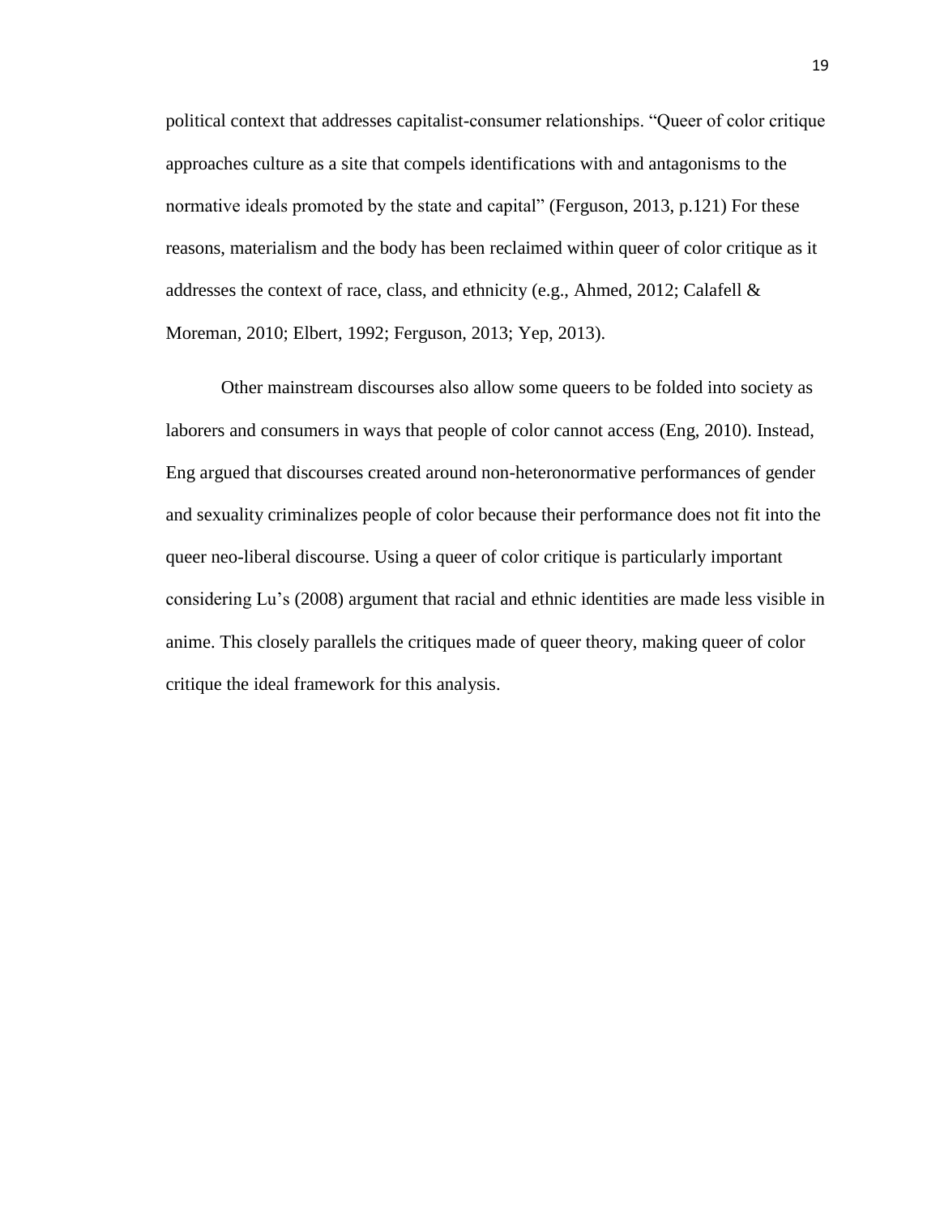political context that addresses capitalist-consumer relationships. "Queer of color critique approaches culture as a site that compels identifications with and antagonisms to the normative ideals promoted by the state and capital" (Ferguson, 2013, p.121) For these reasons, materialism and the body has been reclaimed within queer of color critique as it addresses the context of race, class, and ethnicity (e.g., Ahmed, 2012; Calafell & Moreman, 2010; Elbert, 1992; Ferguson, 2013; Yep, 2013).

Other mainstream discourses also allow some queers to be folded into society as laborers and consumers in ways that people of color cannot access (Eng, 2010). Instead, Eng argued that discourses created around non-heteronormative performances of gender and sexuality criminalizes people of color because their performance does not fit into the queer neo-liberal discourse. Using a queer of color critique is particularly important considering Lu's (2008) argument that racial and ethnic identities are made less visible in anime. This closely parallels the critiques made of queer theory, making queer of color critique the ideal framework for this analysis.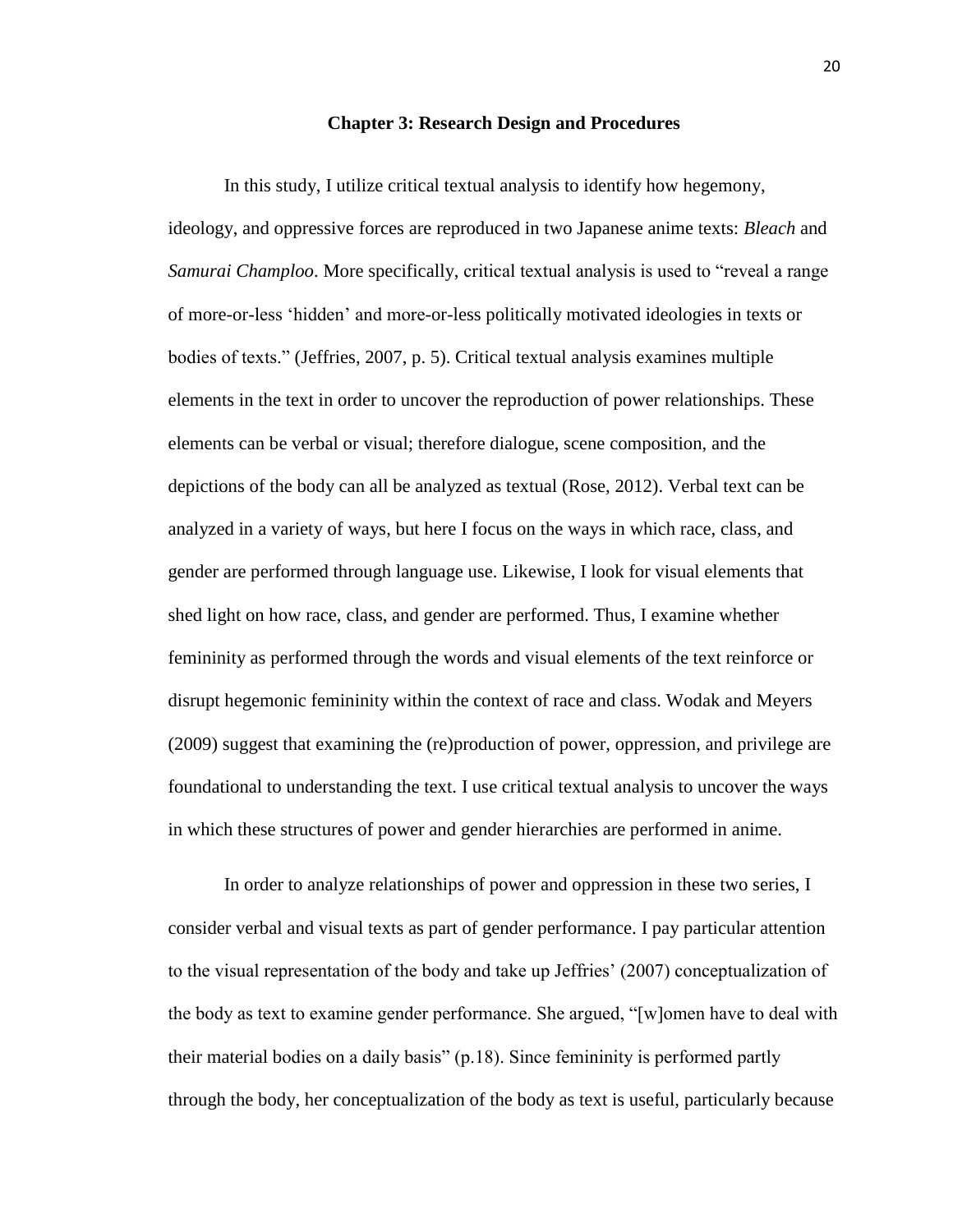## Chapter 3: Research Design and Procedures

In this study, I utilize critical textual analysis to identify how hegemony, ideology, and oppressive forces are reproduced in two Japanese anime texts: *Bleach* and *Samurai Champloo*. More specifically, critical textual analysis is used to "reveal a range of more-or-less 'hidden' and more-or-less politically motivated ideologies in texts or bodies of texts." (Jeffries, 2007, p. 5). Critical textual analysis examines multiple elements in the text in order to uncover the reproduction of power relationships. These elements can be verbal or visual; therefore dialogue, scene composition, and the depictions of the body can all be analyzed as textual (Rose, 2012). Verbal text can be analyzed in a variety of ways, but here I focus on the ways in which race, class, and gender are performed through language use. Likewise, I look for visual elements that shed light on how race, class, and gender are performed. Thus, I examine whether femininity as performed through the words and visual elements of the text reinforce or disrupt hegemonic femininity within the context of race and class. Wodak and Meyers (2009) suggest that examining the (re)production of power, oppression, and privilege are foundational to understanding the text. I use critical textual analysis to uncover the ways in which these structures of power and gender hierarchies are performed in anime.

In order to analyze relationships of power and oppression in these two series, I consider verbal and visual texts as part of gender performance. I pay particular attention to the visual representation of the body and take up Jeffries' (2007) conceptualization of the body as text to examine gender performance. She argued, "[w]omen have to deal with their material bodies on a daily basis" (p.18). Since femininity is performed partly through the body, her conceptualization of the body as text is useful, particularly because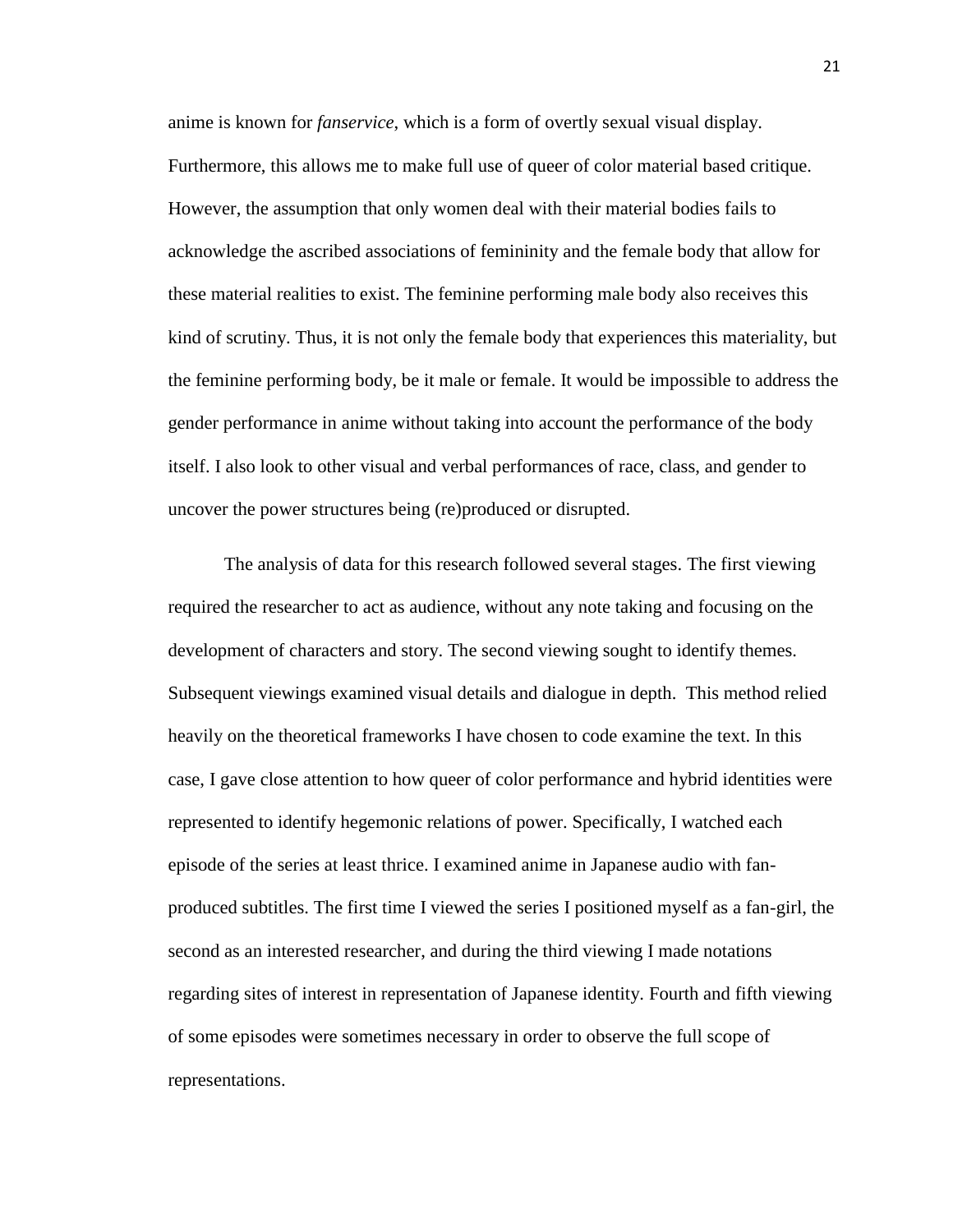anime is known for *fanservice*, which is a form of overtly sexual visual display. Furthermore, this allows me to make full use of queer of color material based critique. However, the assumption that only women deal with their material bodies fails to acknowledge the ascribed associations of femininity and the female body that allow for these material realities to exist. The feminine performing male body also receives this kind of scrutiny. Thus, it is not only the female body that experiences this materiality, but the feminine performing body, be it male or female. It would be impossible to address the gender performance in anime without taking into account the performance of the body itself. I also look to other visual and verbal performances of race, class, and gender to uncover the power structures being (re)produced or disrupted.

The analysis of data for this research followed several stages. The first viewing required the researcher to act as audience, without any note taking and focusing on the development of characters and story. The second viewing sought to identify themes. Subsequent viewings examined visual details and dialogue in depth. This method relied heavily on the theoretical frameworks I have chosen to code examine the text. In this case, I gave close attention to how queer of color performance and hybrid identities were represented to identify hegemonic relations of power. Specifically, I watched each episode of the series at least thrice. I examined anime in Japanese audio with fan-produced subtitles. The first time I viewed the series I positioned myself as a fan-girl, the second as an interested researcher, and during the third viewing I made notations regarding sites of interest in representation of Japanese identity. Fourth and fifth viewing of some episodes were sometimes necessary in order to observe the full scope of representations.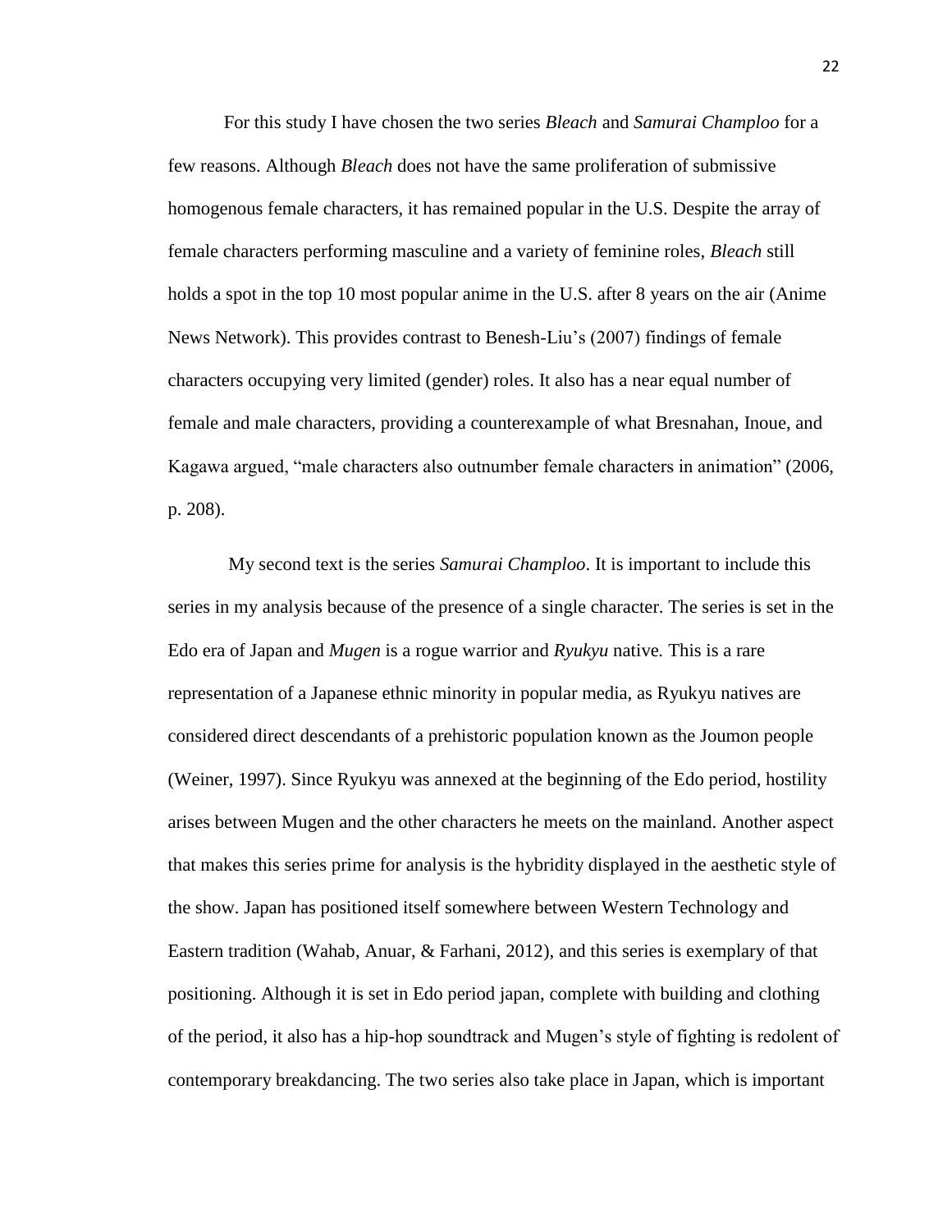For this study I have chosen the two series *Bleach* and *Samurai Champloo* for a few reasons. Although *Bleach* does not have the same proliferation of submissive homogenous female characters, it has remained popular in the U.S. Despite the array of female characters performing masculine and a variety of feminine roles, *Bleach* still holds a spot in the top 10 most popular anime in the U.S. after 8 years on the air (Anime News Network). This provides contrast to Benesh-Liu's (2007) findings of female characters occupying very limited (gender) roles. It also has a near equal number of female and male characters, providing a counterexample of what Bresnahan, Inoue, and Kagawa argued, "male characters also outnumber female characters in animation" (2006, p. 208).

My second text is the series *Samurai Champloo*. It is important to include this series in my analysis because of the presence of a single character. The series is set in the Edo era of Japan and *Mugen* is a rogue warrior and *Ryukyu* native. This is a rare representation of a Japanese ethnic minority in popular media, as Ryukyu natives are considered direct descendants of a prehistoric population known as the Joumon people (Weiner, 1997). Since Ryukyu was annexed at the beginning of the Edo period, hostility arises between Mugen and the other characters he meets on the mainland. Another aspect that makes this series prime for analysis is the hybridity displayed in the aesthetic style of the show. Japan has positioned itself somewhere between Western Technology and Eastern tradition (Wahab, Anuar, & Farhani, 2012), and this series is exemplary of that positioning. Although it is set in Edo period japan, complete with building and clothing of the period, it also has a hip-hop soundtrack and Mugen's style of fighting is redolent of contemporary breakdancing. The two series also take place in Japan, which is important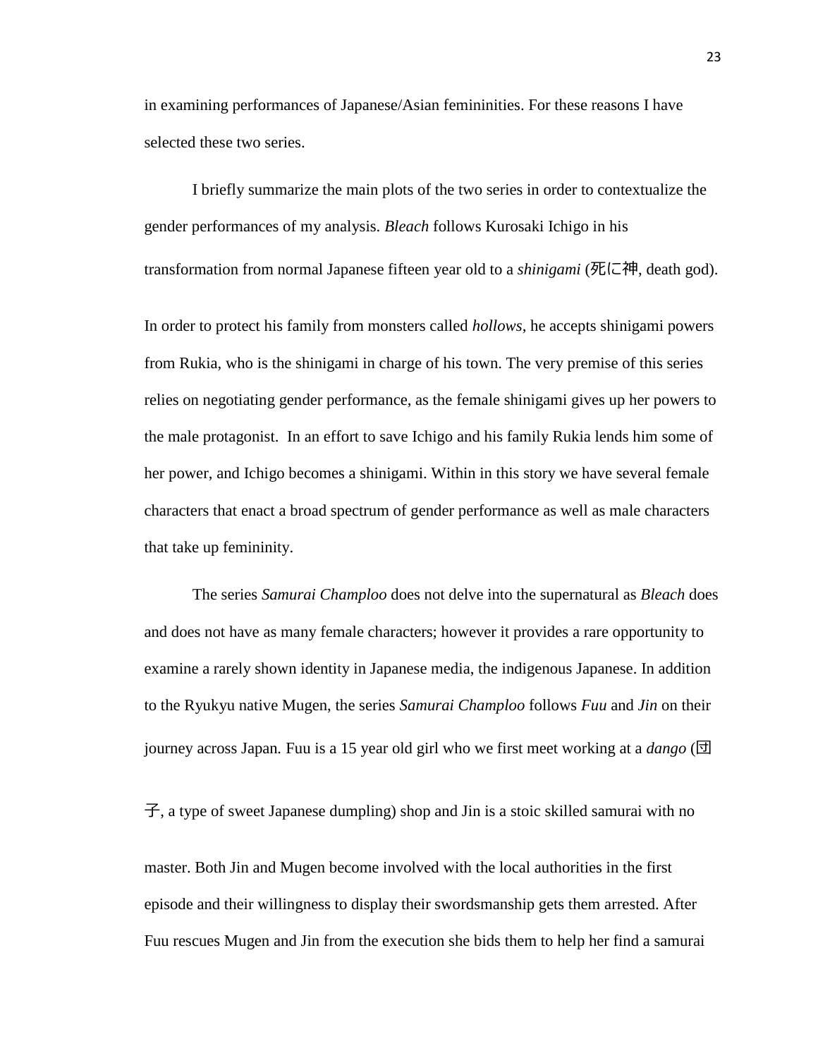in examining performances of Japanese/Asian femininities. For these reasons I have selected these two series.

I briefly summarize the main plots of the two series in order to contextualize the gender performances of my analysis. *Bleach* follows Kurosaki Ichigo in his transformation from normal Japanese fifteen year old to a *shinigami* (死に神, death god). In order to protect his family from monsters called *hollows*, he accepts shinigami powers from Rukia, who is the shinigami in charge of his town. The very premise of this series relies on negotiating gender performance, as the female shinigami gives up her powers to the male protagonist. In an effort to save Ichigo and his family Rukia lends him some of her power, and Ichigo becomes a shinigami. Within in this story we have several female characters that enact a broad spectrum of gender performance as well as male characters that take up femininity.

The series *Samurai Champloo* does not delve into the supernatural as *Bleach* does and does not have as many female characters; however it provides a rare opportunity to examine a rarely shown identity in Japanese media, the indigenous Japanese. In addition to the Ryukyu native Mugen, the series *Samurai Champloo* follows *Fuu* and *Jin* on their journey across Japan. Fuu is a 15 year old girl who we first meet working at a *dango* (団子, a type of sweet Japanese dumpling) shop and Jin is a stoic skilled samurai with no master. Both Jin and Mugen become involved with the local authorities in the first episode and their willingness to display their swordsmanship gets them arrested. After Fuu rescues Mugen and Jin from the execution she bids them to help her find a samurai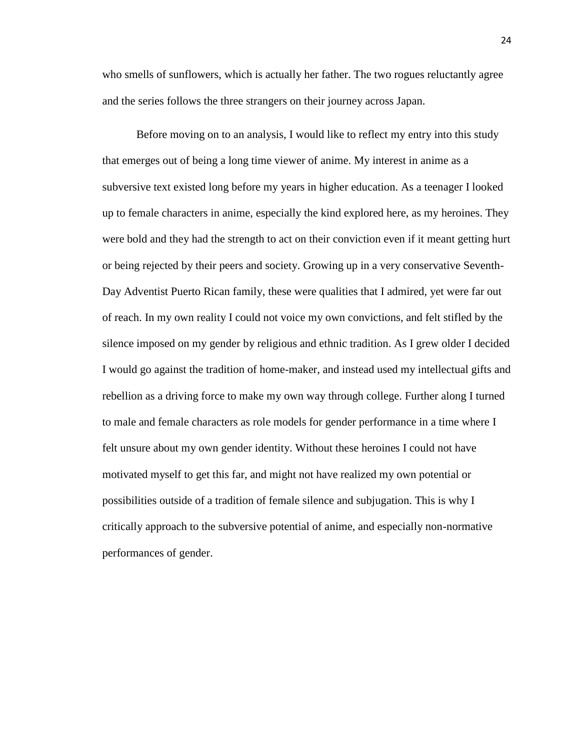who smells of sunflowers, which is actually her father. The two rogues reluctantly agree and the series follows the three strangers on their journey across Japan.

Before moving on to an analysis, I would like to reflect my entry into this study that emerges out of being a long time viewer of anime. My interest in anime as a subversive text existed long before my years in higher education. As a teenager I looked up to female characters in anime, especially the kind explored here, as my heroines. They were bold and they had the strength to act on their conviction even if it meant getting hurt or being rejected by their peers and society. Growing up in a very conservative Seventh-Day Adventist Puerto Rican family, these were qualities that I admired, yet were far out of reach. In my own reality I could not voice my own convictions, and felt stifled by the silence imposed on my gender by religious and ethnic tradition. As I grew older I decided I would go against the tradition of home-maker, and instead used my intellectual gifts and rebellion as a driving force to make my own way through college. Further along I turned to male and female characters as role models for gender performance in a time where I felt unsure about my own gender identity. Without these heroines I could not have motivated myself to get this far, and might not have realized my own potential or possibilities outside of a tradition of female silence and subjugation. This is why I critically approach to the subversive potential of anime, and especially non-normative performances of gender.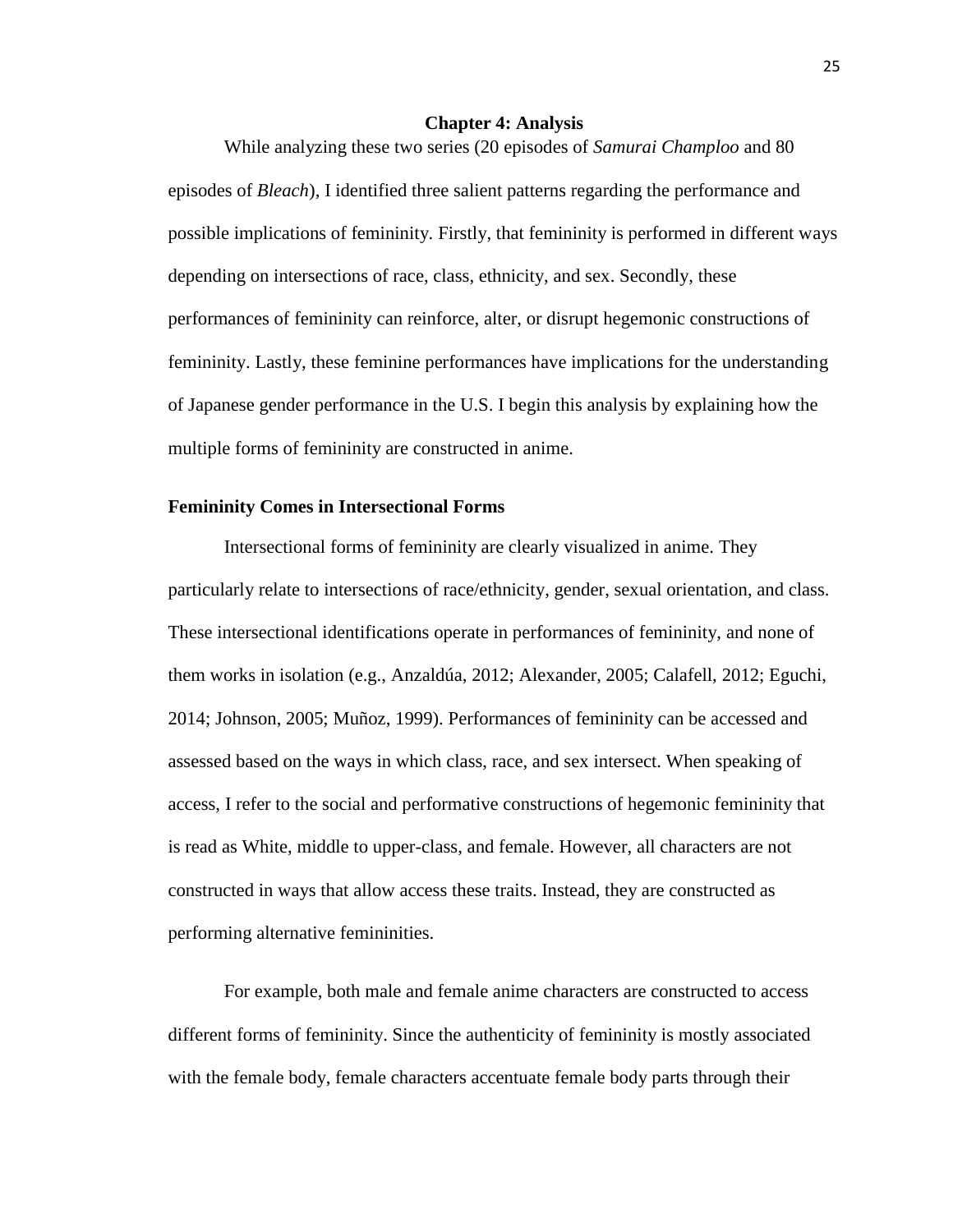# Chapter 4: Analysis

While analyzing these two series (20 episodes of *Samurai Champloo* and 80 episodes of *Bleach*), I identified three salient patterns regarding the performance and possible implications of femininity. Firstly, that femininity is performed in different ways depending on intersections of race, class, ethnicity, and sex. Secondly, these performances of femininity can reinforce, alter, or disrupt hegemonic constructions of femininity. Lastly, these feminine performances have implications for the understanding of Japanese gender performance in the U.S. I begin this analysis by explaining how the multiple forms of femininity are constructed in anime.

## Femininity Comes in Intersectional Forms

Intersectional forms of femininity are clearly visualized in anime. They particularly relate to intersections of race/ethnicity, gender, sexual orientation, and class. These intersectional identifications operate in performances of femininity, and none of them works in isolation (e.g., Anzaldúa, 2012; Alexander, 2005; Calafell, 2012; Eguchi, 2014; Johnson, 2005; Muñoz, 1999). Performances of femininity can be accessed and assessed based on the ways in which class, race, and sex intersect. When speaking of access, I refer to the social and performative constructions of hegemonic femininity that is read as White, middle to upper-class, and female. However, all characters are not constructed in ways that allow access these traits. Instead, they are constructed as performing alternative femininities.

For example, both male and female anime characters are constructed to access different forms of femininity. Since the authenticity of femininity is mostly associated with the female body, female characters accentuate female body parts through their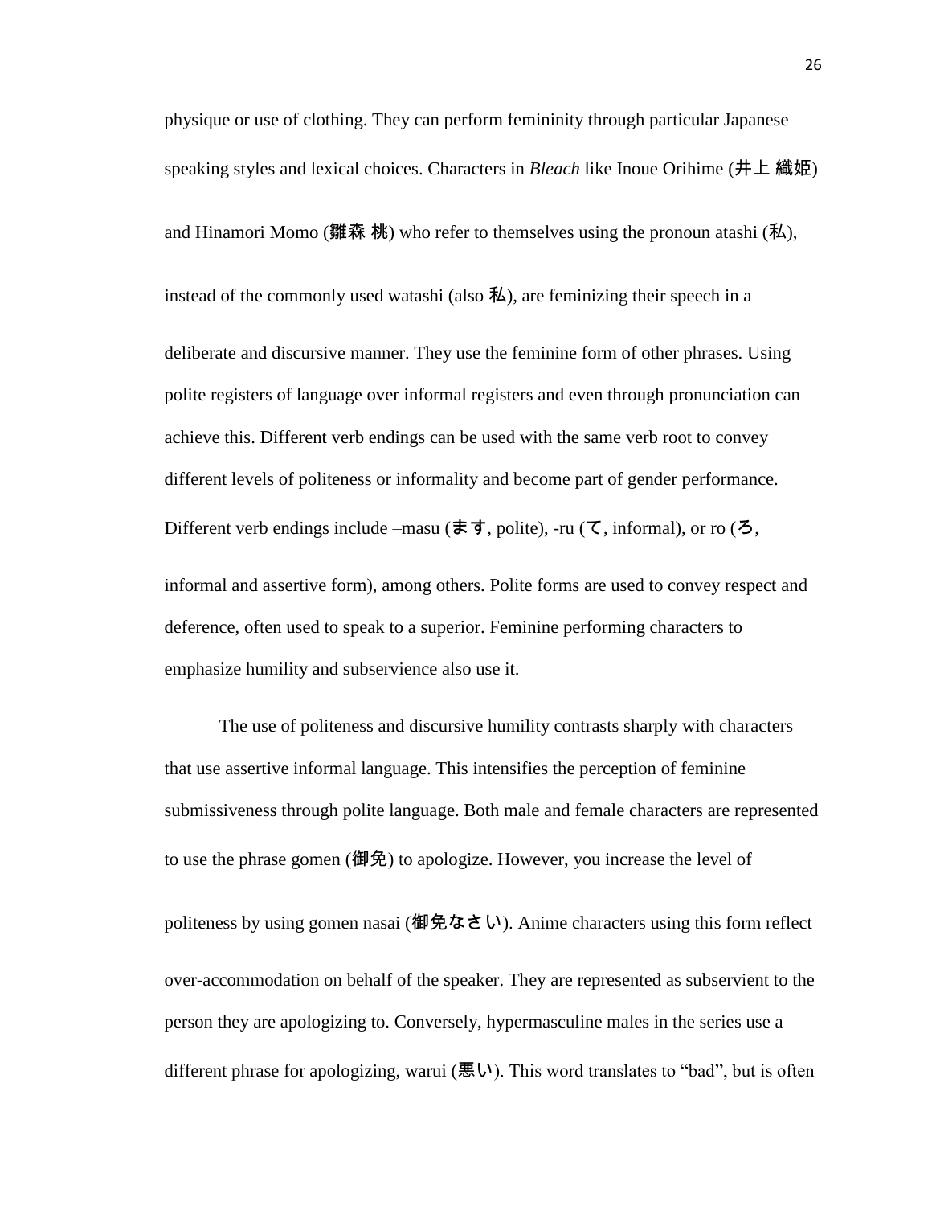physique or use of clothing. They can perform femininity through particular Japanese speaking styles and lexical choices. Characters in *Bleach* like Inoue Orihime (井上 織姫) and Hinamori Momo (雛森 桃) who refer to themselves using the pronoun atashi (私), instead of the commonly used watashi (also 私), are feminizing their speech in a deliberate and discursive manner. They use the feminine form of other phrases. Using polite registers of language over informal registers and even through pronunciation can achieve this. Different verb endings can be used with the same verb root to convey different levels of politeness or informality and become part of gender performance. Different verb endings include –masu (ます, polite), -ru (て, informal), or ro (ろ, informal and assertive form), among others. Polite forms are used to convey respect and deference, often used to speak to a superior. Feminine performing characters to emphasize humility and subservience also use it.

The use of politeness and discursive humility contrasts sharply with characters that use assertive informal language. This intensifies the perception of feminine submissiveness through polite language. Both male and female characters are represented to use the phrase gomen (御免) to apologize. However, you increase the level of politeness by using gomen nasai (御免なさい). Anime characters using this form reflect over-accommodation on behalf of the speaker. They are represented as subservient to the person they are apologizing to. Conversely, hypermasculine males in the series use a different phrase for apologizing, warui (悪い). This word translates to "bad", but is often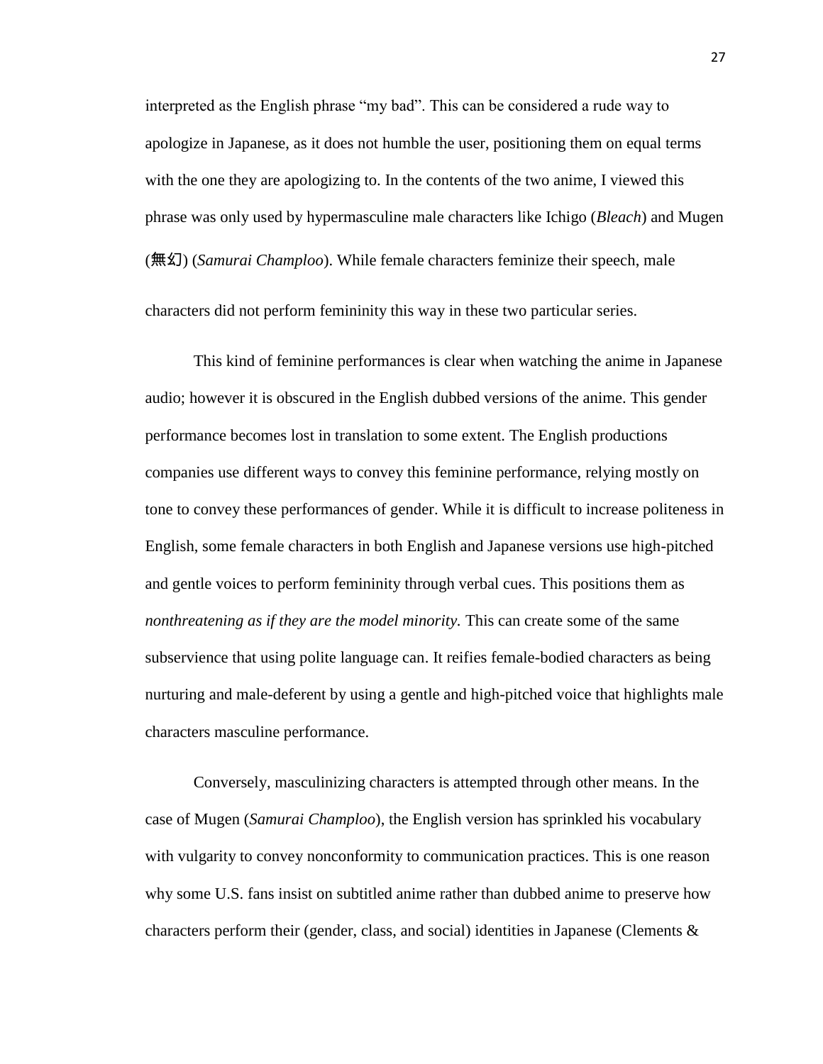interpreted as the English phrase "my bad". This can be considered a rude way to apologize in Japanese, as it does not humble the user, positioning them on equal terms with the one they are apologizing to. In the contents of the two anime, I viewed this phrase was only used by hypermasculine male characters like Ichigo (*Bleach*) and Mugen (無幻) (*Samurai Champloo*). While female characters feminize their speech, male characters did not perform femininity this way in these two particular series.

This kind of feminine performances is clear when watching the anime in Japanese audio; however it is obscured in the English dubbed versions of the anime. This gender performance becomes lost in translation to some extent. The English productions companies use different ways to convey this feminine performance, relying mostly on tone to convey these performances of gender. While it is difficult to increase politeness in English, some female characters in both English and Japanese versions use high-pitched and gentle voices to perform femininity through verbal cues. This positions them as *nonthreatening as if they are the model minority.* This can create some of the same subservience that using polite language can. It reifies female-bodied characters as being nurturing and male-deferent by using a gentle and high-pitched voice that highlights male characters masculine performance.

Conversely, masculinizing characters is attempted through other means. In the case of Mugen (*Samurai Champloo*), the English version has sprinkled his vocabulary with vulgarity to convey nonconformity to communication practices. This is one reason why some U.S. fans insist on subtitled anime rather than dubbed anime to preserve how characters perform their (gender, class, and social) identities in Japanese (Clements &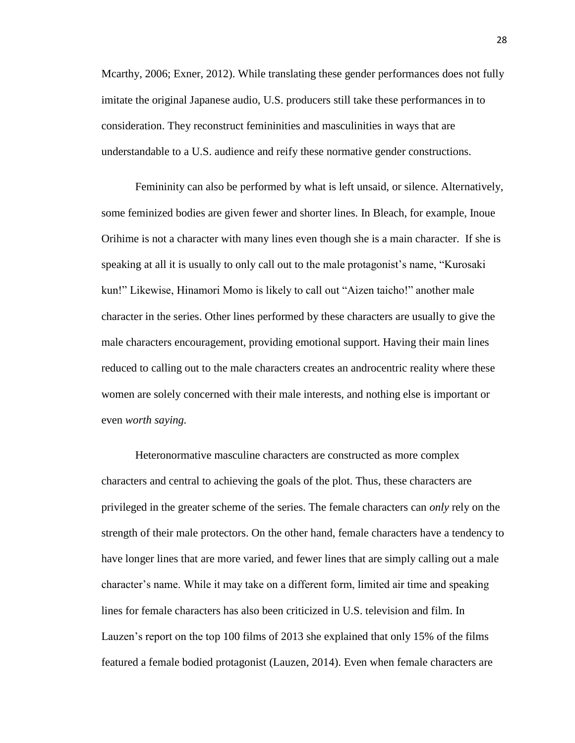Mcarthy, 2006; Exner, 2012). While translating these gender performances does not fully imitate the original Japanese audio, U.S. producers still take these performances in to consideration. They reconstruct femininities and masculinities in ways that are understandable to a U.S. audience and reify these normative gender constructions.

Femininity can also be performed by what is left unsaid, or silence. Alternatively, some feminized bodies are given fewer and shorter lines. In Bleach, for example, Inoue Orihime is not a character with many lines even though she is a main character. If she is speaking at all it is usually to only call out to the male protagonist's name, "Kurosaki kun!" Likewise, Hinamori Momo is likely to call out "Aizen taicho!" another male character in the series. Other lines performed by these characters are usually to give the male characters encouragement, providing emotional support. Having their main lines reduced to calling out to the male characters creates an androcentric reality where these women are solely concerned with their male interests, and nothing else is important or even *worth saying.*

Heteronormative masculine characters are constructed as more complex characters and central to achieving the goals of the plot. Thus, these characters are privileged in the greater scheme of the series. The female characters can *only* rely on the strength of their male protectors. On the other hand, female characters have a tendency to have longer lines that are more varied, and fewer lines that are simply calling out a male character's name. While it may take on a different form, limited air time and speaking lines for female characters has also been criticized in U.S. television and film. In Lauzen's report on the top 100 films of 2013 she explained that only 15% of the films featured a female bodied protagonist (Lauzen, 2014). Even when female characters are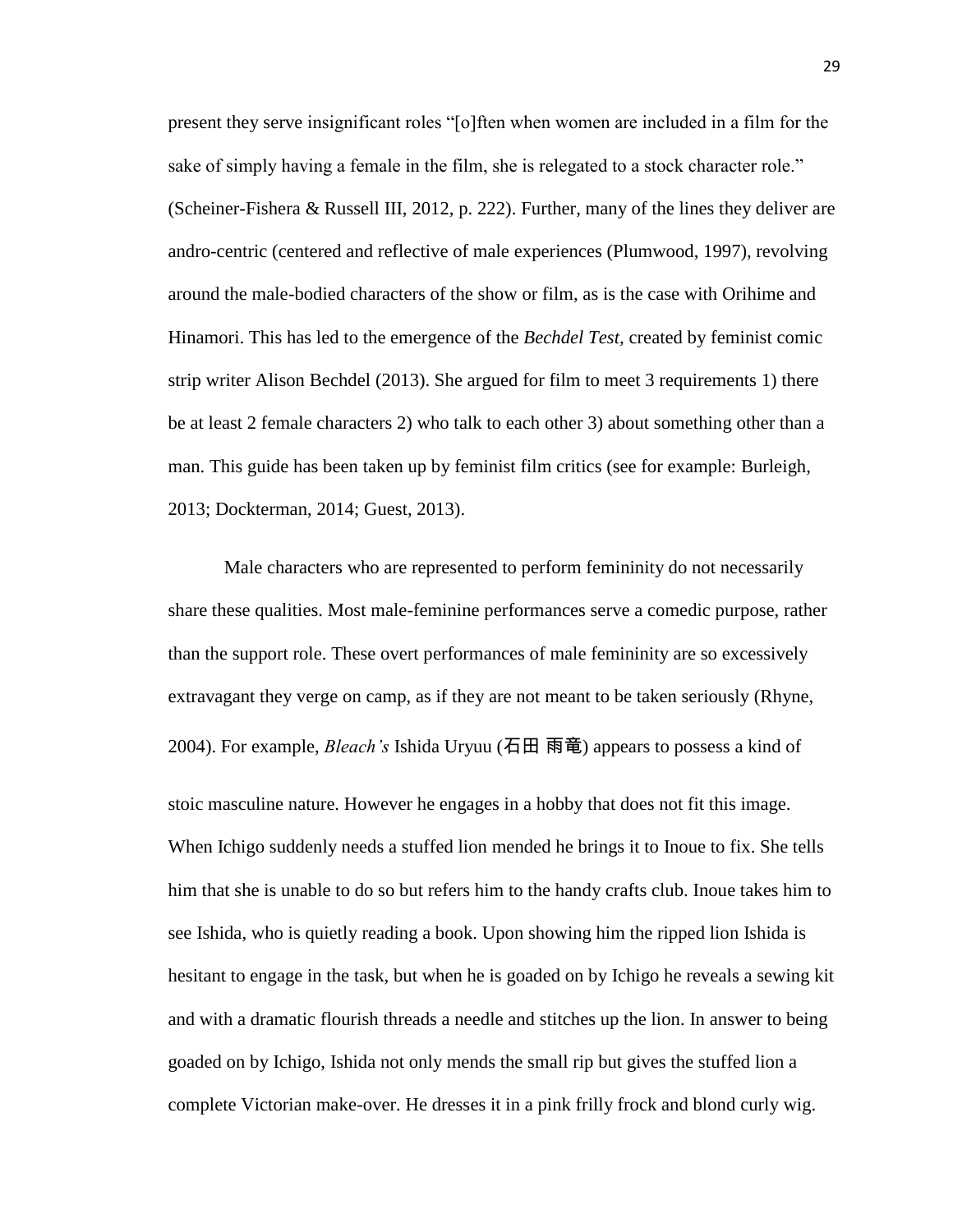present they serve insignificant roles "[o]ften when women are included in a film for the sake of simply having a female in the film, she is relegated to a stock character role." (Scheiner-Fishera & Russell III, 2012, p. 222). Further, many of the lines they deliver are andro-centric (centered and reflective of male experiences (Plumwood, 1997), revolving around the male-bodied characters of the show or film, as is the case with Orihime and Hinamori. This has led to the emergence of the *Bechdel Test*, created by feminist comic strip writer Alison Bechdel (2013). She argued for film to meet 3 requirements 1) there be at least 2 female characters 2) who talk to each other 3) about something other than a man. This guide has been taken up by feminist film critics (see for example: Burleigh, 2013; Dockterman, 2014; Guest, 2013).

Male characters who are represented to perform femininity do not necessarily share these qualities. Most male-feminine performances serve a comedic purpose, rather than the support role. These overt performances of male femininity are so excessively extravagant they verge on camp, as if they are not meant to be taken seriously (Rhyne, 2004). For example, *Bleach's* Ishida Uryuu (石田 雨竜) appears to possess a kind of stoic masculine nature. However he engages in a hobby that does not fit this image. When Ichigo suddenly needs a stuffed lion mended he brings it to Inoue to fix. She tells him that she is unable to do so but refers him to the handy crafts club. Inoue takes him to see Ishida, who is quietly reading a book. Upon showing him the ripped lion Ishida is hesitant to engage in the task, but when he is goaded on by Ichigo he reveals a sewing kit and with a dramatic flourish threads a needle and stitches up the lion. In answer to being goaded on by Ichigo, Ishida not only mends the small rip but gives the stuffed lion a complete Victorian make-over. He dresses it in a pink frilly frock and blond curly wig.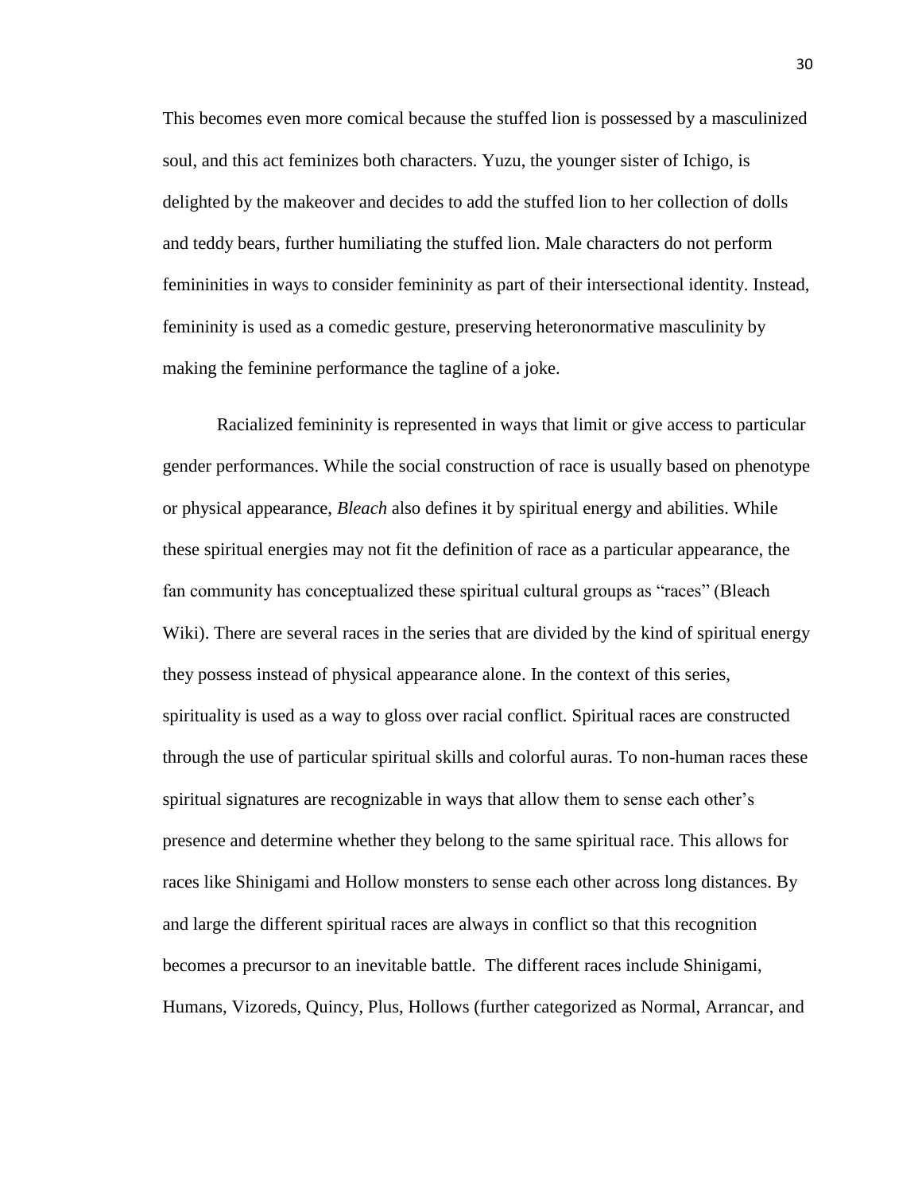This becomes even more comical because the stuffed lion is possessed by a masculinized soul, and this act feminizes both characters. Yuzu, the younger sister of Ichigo, is delighted by the makeover and decides to add the stuffed lion to her collection of dolls and teddy bears, further humiliating the stuffed lion. Male characters do not perform femininities in ways to consider femininity as part of their intersectional identity. Instead, femininity is used as a comedic gesture, preserving heteronormative masculinity by making the feminine performance the tagline of a joke.

Racialized femininity is represented in ways that limit or give access to particular gender performances. While the social construction of race is usually based on phenotype or physical appearance, *Bleach* also defines it by spiritual energy and abilities. While these spiritual energies may not fit the definition of race as a particular appearance, the fan community has conceptualized these spiritual cultural groups as "races" (Bleach Wiki). There are several races in the series that are divided by the kind of spiritual energy they possess instead of physical appearance alone. In the context of this series, spirituality is used as a way to gloss over racial conflict. Spiritual races are constructed through the use of particular spiritual skills and colorful auras. To non-human races these spiritual signatures are recognizable in ways that allow them to sense each other's presence and determine whether they belong to the same spiritual race. This allows for races like Shinigami and Hollow monsters to sense each other across long distances. By and large the different spiritual races are always in conflict so that this recognition becomes a precursor to an inevitable battle. The different races include Shinigami, Humans, Vizoreds, Quincy, Plus, Hollows (further categorized as Normal, Arrancar, and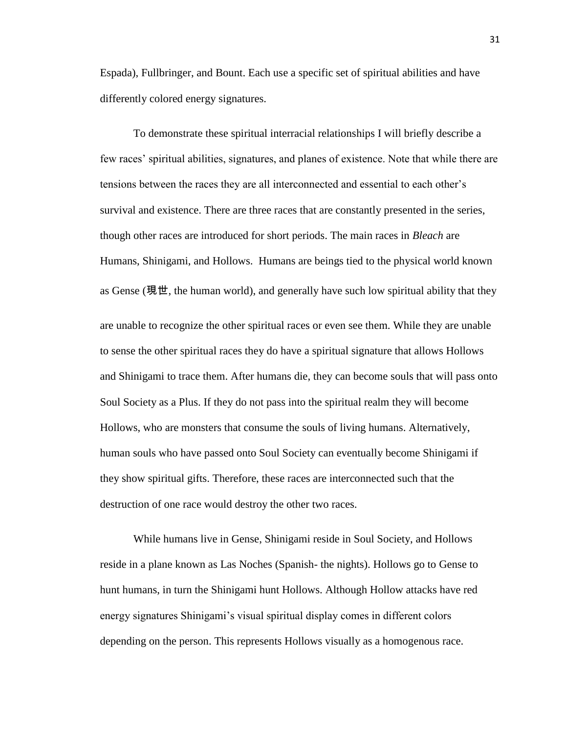Espada), Fullbringer, and Bount. Each use a specific set of spiritual abilities and have differently colored energy signatures.

To demonstrate these spiritual interracial relationships I will briefly describe a few races' spiritual abilities, signatures, and planes of existence. Note that while there are tensions between the races they are all interconnected and essential to each other's survival and existence. There are three races that are constantly presented in the series, though other races are introduced for short periods. The main races in *Bleach* are Humans, Shinigami, and Hollows. Humans are beings tied to the physical world known as Gense (現世, the human world), and generally have such low spiritual ability that they are unable to recognize the other spiritual races or even see them. While they are unable to sense the other spiritual races they do have a spiritual signature that allows Hollows and Shinigami to trace them. After humans die, they can become souls that will pass onto Soul Society as a Plus. If they do not pass into the spiritual realm they will become Hollows, who are monsters that consume the souls of living humans. Alternatively, human souls who have passed onto Soul Society can eventually become Shinigami if they show spiritual gifts. Therefore, these races are interconnected such that the destruction of one race would destroy the other two races.

While humans live in Gense, Shinigami reside in Soul Society, and Hollows reside in a plane known as Las Noches (Spanish- the nights). Hollows go to Gense to hunt humans, in turn the Shinigami hunt Hollows. Although Hollow attacks have red energy signatures Shinigami's visual spiritual display comes in different colors depending on the person. This represents Hollows visually as a homogenous race.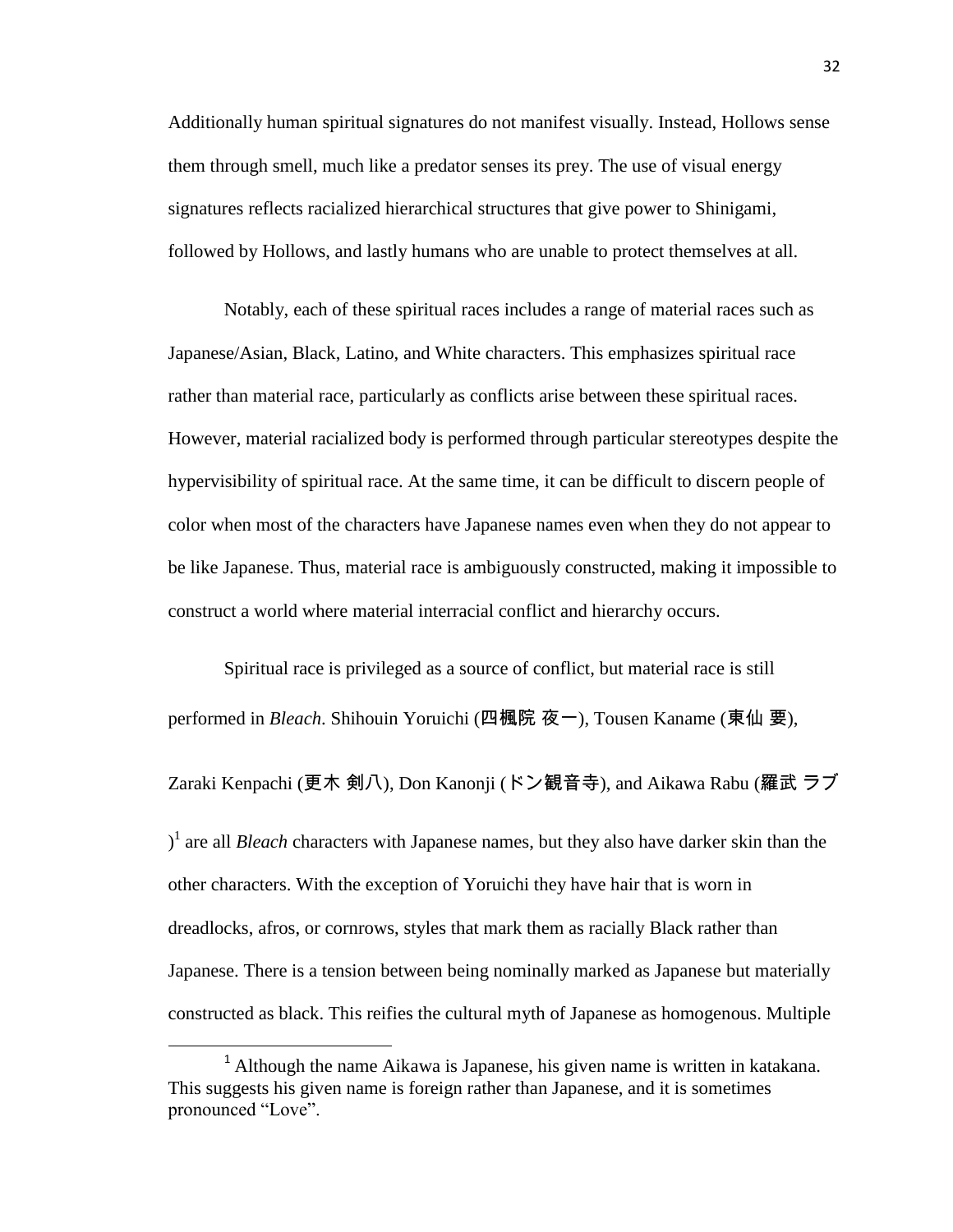Additionally human spiritual signatures do not manifest visually. Instead, Hollows sense them through smell, much like a predator senses its prey. The use of visual energy signatures reflects racialized hierarchical structures that give power to Shinigami, followed by Hollows, and lastly humans who are unable to protect themselves at all.

Notably, each of these spiritual races includes a range of material races such as Japanese/Asian, Black, Latino, and White characters. This emphasizes spiritual race rather than material race, particularly as conflicts arise between these spiritual races. However, material racialized body is performed through particular stereotypes despite the hypervisibility of spiritual race. At the same time, it can be difficult to discern people of color when most of the characters have Japanese names even when they do not appear to be like Japanese. Thus, material race is ambiguously constructed, making it impossible to construct a world where material interracial conflict and hierarchy occurs.

Spiritual race is privileged as a source of conflict, but material race is still performed in *Bleach*. Shihouin Yoruichi (四楓院 夜一), Tousen Kaname (東仙 要), Zaraki Kenpachi (更木 剣八), Don Kanonji (ドン観音寺), and Aikawa Rabu (羅武 ラブ)[1] are all *Bleach* characters with Japanese names, but they also have darker skin than the other characters. With the exception of Yoruichi they have hair that is worn in dreadlocks, afros, or cornrows, styles that mark them as racially Black rather than Japanese. There is a tension between being nominally marked as Japanese but materially constructed as black. This reifies the cultural myth of Japanese as homogenous. Multiple

[1] Although the name Aikawa is Japanese, his given name is written in katakana. This suggests his given name is foreign rather than Japanese, and it is sometimes pronounced "Love".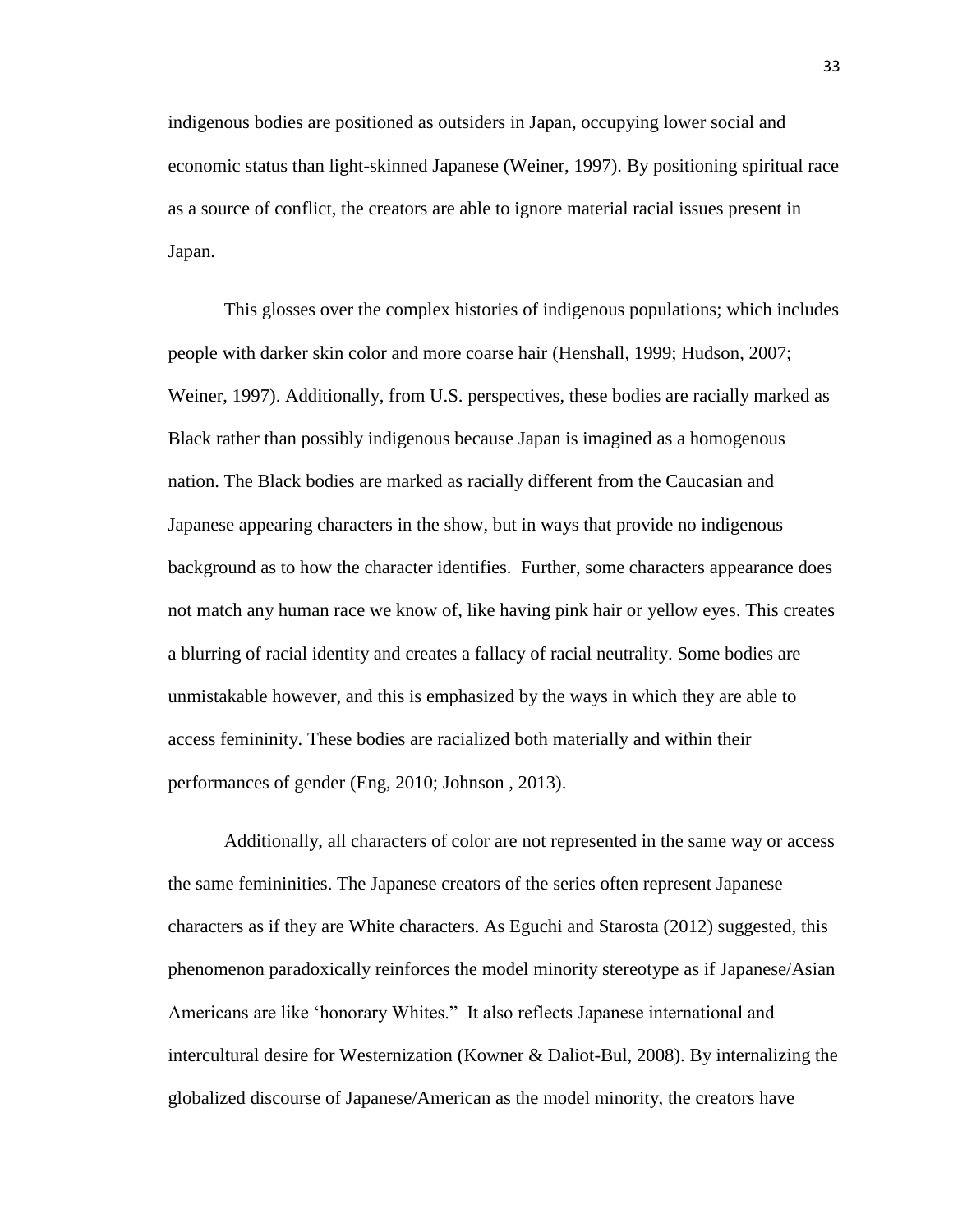indigenous bodies are positioned as outsiders in Japan, occupying lower social and economic status than light-skinned Japanese (Weiner, 1997). By positioning spiritual race as a source of conflict, the creators are able to ignore material racial issues present in Japan.

This glosses over the complex histories of indigenous populations; which includes people with darker skin color and more coarse hair (Henshall, 1999; Hudson, 2007; Weiner, 1997). Additionally, from U.S. perspectives, these bodies are racially marked as Black rather than possibly indigenous because Japan is imagined as a homogenous nation. The Black bodies are marked as racially different from the Caucasian and Japanese appearing characters in the show, but in ways that provide no indigenous background as to how the character identifies. Further, some characters appearance does not match any human race we know of, like having pink hair or yellow eyes. This creates a blurring of racial identity and creates a fallacy of racial neutrality. Some bodies are unmistakable however, and this is emphasized by the ways in which they are able to access femininity. These bodies are racialized both materially and within their performances of gender (Eng, 2010; Johnson , 2013).

Additionally, all characters of color are not represented in the same way or access the same femininities. The Japanese creators of the series often represent Japanese characters as if they are White characters. As Eguchi and Starosta (2012) suggested, this phenomenon paradoxically reinforces the model minority stereotype as if Japanese/Asian Americans are like 'honorary Whites." It also reflects Japanese international and intercultural desire for Westernization (Kowner & Daliot-Bul, 2008). By internalizing the globalized discourse of Japanese/American as the model minority, the creators have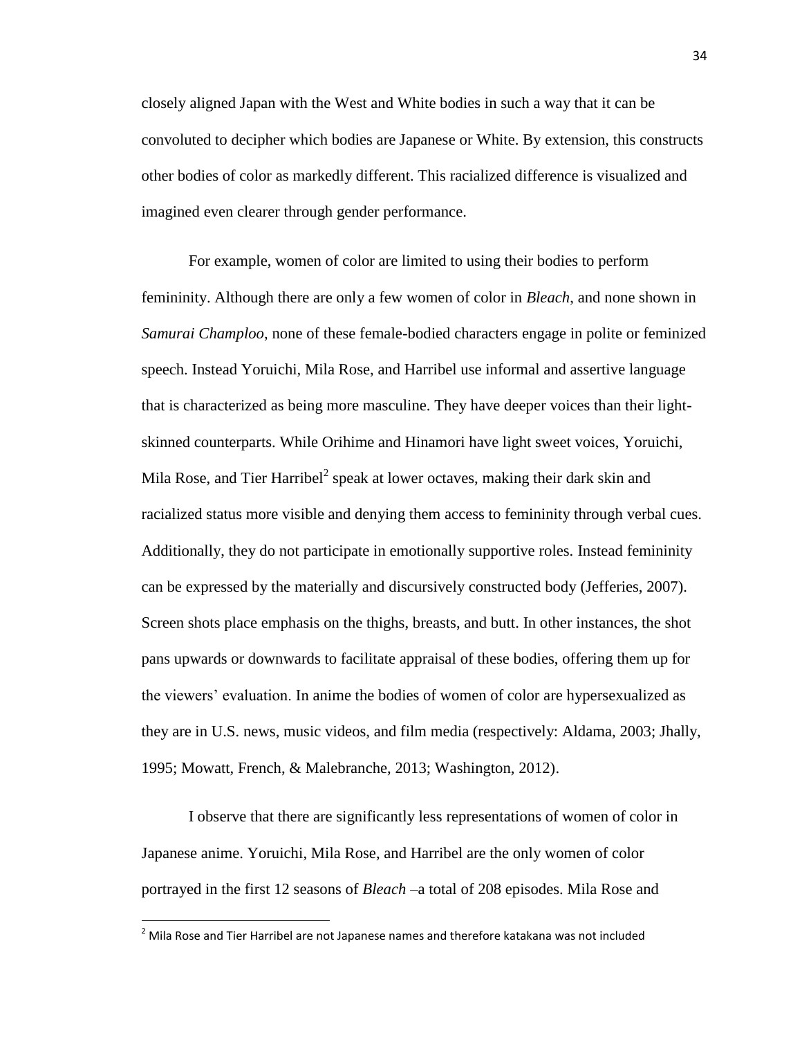closely aligned Japan with the West and White bodies in such a way that it can be convoluted to decipher which bodies are Japanese or White. By extension, this constructs other bodies of color as markedly different. This racialized difference is visualized and imagined even clearer through gender performance.

For example, women of color are limited to using their bodies to perform femininity. Although there are only a few women of color in *Bleach*, and none shown in *Samurai Champloo*, none of these female-bodied characters engage in polite or feminized speech. Instead Yoruichi, Mila Rose, and Harribel use informal and assertive language that is characterized as being more masculine. They have deeper voices than their light-skinned counterparts. While Orihime and Hinamori have light sweet voices, Yoruichi, Mila Rose, and Tier Harribel[2] speak at lower octaves, making their dark skin and racialized status more visible and denying them access to femininity through verbal cues. Additionally, they do not participate in emotionally supportive roles. Instead femininity can be expressed by the materially and discursively constructed body (Jefferies, 2007). Screen shots place emphasis on the thighs, breasts, and butt. In other instances, the shot pans upwards or downwards to facilitate appraisal of these bodies, offering them up for the viewers' evaluation. In anime the bodies of women of color are hypersexualized as they are in U.S. news, music videos, and film media (respectively: Aldama, 2003; Jhally, 1995; Mowatt, French, & Malebranche, 2013; Washington, 2012).

I observe that there are significantly less representations of women of color in Japanese anime. Yoruichi, Mila Rose, and Harribel are the only women of color portrayed in the first 12 seasons of *Bleach* –a total of 208 episodes. Mila Rose and

[2] Mila Rose and Tier Harribel are not Japanese names and therefore katakana was not included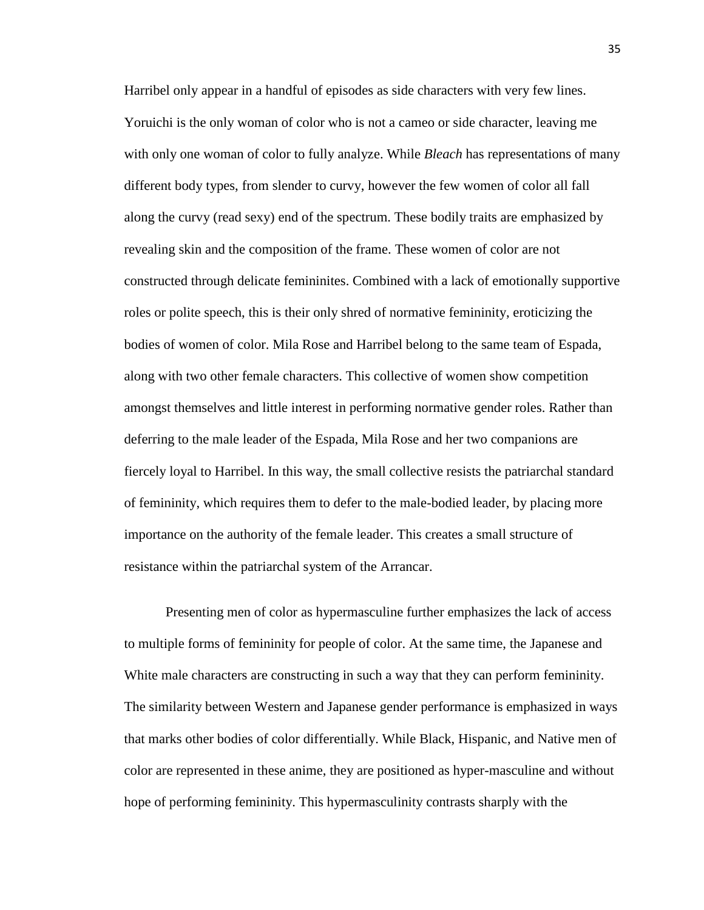Harribel only appear in a handful of episodes as side characters with very few lines. Yoruichi is the only woman of color who is not a cameo or side character, leaving me with only one woman of color to fully analyze. While *Bleach* has representations of many different body types, from slender to curvy, however the few women of color all fall along the curvy (read sexy) end of the spectrum. These bodily traits are emphasized by revealing skin and the composition of the frame. These women of color are not constructed through delicate femininites. Combined with a lack of emotionally supportive roles or polite speech, this is their only shred of normative femininity, eroticizing the bodies of women of color. Mila Rose and Harribel belong to the same team of Espada, along with two other female characters. This collective of women show competition amongst themselves and little interest in performing normative gender roles. Rather than deferring to the male leader of the Espada, Mila Rose and her two companions are fiercely loyal to Harribel. In this way, the small collective resists the patriarchal standard of femininity, which requires them to defer to the male-bodied leader, by placing more importance on the authority of the female leader. This creates a small structure of resistance within the patriarchal system of the Arrancar.

Presenting men of color as hypermasculine further emphasizes the lack of access to multiple forms of femininity for people of color. At the same time, the Japanese and White male characters are constructing in such a way that they can perform femininity. The similarity between Western and Japanese gender performance is emphasized in ways that marks other bodies of color differentially. While Black, Hispanic, and Native men of color are represented in these anime, they are positioned as hyper-masculine and without hope of performing femininity. This hypermasculinity contrasts sharply with the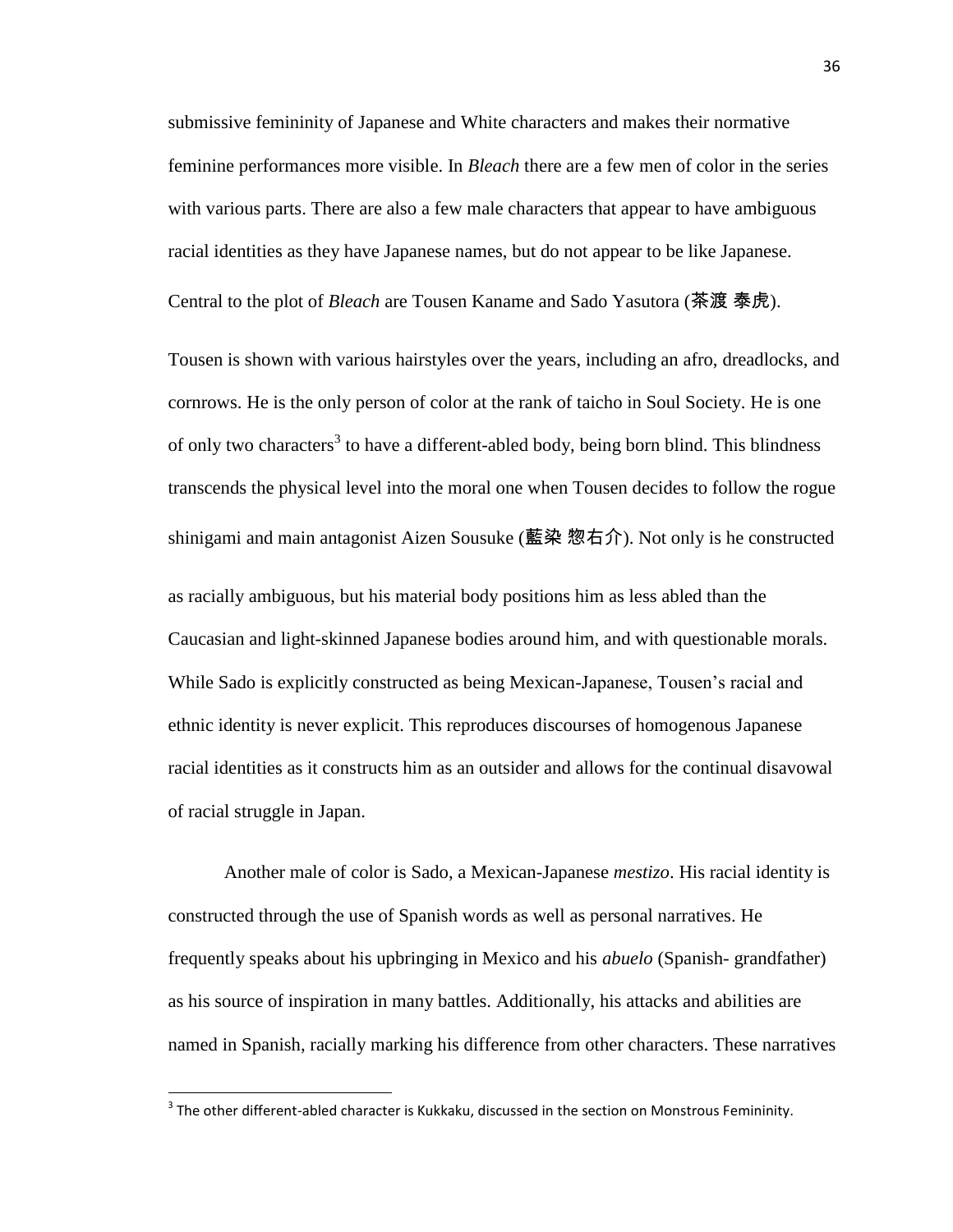submissive femininity of Japanese and White characters and makes their normative feminine performances more visible. In *Bleach* there are a few men of color in the series with various parts. There are also a few male characters that appear to have ambiguous racial identities as they have Japanese names, but do not appear to be like Japanese. Central to the plot of *Bleach* are Tousen Kaname and Sado Yasutora (茶渡 泰虎).

Tousen is shown with various hairstyles over the years, including an afro, dreadlocks, and cornrows. He is the only person of color at the rank of taicho in Soul Society. He is one of only two characters[3] to have a different-abled body, being born blind. This blindness transcends the physical level into the moral one when Tousen decides to follow the rogue shinigami and main antagonist Aizen Sousuke (藍染 惣右介). Not only is he constructed as racially ambiguous, but his material body positions him as less abled than the Caucasian and light-skinned Japanese bodies around him, and with questionable morals. While Sado is explicitly constructed as being Mexican-Japanese, Tousen's racial and ethnic identity is never explicit. This reproduces discourses of homogenous Japanese racial identities as it constructs him as an outsider and allows for the continual disavowal of racial struggle in Japan.

Another male of color is Sado, a Mexican-Japanese *mestizo*. His racial identity is constructed through the use of Spanish words as well as personal narratives. He frequently speaks about his upbringing in Mexico and his *abuelo* (Spanish- grandfather) as his source of inspiration in many battles. Additionally, his attacks and abilities are named in Spanish, racially marking his difference from other characters. These narratives

---

[3] The other different-abled character is Kukkaku, discussed in the section on Monstrous Femininity.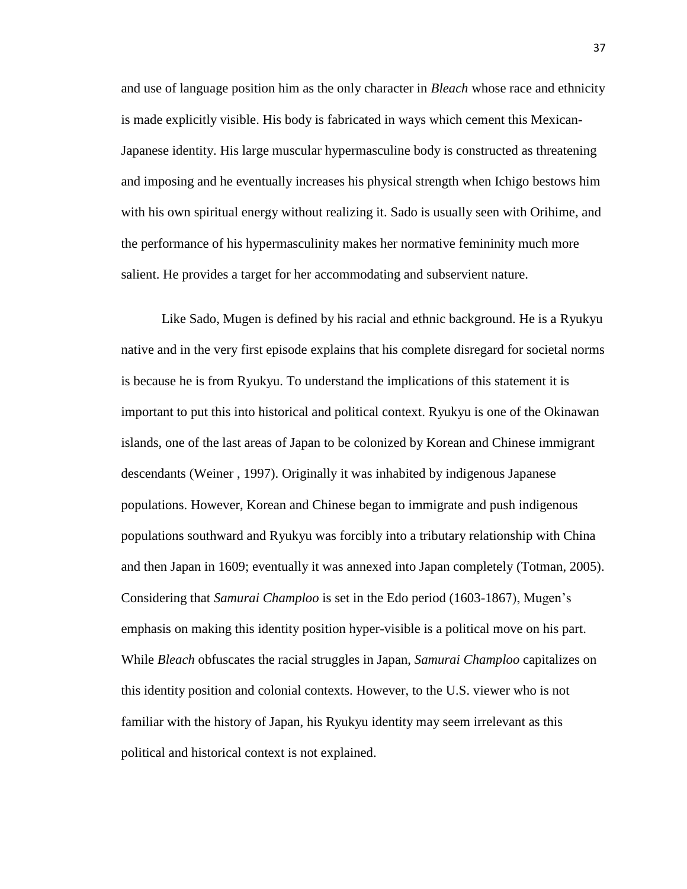and use of language position him as the only character in *Bleach* whose race and ethnicity is made explicitly visible. His body is fabricated in ways which cement this Mexican-Japanese identity. His large muscular hypermasculine body is constructed as threatening and imposing and he eventually increases his physical strength when Ichigo bestows him with his own spiritual energy without realizing it. Sado is usually seen with Orihime, and the performance of his hypermasculinity makes her normative femininity much more salient. He provides a target for her accommodating and subservient nature.

Like Sado, Mugen is defined by his racial and ethnic background. He is a Ryukyu native and in the very first episode explains that his complete disregard for societal norms is because he is from Ryukyu. To understand the implications of this statement it is important to put this into historical and political context. Ryukyu is one of the Okinawan islands, one of the last areas of Japan to be colonized by Korean and Chinese immigrant descendants (Weiner , 1997). Originally it was inhabited by indigenous Japanese populations. However, Korean and Chinese began to immigrate and push indigenous populations southward and Ryukyu was forcibly into a tributary relationship with China and then Japan in 1609; eventually it was annexed into Japan completely (Totman, 2005). Considering that *Samurai Champloo* is set in the Edo period (1603-1867), Mugen's emphasis on making this identity position hyper-visible is a political move on his part. While *Bleach* obfuscates the racial struggles in Japan, *Samurai Champloo* capitalizes on this identity position and colonial contexts. However, to the U.S. viewer who is not familiar with the history of Japan, his Ryukyu identity may seem irrelevant as this political and historical context is not explained.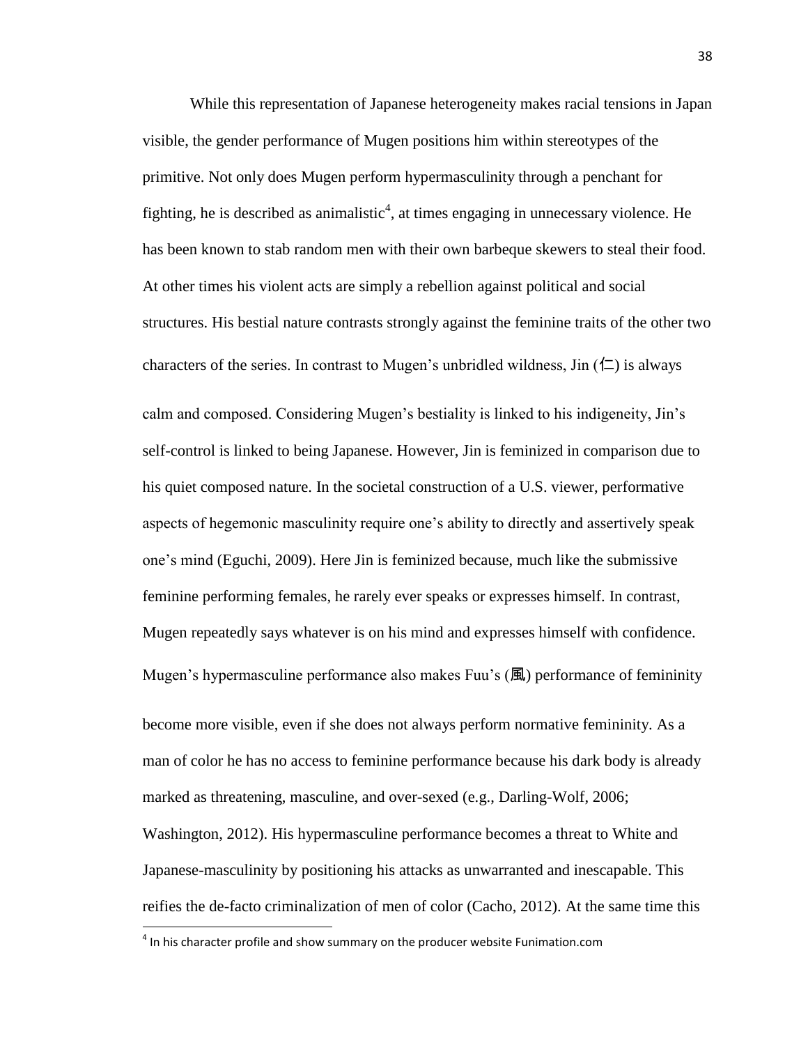While this representation of Japanese heterogeneity makes racial tensions in Japan visible, the gender performance of Mugen positions him within stereotypes of the primitive. Not only does Mugen perform hypermasculinity through a penchant for fighting, he is described as animalistic[4], at times engaging in unnecessary violence. He has been known to stab random men with their own barbeque skewers to steal their food. At other times his violent acts are simply a rebellion against political and social structures. His bestial nature contrasts strongly against the feminine traits of the other two characters of the series. In contrast to Mugen's unbridled wildness, Jin (仁) is always calm and composed. Considering Mugen's bestiality is linked to his indigeneity, Jin's self-control is linked to being Japanese. However, Jin is feminized in comparison due to his quiet composed nature. In the societal construction of a U.S. viewer, performative aspects of hegemonic masculinity require one's ability to directly and assertively speak one's mind (Eguchi, 2009). Here Jin is feminized because, much like the submissive feminine performing females, he rarely ever speaks or expresses himself. In contrast, Mugen repeatedly says whatever is on his mind and expresses himself with confidence. Mugen's hypermasculine performance also makes Fuu's (風) performance of femininity become more visible, even if she does not always perform normative femininity. As a man of color he has no access to feminine performance because his dark body is already marked as threatening, masculine, and over-sexed (e.g., Darling-Wolf, 2006; Washington, 2012). His hypermasculine performance becomes a threat to White and Japanese-masculinity by positioning his attacks as unwarranted and inescapable. This reifies the de-facto criminalization of men of color (Cacho, 2012). At the same time this

[4] In his character profile and show summary on the producer website Funimation.com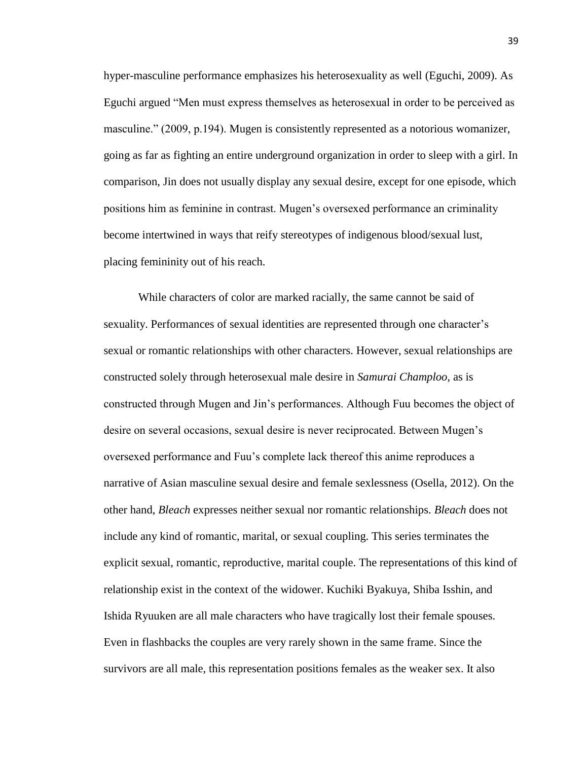hyper-masculine performance emphasizes his heterosexuality as well (Eguchi, 2009). As Eguchi argued "Men must express themselves as heterosexual in order to be perceived as masculine." (2009, p.194). Mugen is consistently represented as a notorious womanizer, going as far as fighting an entire underground organization in order to sleep with a girl. In comparison, Jin does not usually display any sexual desire, except for one episode, which positions him as feminine in contrast. Mugen's oversexed performance an criminality become intertwined in ways that reify stereotypes of indigenous blood/sexual lust, placing femininity out of his reach.

While characters of color are marked racially, the same cannot be said of sexuality. Performances of sexual identities are represented through one character's sexual or romantic relationships with other characters. However, sexual relationships are constructed solely through heterosexual male desire in *Samurai Champloo*, as is constructed through Mugen and Jin's performances. Although Fuu becomes the object of desire on several occasions, sexual desire is never reciprocated. Between Mugen's oversexed performance and Fuu's complete lack thereof this anime reproduces a narrative of Asian masculine sexual desire and female sexlessness (Osella, 2012). On the other hand, *Bleach* expresses neither sexual nor romantic relationships. *Bleach* does not include any kind of romantic, marital, or sexual coupling. This series terminates the explicit sexual, romantic, reproductive, marital couple. The representations of this kind of relationship exist in the context of the widower. Kuchiki Byakuya, Shiba Isshin, and Ishida Ryuuken are all male characters who have tragically lost their female spouses. Even in flashbacks the couples are very rarely shown in the same frame. Since the survivors are all male, this representation positions females as the weaker sex. It also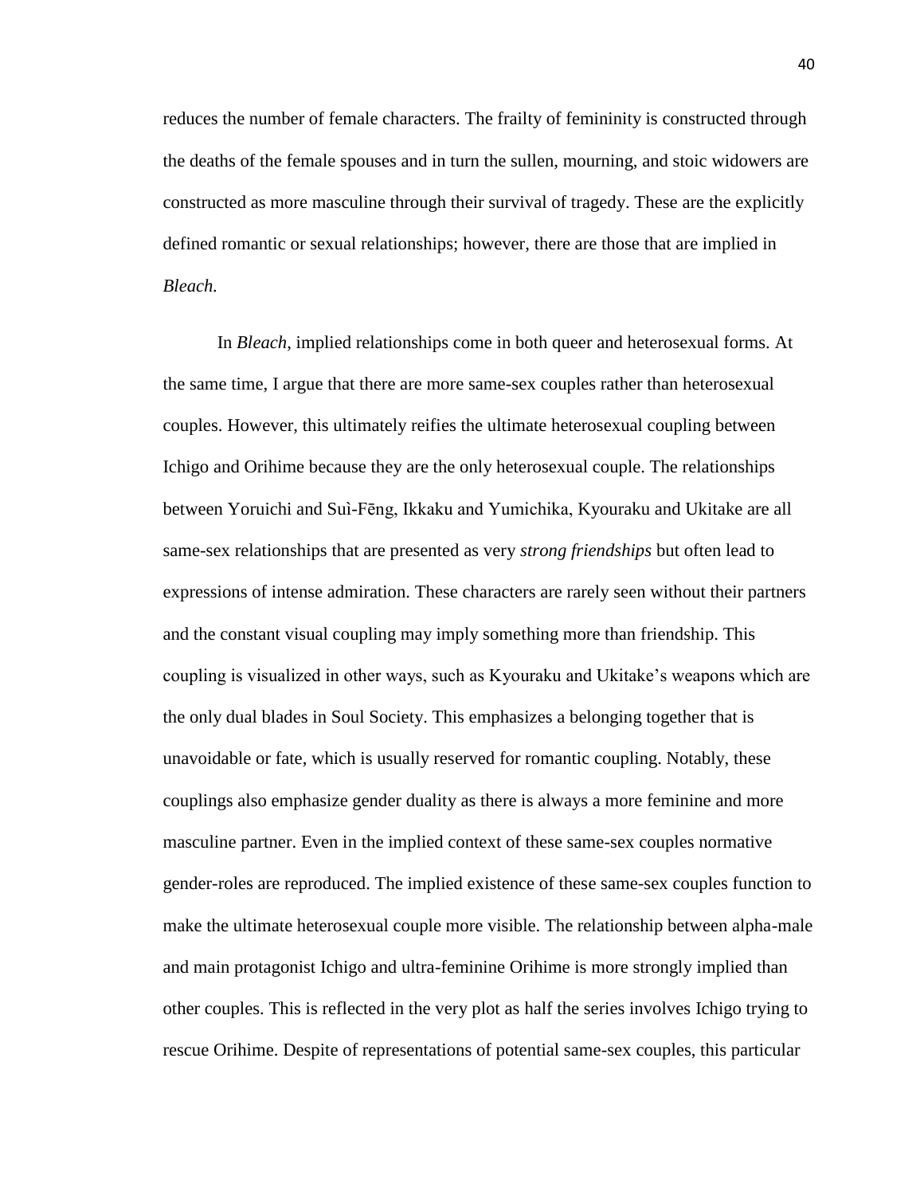reduces the number of female characters. The frailty of femininity is constructed through the deaths of the female spouses and in turn the sullen, mourning, and stoic widowers are constructed as more masculine through their survival of tragedy. These are the explicitly defined romantic or sexual relationships; however, there are those that are implied in *Bleach.*

In *Bleach*, implied relationships come in both queer and heterosexual forms. At the same time, I argue that there are more same-sex couples rather than heterosexual couples. However, this ultimately reifies the ultimate heterosexual coupling between Ichigo and Orihime because they are the only heterosexual couple. The relationships between Yoruichi and Suì-Fēng, Ikkaku and Yumichika, Kyouraku and Ukitake are all same-sex relationships that are presented as very *strong friendships* but often lead to expressions of intense admiration. These characters are rarely seen without their partners and the constant visual coupling may imply something more than friendship. This coupling is visualized in other ways, such as Kyouraku and Ukitake's weapons which are the only dual blades in Soul Society. This emphasizes a belonging together that is unavoidable or fate, which is usually reserved for romantic coupling. Notably, these couplings also emphasize gender duality as there is always a more feminine and more masculine partner. Even in the implied context of these same-sex couples normative gender-roles are reproduced. The implied existence of these same-sex couples function to make the ultimate heterosexual couple more visible. The relationship between alpha-male and main protagonist Ichigo and ultra-feminine Orihime is more strongly implied than other couples. This is reflected in the very plot as half the series involves Ichigo trying to rescue Orihime. Despite of representations of potential same-sex couples, this particular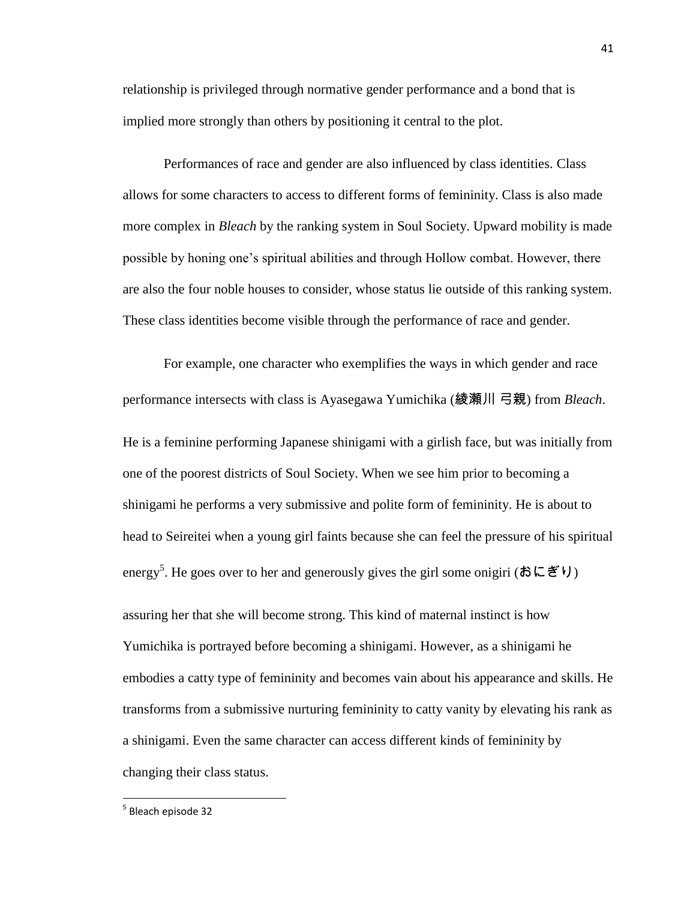relationship is privileged through normative gender performance and a bond that is implied more strongly than others by positioning it central to the plot.

Performances of race and gender are also influenced by class identities. Class allows for some characters to access to different forms of femininity. Class is also made more complex in *Bleach* by the ranking system in Soul Society. Upward mobility is made possible by honing one's spiritual abilities and through Hollow combat. However, there are also the four noble houses to consider, whose status lie outside of this ranking system. These class identities become visible through the performance of race and gender.

For example, one character who exemplifies the ways in which gender and race performance intersects with class is Ayasegawa Yumichika (綾瀬川 弓親) from *Bleach*. He is a feminine performing Japanese shinigami with a girlish face, but was initially from one of the poorest districts of Soul Society. When we see him prior to becoming a shinigami he performs a very submissive and polite form of femininity. He is about to head to Seireitei when a young girl faints because she can feel the pressure of his spiritual energy[5]. He goes over to her and generously gives the girl some onigiri (おにぎり) assuring her that she will become strong. This kind of maternal instinct is how Yumichika is portrayed before becoming a shinigami. However, as a shinigami he embodies a catty type of femininity and becomes vain about his appearance and skills. He transforms from a submissive nurturing femininity to catty vanity by elevating his rank as a shinigami. Even the same character can access different kinds of femininity by changing their class status.

[5] Bleach episode 32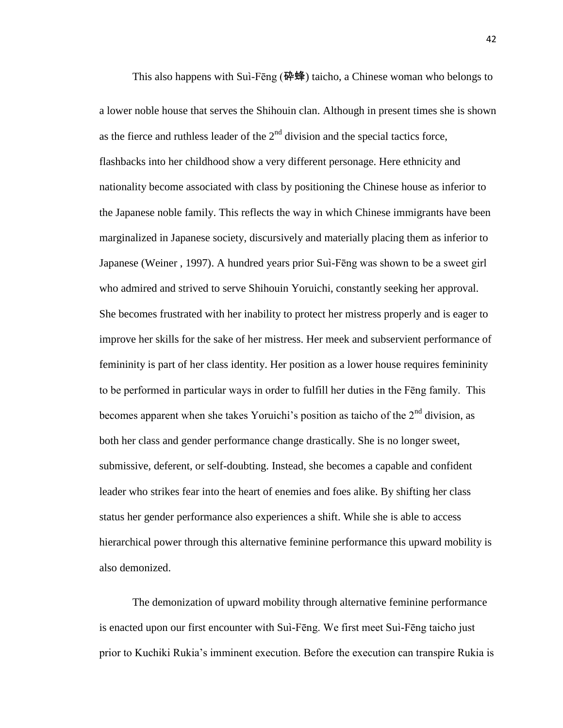This also happens with Suì-Fēng (碎蜂) taicho, a Chinese woman who belongs to a lower noble house that serves the Shihouin clan. Although in present times she is shown as the fierce and ruthless leader of the 2nd division and the special tactics force, flashbacks into her childhood show a very different personage. Here ethnicity and nationality become associated with class by positioning the Chinese house as inferior to the Japanese noble family. This reflects the way in which Chinese immigrants have been marginalized in Japanese society, discursively and materially placing them as inferior to Japanese (Weiner , 1997). A hundred years prior Suì-Fēng was shown to be a sweet girl who admired and strived to serve Shihouin Yoruichi, constantly seeking her approval. She becomes frustrated with her inability to protect her mistress properly and is eager to improve her skills for the sake of her mistress. Her meek and subservient performance of femininity is part of her class identity. Her position as a lower house requires femininity to be performed in particular ways in order to fulfill her duties in the Fēng family. This becomes apparent when she takes Yoruichi's position as taicho of the 2nd division, as both her class and gender performance change drastically. She is no longer sweet, submissive, deferent, or self-doubting. Instead, she becomes a capable and confident leader who strikes fear into the heart of enemies and foes alike. By shifting her class status her gender performance also experiences a shift. While she is able to access hierarchical power through this alternative feminine performance this upward mobility is also demonized.

The demonization of upward mobility through alternative feminine performance is enacted upon our first encounter with Suì-Fēng. We first meet Suì-Fēng taicho just prior to Kuchiki Rukia's imminent execution. Before the execution can transpire Rukia is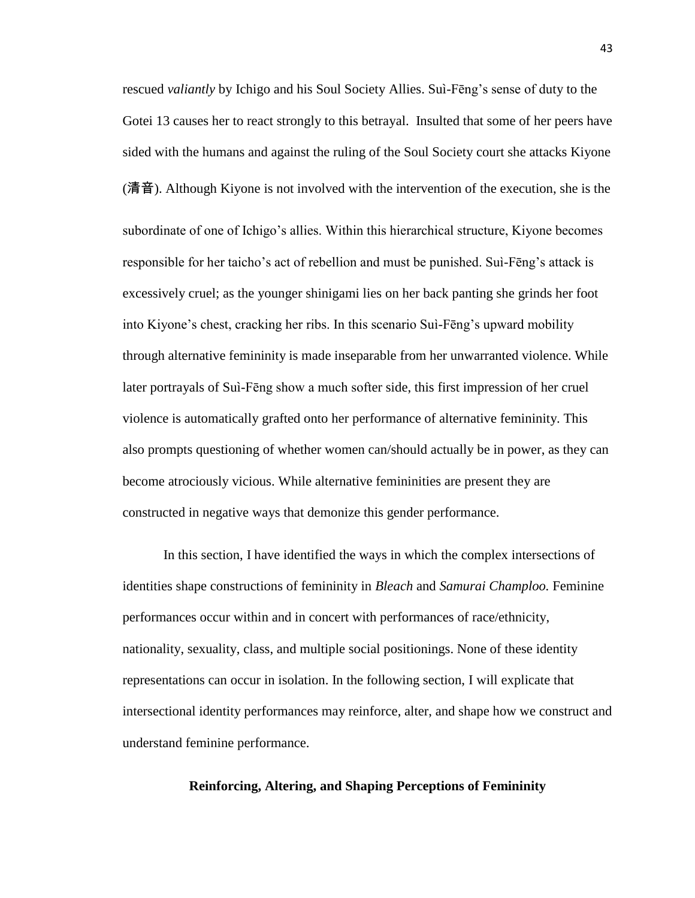rescued *valiantly* by Ichigo and his Soul Society Allies. Suì-Fēng's sense of duty to the Gotei 13 causes her to react strongly to this betrayal. Insulted that some of her peers have sided with the humans and against the ruling of the Soul Society court she attacks Kiyone (清音). Although Kiyone is not involved with the intervention of the execution, she is the subordinate of one of Ichigo's allies. Within this hierarchical structure, Kiyone becomes responsible for her taicho's act of rebellion and must be punished. Suì-Fēng's attack is excessively cruel; as the younger shinigami lies on her back panting she grinds her foot into Kiyone's chest, cracking her ribs. In this scenario Suì-Fēng's upward mobility through alternative femininity is made inseparable from her unwarranted violence. While later portrayals of Suì-Fēng show a much softer side, this first impression of her cruel violence is automatically grafted onto her performance of alternative femininity. This also prompts questioning of whether women can/should actually be in power, as they can become atrociously vicious. While alternative femininities are present they are constructed in negative ways that demonize this gender performance.

In this section, I have identified the ways in which the complex intersections of identities shape constructions of femininity in *Bleach* and *Samurai Champloo.* Feminine performances occur within and in concert with performances of race/ethnicity, nationality, sexuality, class, and multiple social positionings. None of these identity representations can occur in isolation. In the following section, I will explicate that intersectional identity performances may reinforce, alter, and shape how we construct and understand feminine performance.

## Reinforcing, Altering, and Shaping Perceptions of Femininity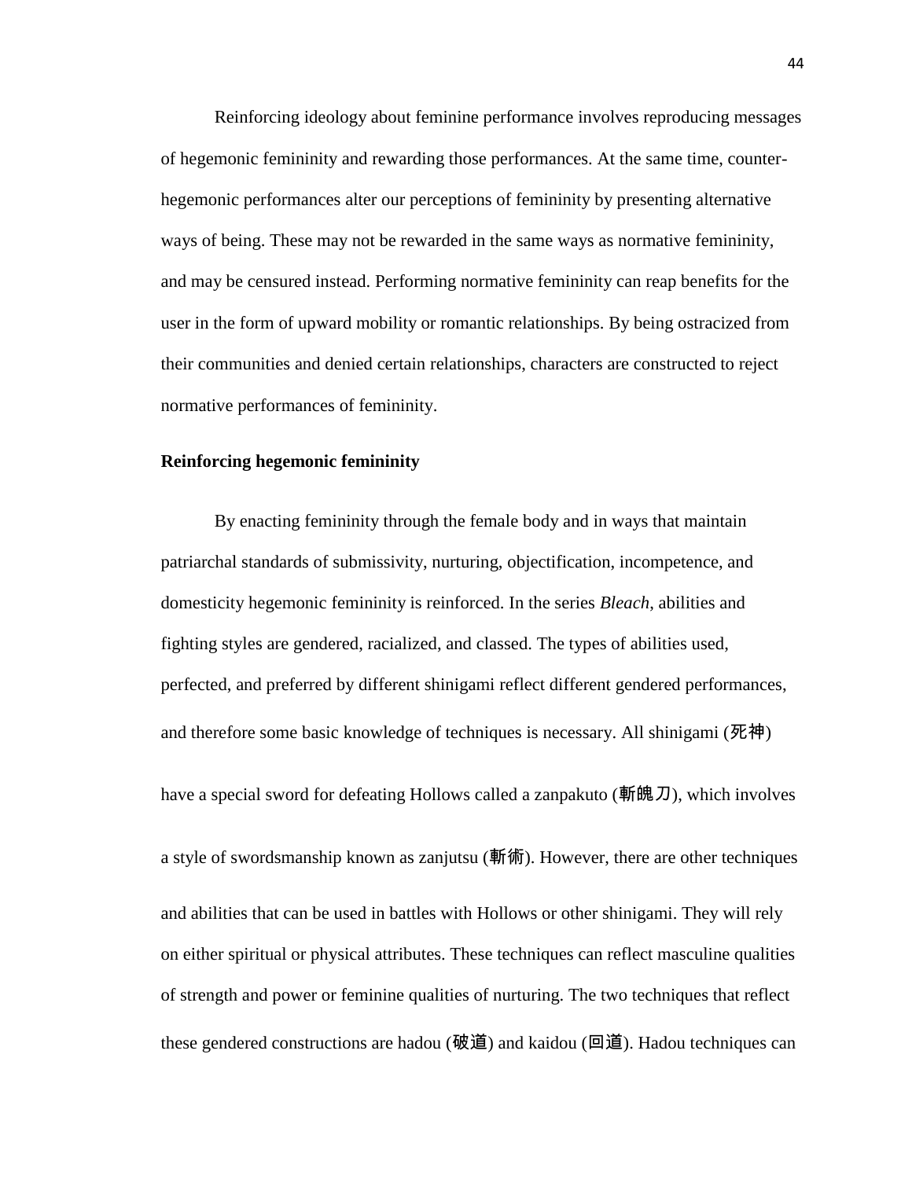Reinforcing ideology about feminine performance involves reproducing messages of hegemonic femininity and rewarding those performances. At the same time, counter-hegemonic performances alter our perceptions of femininity by presenting alternative ways of being. These may not be rewarded in the same ways as normative femininity, and may be censured instead. Performing normative femininity can reap benefits for the user in the form of upward mobility or romantic relationships. By being ostracized from their communities and denied certain relationships, characters are constructed to reject normative performances of femininity.

**Reinforcing hegemonic femininity**

By enacting femininity through the female body and in ways that maintain patriarchal standards of submissivity, nurturing, objectification, incompetence, and domesticity hegemonic femininity is reinforced. In the series *Bleach*, abilities and fighting styles are gendered, racialized, and classed. The types of abilities used, perfected, and preferred by different shinigami reflect different gendered performances, and therefore some basic knowledge of techniques is necessary. All shinigami (死神) have a special sword for defeating Hollows called a zanpakuto (斬魄刀), which involves a style of swordsmanship known as zanjutsu (斬術). However, there are other techniques and abilities that can be used in battles with Hollows or other shinigami. They will rely on either spiritual or physical attributes. These techniques can reflect masculine qualities of strength and power or feminine qualities of nurturing. The two techniques that reflect these gendered constructions are hadou (破道) and kaidou (回道). Hadou techniques can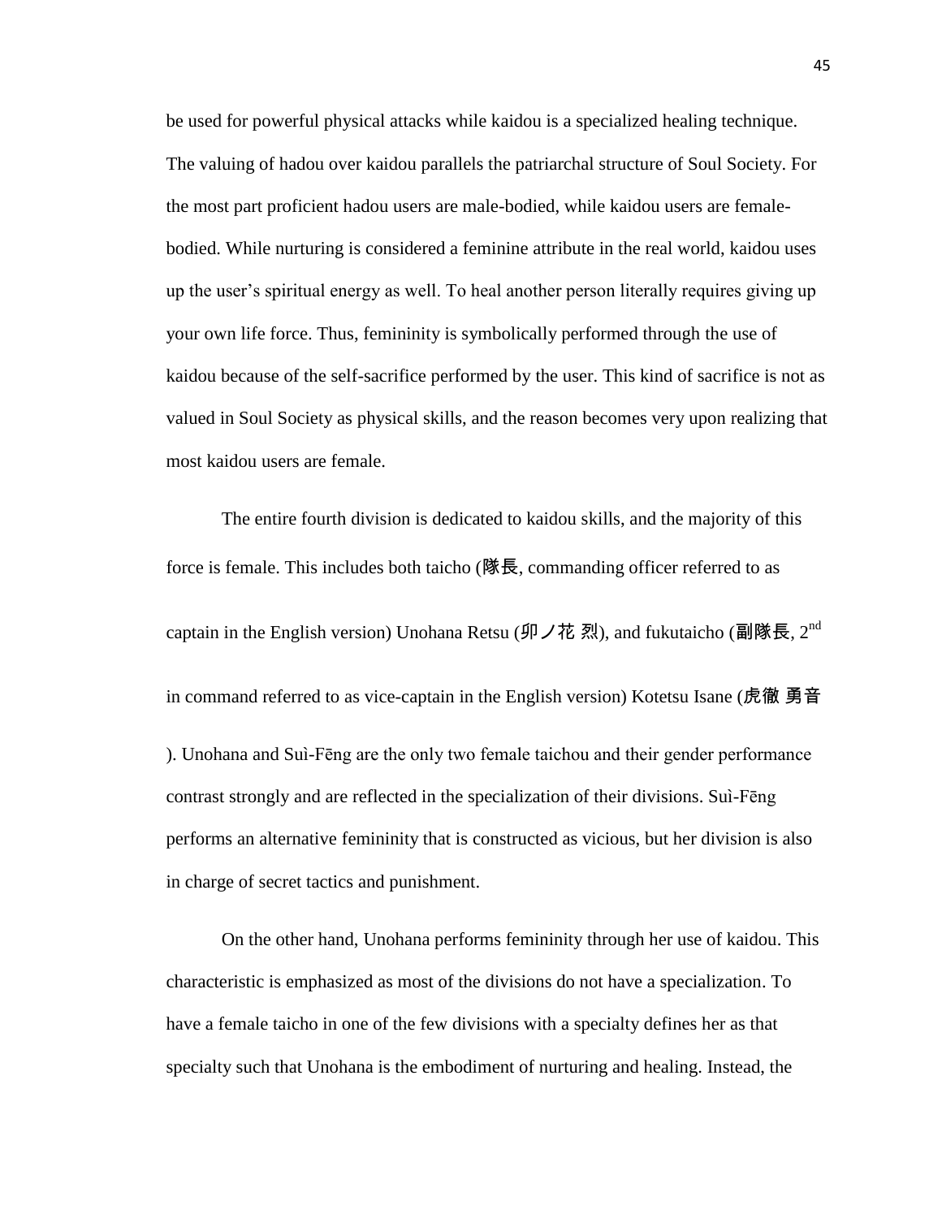be used for powerful physical attacks while kaidou is a specialized healing technique. The valuing of hadou over kaidou parallels the patriarchal structure of Soul Society. For the most part proficient hadou users are male-bodied, while kaidou users are female-bodied. While nurturing is considered a feminine attribute in the real world, kaidou uses up the user's spiritual energy as well. To heal another person literally requires giving up your own life force. Thus, femininity is symbolically performed through the use of kaidou because of the self-sacrifice performed by the user. This kind of sacrifice is not as valued in Soul Society as physical skills, and the reason becomes very upon realizing that most kaidou users are female.

The entire fourth division is dedicated to kaidou skills, and the majority of this force is female. This includes both taicho (隊長, commanding officer referred to as captain in the English version) Unohana Retsu (卯ノ花 烈), and fukutaicho (副隊長, 2nd in command referred to as vice-captain in the English version) Kotetsu Isane (虎徹 勇音). Unohana and Suì-Fēng are the only two female taichou and their gender performance contrast strongly and are reflected in the specialization of their divisions. Suì-Fēng performs an alternative femininity that is constructed as vicious, but her division is also in charge of secret tactics and punishment.

On the other hand, Unohana performs femininity through her use of kaidou. This characteristic is emphasized as most of the divisions do not have a specialization. To have a female taicho in one of the few divisions with a specialty defines her as that specialty such that Unohana is the embodiment of nurturing and healing. Instead, the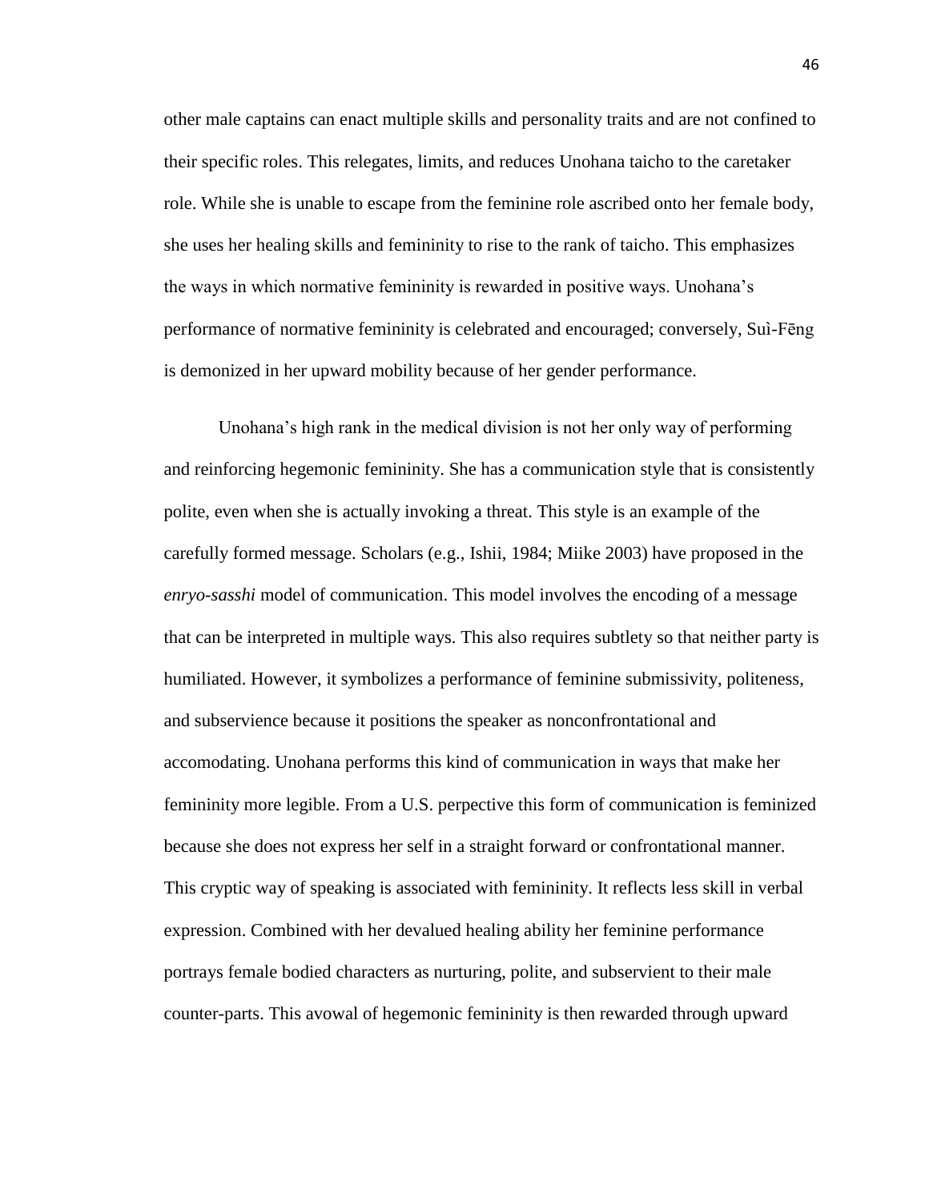other male captains can enact multiple skills and personality traits and are not confined to their specific roles. This relegates, limits, and reduces Unohana taicho to the caretaker role. While she is unable to escape from the feminine role ascribed onto her female body, she uses her healing skills and femininity to rise to the rank of taicho. This emphasizes the ways in which normative femininity is rewarded in positive ways. Unohana's performance of normative femininity is celebrated and encouraged; conversely, Suì-Fēng is demonized in her upward mobility because of her gender performance.

Unohana's high rank in the medical division is not her only way of performing and reinforcing hegemonic femininity. She has a communication style that is consistently polite, even when she is actually invoking a threat. This style is an example of the carefully formed message. Scholars (e.g., Ishii, 1984; Miike 2003) have proposed in the *enryo-sasshi* model of communication. This model involves the encoding of a message that can be interpreted in multiple ways. This also requires subtlety so that neither party is humiliated. However, it symbolizes a performance of feminine submissivity, politeness, and subservience because it positions the speaker as nonconfrontational and accomodating. Unohana performs this kind of communication in ways that make her femininity more legible. From a U.S. perpective this form of communication is feminized because she does not express her self in a straight forward or confrontational manner. This cryptic way of speaking is associated with femininity. It reflects less skill in verbal expression. Combined with her devalued healing ability her feminine performance portrays female bodied characters as nurturing, polite, and subservient to their male counter-parts. This avowal of hegemonic femininity is then rewarded through upward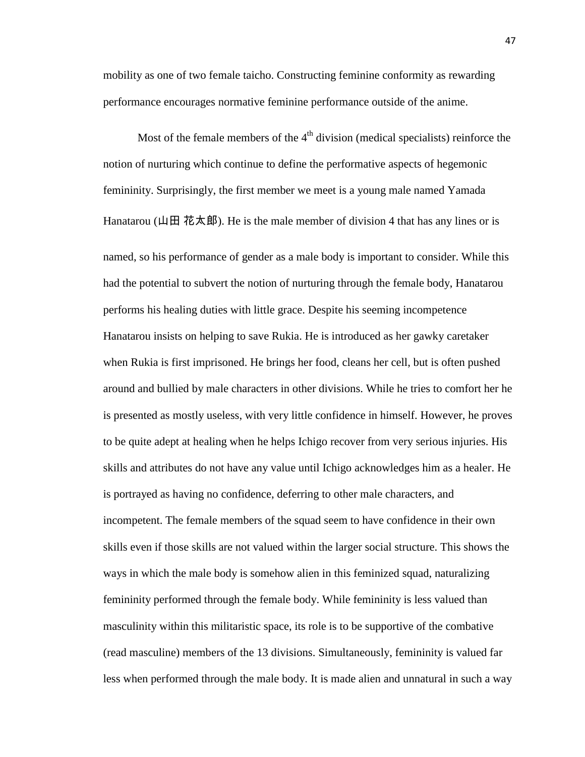mobility as one of two female taicho. Constructing feminine conformity as rewarding performance encourages normative feminine performance outside of the anime.

Most of the female members of the 4th division (medical specialists) reinforce the notion of nurturing which continue to define the performative aspects of hegemonic femininity. Surprisingly, the first member we meet is a young male named Yamada Hanatarou (山田 花太郎). He is the male member of division 4 that has any lines or is named, so his performance of gender as a male body is important to consider. While this had the potential to subvert the notion of nurturing through the female body, Hanatarou performs his healing duties with little grace. Despite his seeming incompetence Hanatarou insists on helping to save Rukia. He is introduced as her gawky caretaker when Rukia is first imprisoned. He brings her food, cleans her cell, but is often pushed around and bullied by male characters in other divisions. While he tries to comfort her he is presented as mostly useless, with very little confidence in himself. However, he proves to be quite adept at healing when he helps Ichigo recover from very serious injuries. His skills and attributes do not have any value until Ichigo acknowledges him as a healer. He is portrayed as having no confidence, deferring to other male characters, and incompetent. The female members of the squad seem to have confidence in their own skills even if those skills are not valued within the larger social structure. This shows the ways in which the male body is somehow alien in this feminized squad, naturalizing femininity performed through the female body. While femininity is less valued than masculinity within this militaristic space, its role is to be supportive of the combative (read masculine) members of the 13 divisions. Simultaneously, femininity is valued far less when performed through the male body. It is made alien and unnatural in such a way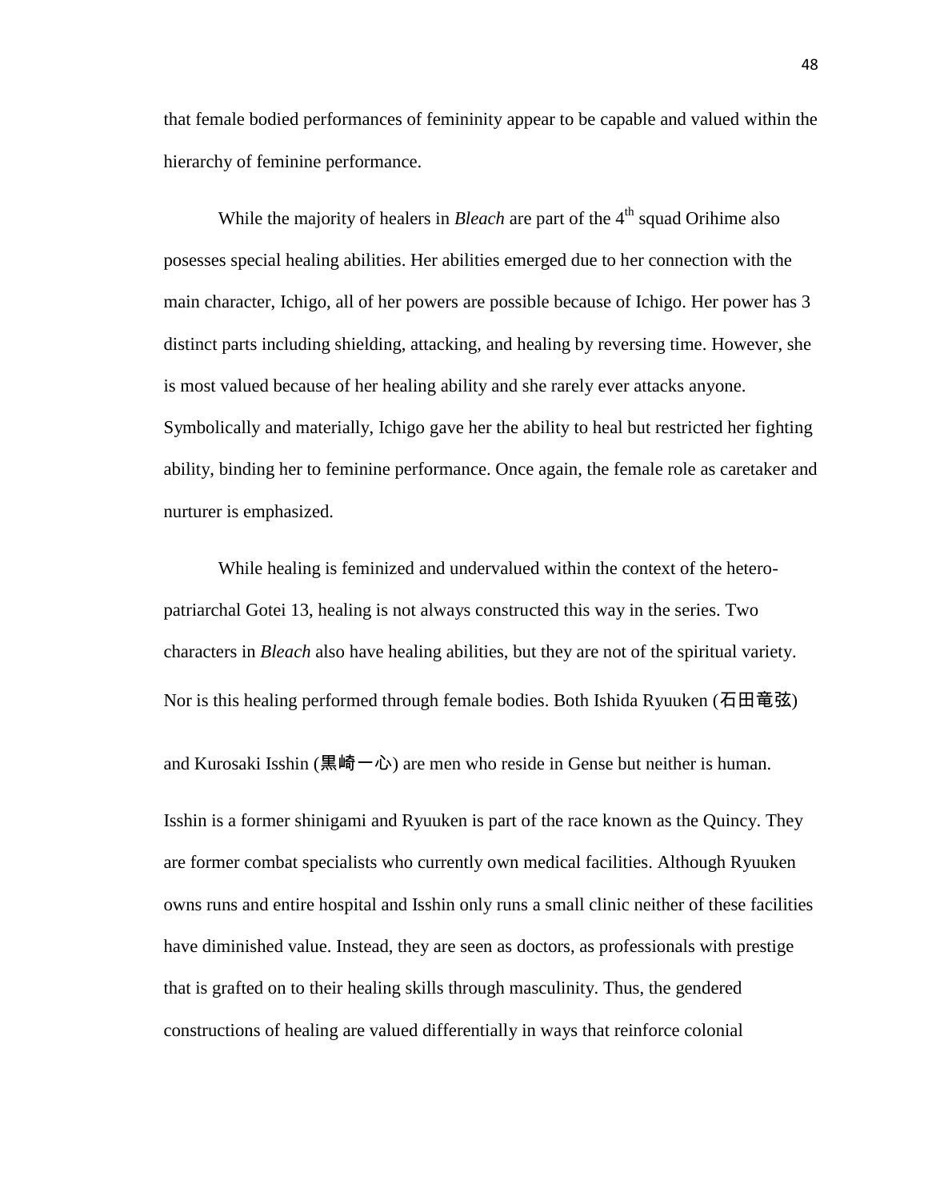that female bodied performances of femininity appear to be capable and valued within the hierarchy of feminine performance.

While the majority of healers in *Bleach* are part of the 4th squad Orihime also posesses special healing abilities. Her abilities emerged due to her connection with the main character, Ichigo, all of her powers are possible because of Ichigo. Her power has 3 distinct parts including shielding, attacking, and healing by reversing time. However, she is most valued because of her healing ability and she rarely ever attacks anyone. Symbolically and materially, Ichigo gave her the ability to heal but restricted her fighting ability, binding her to feminine performance. Once again, the female role as caretaker and nurturer is emphasized.

While healing is feminized and undervalued within the context of the hetero-patriarchal Gotei 13, healing is not always constructed this way in the series. Two characters in *Bleach* also have healing abilities, but they are not of the spiritual variety. Nor is this healing performed through female bodies. Both Ishida Ryuuken (石田竜弦) and Kurosaki Isshin (黒崎一心) are men who reside in Gense but neither is human. Isshin is a former shinigami and Ryuuken is part of the race known as the Quincy. They are former combat specialists who currently own medical facilities. Although Ryuuken owns runs and entire hospital and Isshin only runs a small clinic neither of these facilities have diminished value. Instead, they are seen as doctors, as professionals with prestige that is grafted on to their healing skills through masculinity. Thus, the gendered constructions of healing are valued differentially in ways that reinforce colonial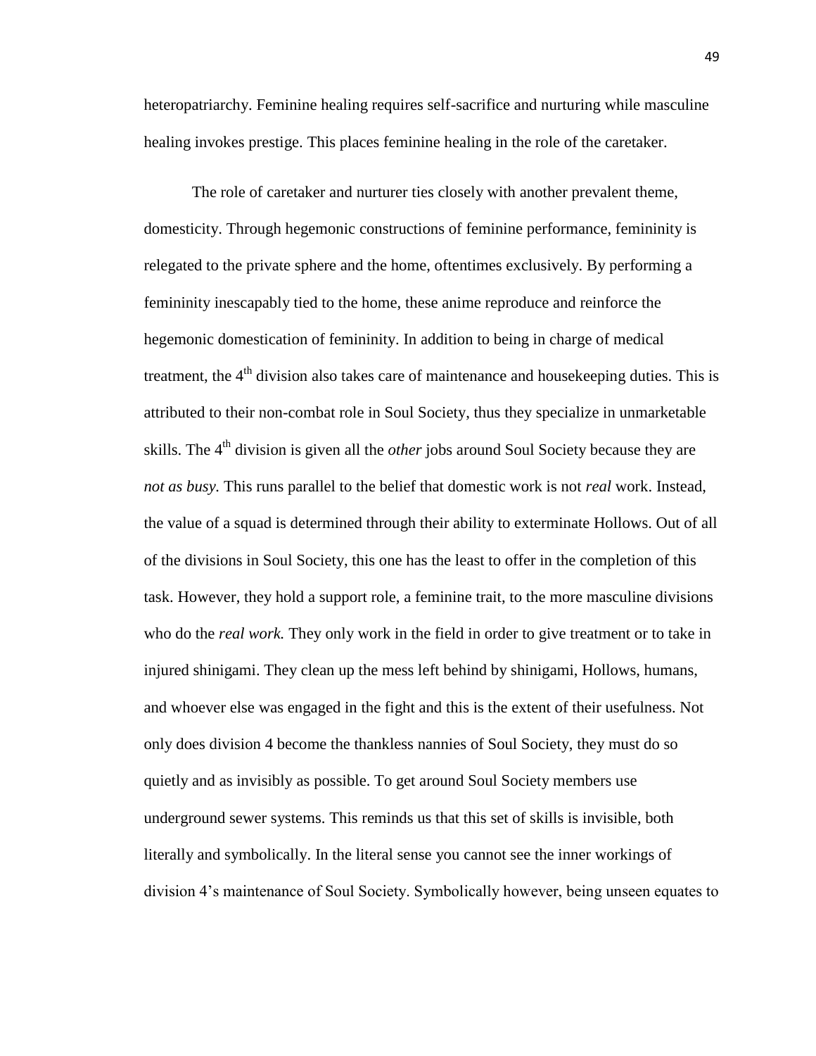heteropatriarchy. Feminine healing requires self-sacrifice and nurturing while masculine healing invokes prestige. This places feminine healing in the role of the caretaker.

The role of caretaker and nurturer ties closely with another prevalent theme, domesticity. Through hegemonic constructions of feminine performance, femininity is relegated to the private sphere and the home, oftentimes exclusively. By performing a femininity inescapably tied to the home, these anime reproduce and reinforce the hegemonic domestication of femininity. In addition to being in charge of medical treatment, the 4th division also takes care of maintenance and housekeeping duties. This is attributed to their non-combat role in Soul Society, thus they specialize in unmarketable skills. The 4th division is given all the *other* jobs around Soul Society because they are *not as busy.* This runs parallel to the belief that domestic work is not *real* work. Instead, the value of a squad is determined through their ability to exterminate Hollows. Out of all of the divisions in Soul Society, this one has the least to offer in the completion of this task. However, they hold a support role, a feminine trait, to the more masculine divisions who do the *real work.* They only work in the field in order to give treatment or to take in injured shinigami. They clean up the mess left behind by shinigami, Hollows, humans, and whoever else was engaged in the fight and this is the extent of their usefulness. Not only does division 4 become the thankless nannies of Soul Society, they must do so quietly and as invisibly as possible. To get around Soul Society members use underground sewer systems. This reminds us that this set of skills is invisible, both literally and symbolically. In the literal sense you cannot see the inner workings of division 4's maintenance of Soul Society. Symbolically however, being unseen equates to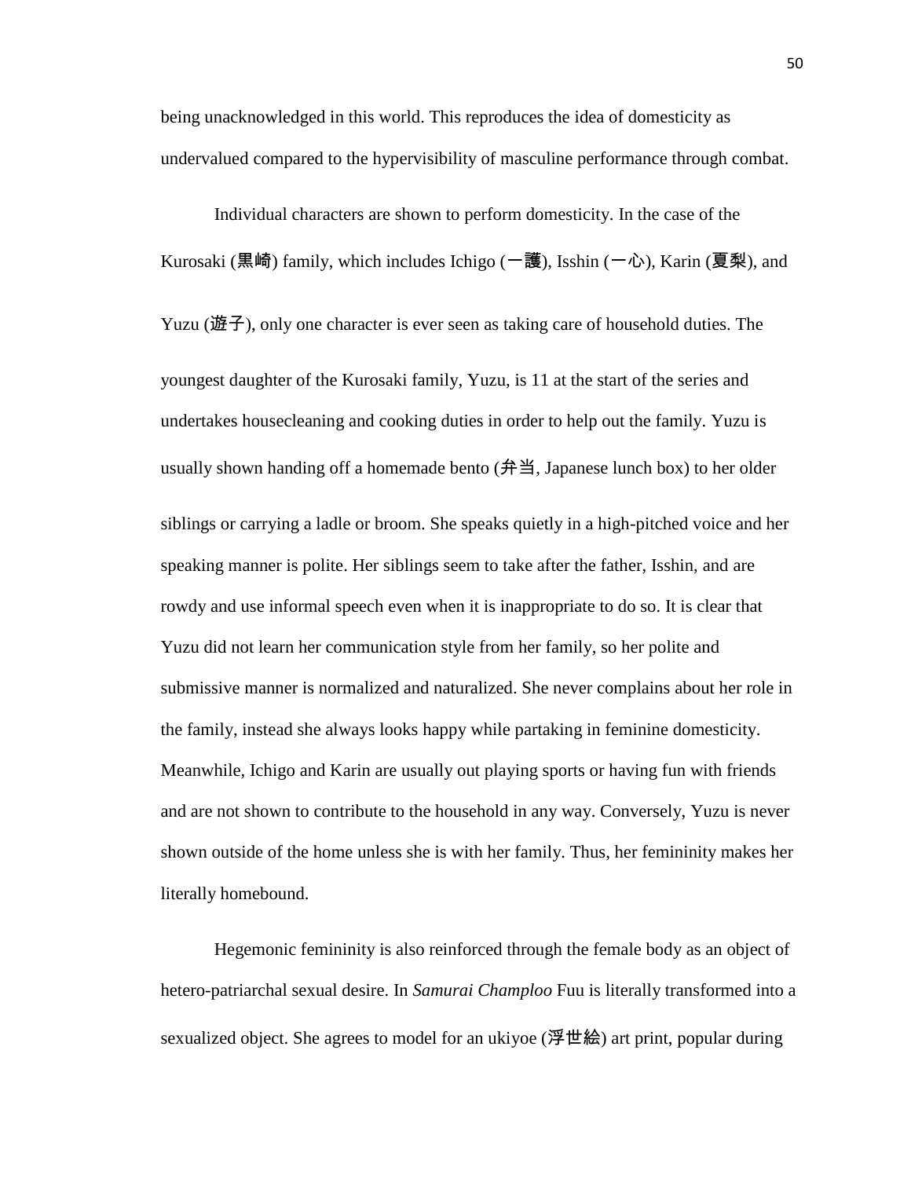being unacknowledged in this world. This reproduces the idea of domesticity as undervalued compared to the hypervisibility of masculine performance through combat.

Individual characters are shown to perform domesticity. In the case of the Kurosaki (黒崎) family, which includes Ichigo (一護), Isshin (一心), Karin (夏梨), and Yuzu (遊子), only one character is ever seen as taking care of household duties. The youngest daughter of the Kurosaki family, Yuzu, is 11 at the start of the series and undertakes housecleaning and cooking duties in order to help out the family. Yuzu is usually shown handing off a homemade bento (弁当, Japanese lunch box) to her older siblings or carrying a ladle or broom. She speaks quietly in a high-pitched voice and her speaking manner is polite. Her siblings seem to take after the father, Isshin, and are rowdy and use informal speech even when it is inappropriate to do so. It is clear that Yuzu did not learn her communication style from her family, so her polite and submissive manner is normalized and naturalized. She never complains about her role in the family, instead she always looks happy while partaking in feminine domesticity. Meanwhile, Ichigo and Karin are usually out playing sports or having fun with friends and are not shown to contribute to the household in any way. Conversely, Yuzu is never shown outside of the home unless she is with her family. Thus, her femininity makes her literally homebound.

Hegemonic femininity is also reinforced through the female body as an object of hetero-patriarchal sexual desire. In *Samurai Champloo* Fuu is literally transformed into a sexualized object. She agrees to model for an ukiyoe (浮世絵) art print, popular during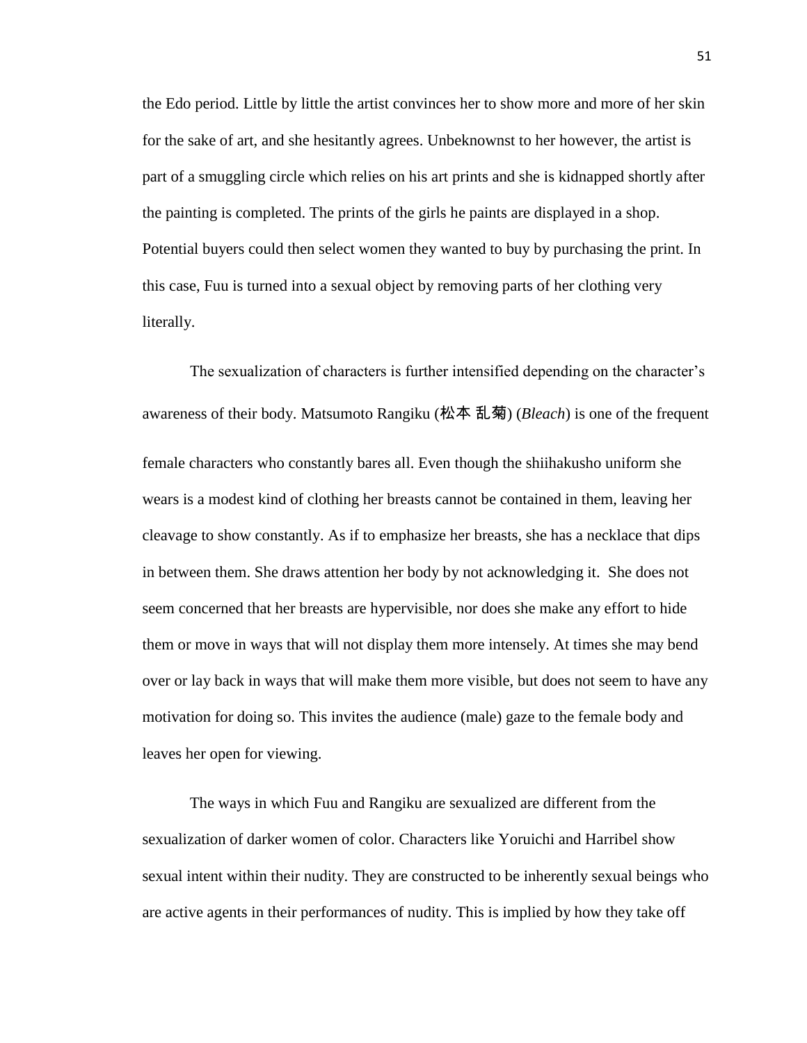the Edo period. Little by little the artist convinces her to show more and more of her skin for the sake of art, and she hesitantly agrees. Unbeknownst to her however, the artist is part of a smuggling circle which relies on his art prints and she is kidnapped shortly after the painting is completed. The prints of the girls he paints are displayed in a shop. Potential buyers could then select women they wanted to buy by purchasing the print. In this case, Fuu is turned into a sexual object by removing parts of her clothing very literally.

The sexualization of characters is further intensified depending on the character's awareness of their body. Matsumoto Rangiku (松本 乱菊) (*Bleach*) is one of the frequent female characters who constantly bares all. Even though the shiihakusho uniform she wears is a modest kind of clothing her breasts cannot be contained in them, leaving her cleavage to show constantly. As if to emphasize her breasts, she has a necklace that dips in between them. She draws attention her body by not acknowledging it. She does not seem concerned that her breasts are hypervisible, nor does she make any effort to hide them or move in ways that will not display them more intensely. At times she may bend over or lay back in ways that will make them more visible, but does not seem to have any motivation for doing so. This invites the audience (male) gaze to the female body and leaves her open for viewing.

The ways in which Fuu and Rangiku are sexualized are different from the sexualization of darker women of color. Characters like Yoruichi and Harribel show sexual intent within their nudity. They are constructed to be inherently sexual beings who are active agents in their performances of nudity. This is implied by how they take off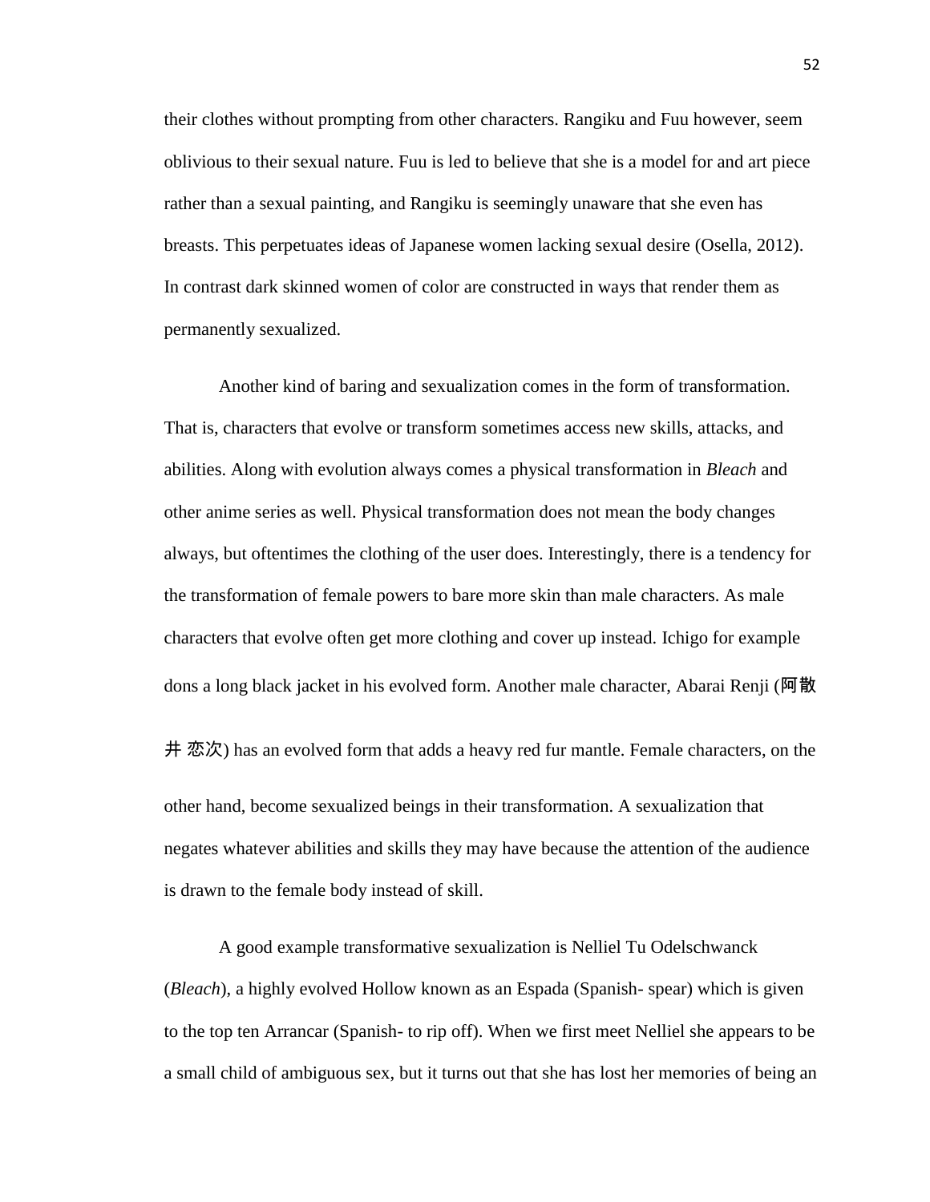their clothes without prompting from other characters. Rangiku and Fuu however, seem oblivious to their sexual nature. Fuu is led to believe that she is a model for and art piece rather than a sexual painting, and Rangiku is seemingly unaware that she even has breasts. This perpetuates ideas of Japanese women lacking sexual desire (Osella, 2012). In contrast dark skinned women of color are constructed in ways that render them as permanently sexualized.

Another kind of baring and sexualization comes in the form of transformation. That is, characters that evolve or transform sometimes access new skills, attacks, and abilities. Along with evolution always comes a physical transformation in *Bleach* and other anime series as well. Physical transformation does not mean the body changes always, but oftentimes the clothing of the user does. Interestingly, there is a tendency for the transformation of female powers to bare more skin than male characters. As male characters that evolve often get more clothing and cover up instead. Ichigo for example dons a long black jacket in his evolved form. Another male character, Abarai Renji (阿散井 恋次) has an evolved form that adds a heavy red fur mantle. Female characters, on the other hand, become sexualized beings in their transformation. A sexualization that negates whatever abilities and skills they may have because the attention of the audience is drawn to the female body instead of skill.

A good example transformative sexualization is Nelliel Tu Odelschwanck (*Bleach*), a highly evolved Hollow known as an Espada (Spanish- spear) which is given to the top ten Arrancar (Spanish- to rip off). When we first meet Nelliel she appears to be a small child of ambiguous sex, but it turns out that she has lost her memories of being an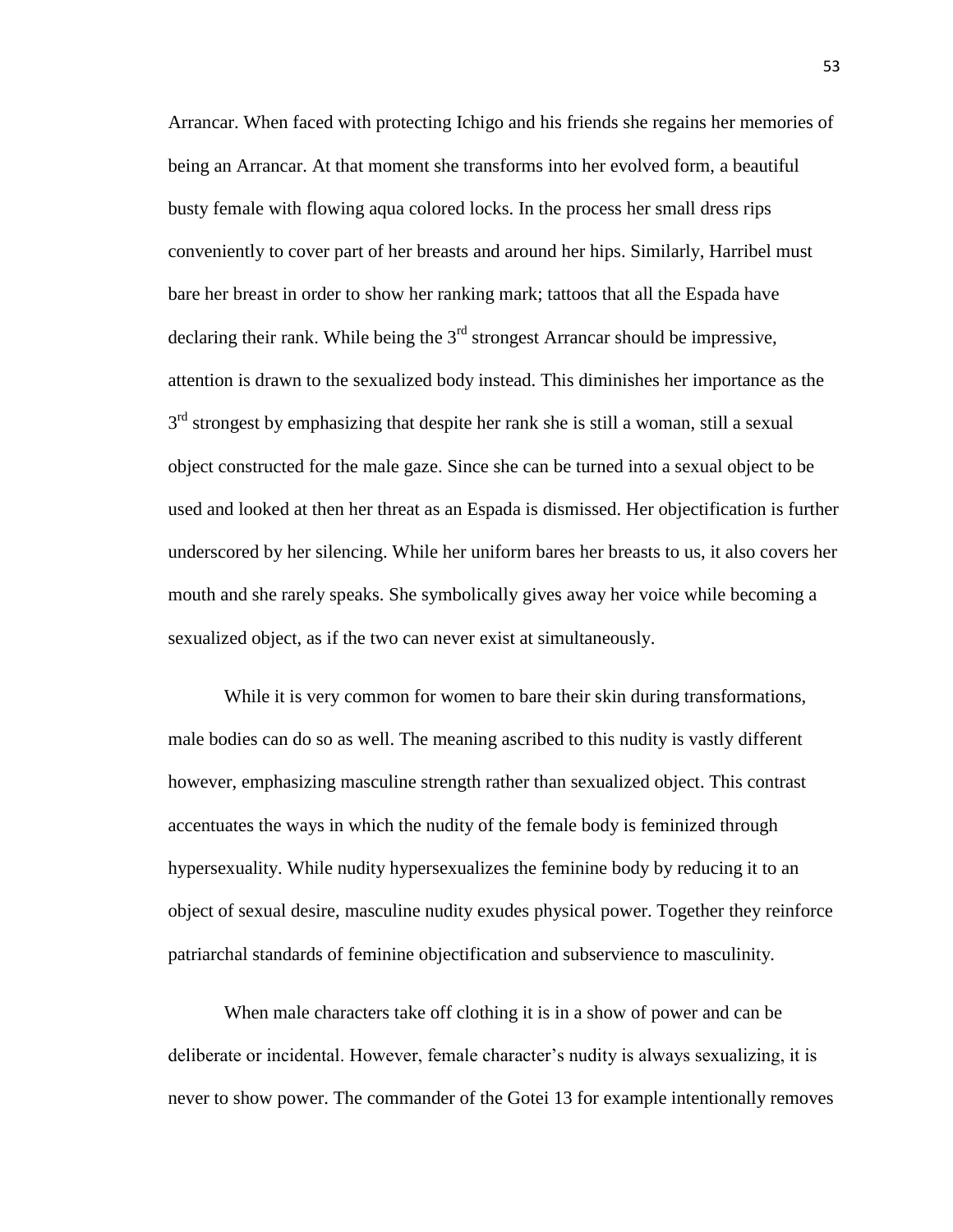Arrancar. When faced with protecting Ichigo and his friends she regains her memories of being an Arrancar. At that moment she transforms into her evolved form, a beautiful busty female with flowing aqua colored locks. In the process her small dress rips conveniently to cover part of her breasts and around her hips. Similarly, Harribel must bare her breast in order to show her ranking mark; tattoos that all the Espada have declaring their rank. While being the 3rd strongest Arrancar should be impressive, attention is drawn to the sexualized body instead. This diminishes her importance as the 3rd strongest by emphasizing that despite her rank she is still a woman, still a sexual object constructed for the male gaze. Since she can be turned into a sexual object to be used and looked at then her threat as an Espada is dismissed. Her objectification is further underscored by her silencing. While her uniform bares her breasts to us, it also covers her mouth and she rarely speaks. She symbolically gives away her voice while becoming a sexualized object, as if the two can never exist at simultaneously.

While it is very common for women to bare their skin during transformations, male bodies can do so as well. The meaning ascribed to this nudity is vastly different however, emphasizing masculine strength rather than sexualized object. This contrast accentuates the ways in which the nudity of the female body is feminized through hypersexuality. While nudity hypersexualizes the feminine body by reducing it to an object of sexual desire, masculine nudity exudes physical power. Together they reinforce patriarchal standards of feminine objectification and subservience to masculinity.

When male characters take off clothing it is in a show of power and can be deliberate or incidental. However, female character's nudity is always sexualizing, it is never to show power. The commander of the Gotei 13 for example intentionally removes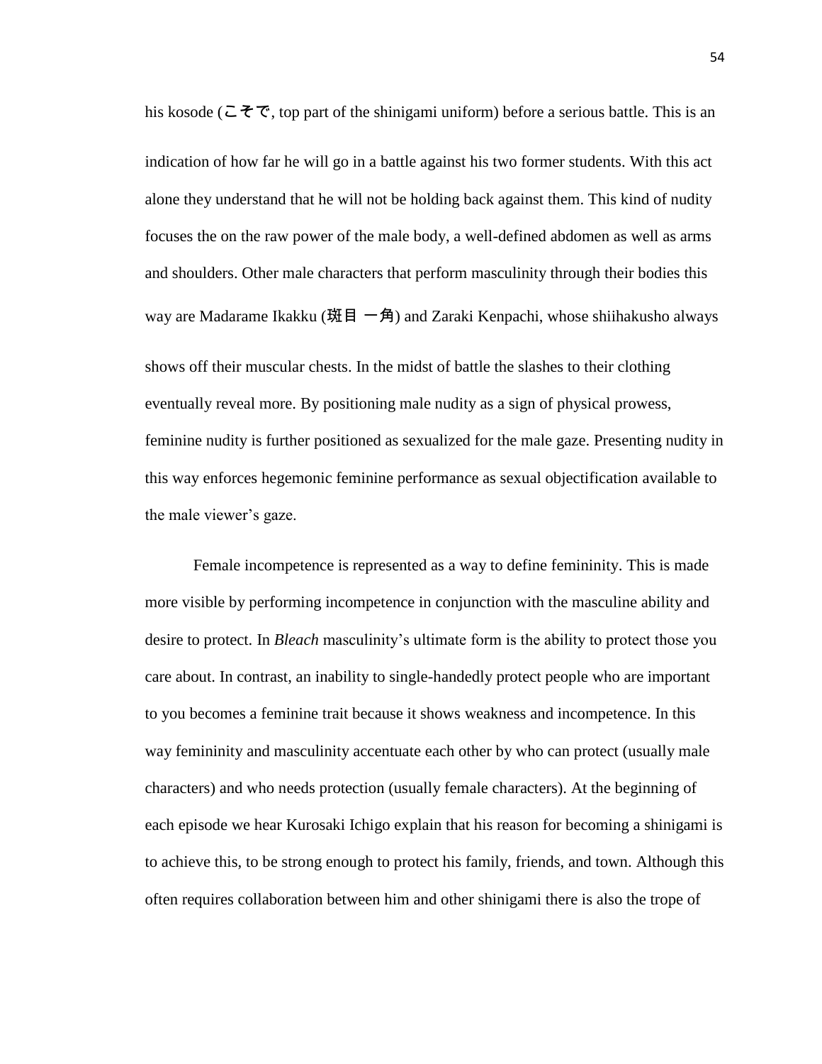his kosode (こそで, top part of the shinigami uniform) before a serious battle. This is an indication of how far he will go in a battle against his two former students. With this act alone they understand that he will not be holding back against them. This kind of nudity focuses the on the raw power of the male body, a well-defined abdomen as well as arms and shoulders. Other male characters that perform masculinity through their bodies this way are Madarame Ikakku (斑目 一角) and Zaraki Kenpachi, whose shiihakusho always shows off their muscular chests. In the midst of battle the slashes to their clothing eventually reveal more. By positioning male nudity as a sign of physical prowess, feminine nudity is further positioned as sexualized for the male gaze. Presenting nudity in this way enforces hegemonic feminine performance as sexual objectification available to the male viewer's gaze.

Female incompetence is represented as a way to define femininity. This is made more visible by performing incompetence in conjunction with the masculine ability and desire to protect. In *Bleach* masculinity's ultimate form is the ability to protect those you care about. In contrast, an inability to single-handedly protect people who are important to you becomes a feminine trait because it shows weakness and incompetence. In this way femininity and masculinity accentuate each other by who can protect (usually male characters) and who needs protection (usually female characters). At the beginning of each episode we hear Kurosaki Ichigo explain that his reason for becoming a shinigami is to achieve this, to be strong enough to protect his family, friends, and town. Although this often requires collaboration between him and other shinigami there is also the trope of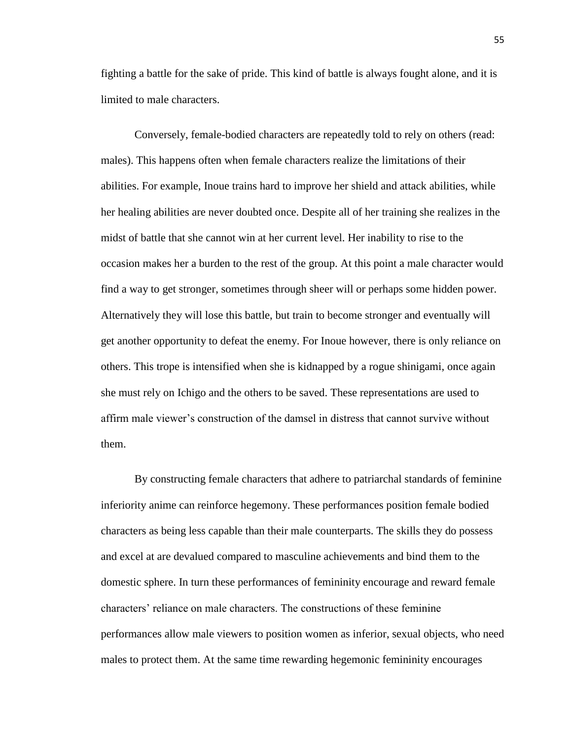fighting a battle for the sake of pride. This kind of battle is always fought alone, and it is limited to male characters.

Conversely, female-bodied characters are repeatedly told to rely on others (read: males). This happens often when female characters realize the limitations of their abilities. For example, Inoue trains hard to improve her shield and attack abilities, while her healing abilities are never doubted once. Despite all of her training she realizes in the midst of battle that she cannot win at her current level. Her inability to rise to the occasion makes her a burden to the rest of the group. At this point a male character would find a way to get stronger, sometimes through sheer will or perhaps some hidden power. Alternatively they will lose this battle, but train to become stronger and eventually will get another opportunity to defeat the enemy. For Inoue however, there is only reliance on others. This trope is intensified when she is kidnapped by a rogue shinigami, once again she must rely on Ichigo and the others to be saved. These representations are used to affirm male viewer's construction of the damsel in distress that cannot survive without them.

By constructing female characters that adhere to patriarchal standards of feminine inferiority anime can reinforce hegemony. These performances position female bodied characters as being less capable than their male counterparts. The skills they do possess and excel at are devalued compared to masculine achievements and bind them to the domestic sphere. In turn these performances of femininity encourage and reward female characters' reliance on male characters. The constructions of these feminine performances allow male viewers to position women as inferior, sexual objects, who need males to protect them. At the same time rewarding hegemonic femininity encourages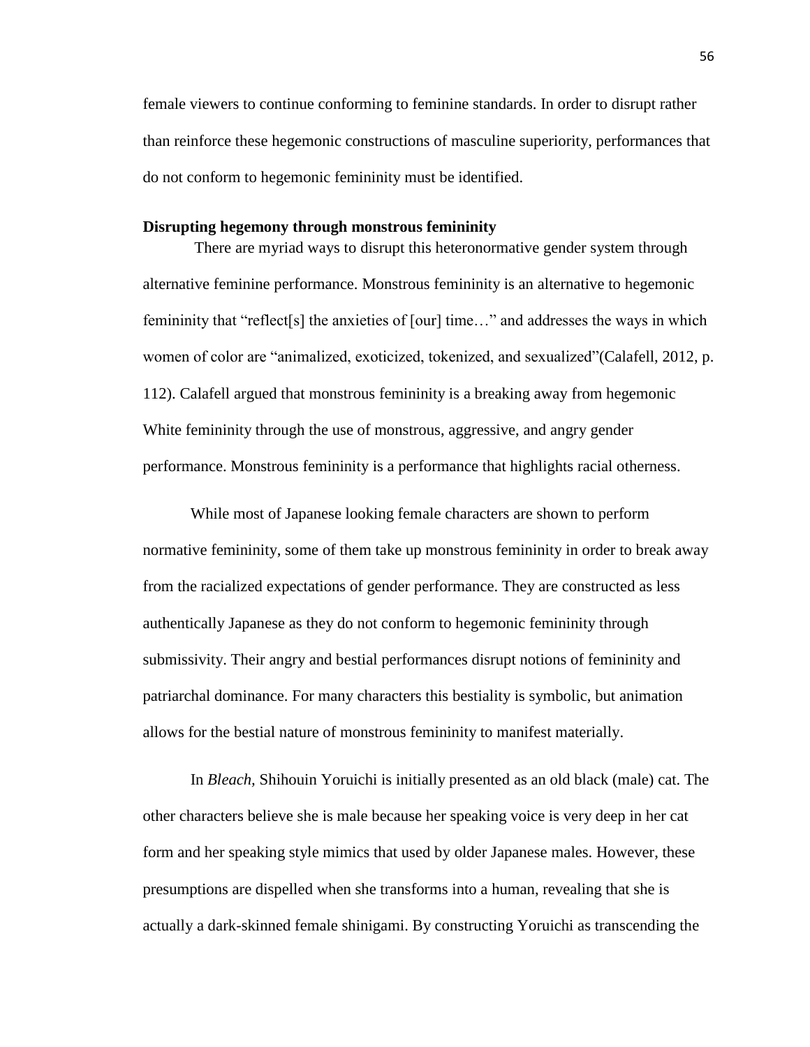female viewers to continue conforming to feminine standards. In order to disrupt rather than reinforce these hegemonic constructions of masculine superiority, performances that do not conform to hegemonic femininity must be identified.

**Disrupting hegemony through monstrous femininity**

There are myriad ways to disrupt this heteronormative gender system through alternative feminine performance. Monstrous femininity is an alternative to hegemonic femininity that "reflect[s] the anxieties of [our] time…" and addresses the ways in which women of color are "animalized, exoticized, tokenized, and sexualized"(Calafell, 2012, p. 112). Calafell argued that monstrous femininity is a breaking away from hegemonic White femininity through the use of monstrous, aggressive, and angry gender performance. Monstrous femininity is a performance that highlights racial otherness.

While most of Japanese looking female characters are shown to perform normative femininity, some of them take up monstrous femininity in order to break away from the racialized expectations of gender performance. They are constructed as less authentically Japanese as they do not conform to hegemonic femininity through submissivity. Their angry and bestial performances disrupt notions of femininity and patriarchal dominance. For many characters this bestiality is symbolic, but animation allows for the bestial nature of monstrous femininity to manifest materially.

In *Bleach,* Shihouin Yoruichi is initially presented as an old black (male) cat. The other characters believe she is male because her speaking voice is very deep in her cat form and her speaking style mimics that used by older Japanese males. However, these presumptions are dispelled when she transforms into a human, revealing that she is actually a dark-skinned female shinigami. By constructing Yoruichi as transcending the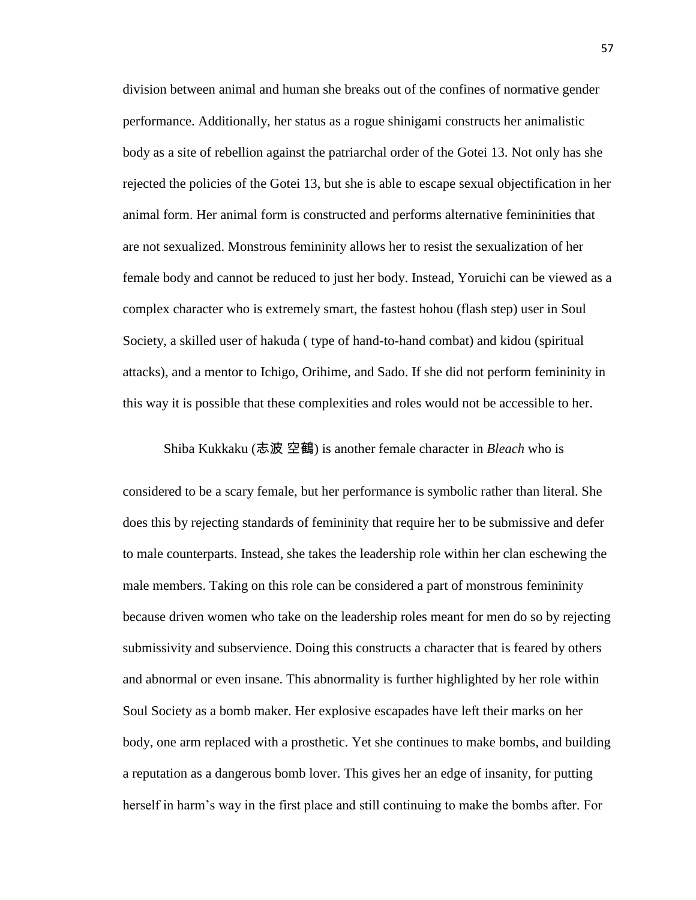division between animal and human she breaks out of the confines of normative gender performance. Additionally, her status as a rogue shinigami constructs her animalistic body as a site of rebellion against the patriarchal order of the Gotei 13. Not only has she rejected the policies of the Gotei 13, but she is able to escape sexual objectification in her animal form. Her animal form is constructed and performs alternative femininities that are not sexualized. Monstrous femininity allows her to resist the sexualization of her female body and cannot be reduced to just her body. Instead, Yoruichi can be viewed as a complex character who is extremely smart, the fastest hohou (flash step) user in Soul Society, a skilled user of hakuda ( type of hand-to-hand combat) and kidou (spiritual attacks), and a mentor to Ichigo, Orihime, and Sado. If she did not perform femininity in this way it is possible that these complexities and roles would not be accessible to her.

Shiba Kukkaku (志波 空鶴) is another female character in *Bleach* who is considered to be a scary female, but her performance is symbolic rather than literal. She does this by rejecting standards of femininity that require her to be submissive and defer to male counterparts. Instead, she takes the leadership role within her clan eschewing the male members. Taking on this role can be considered a part of monstrous femininity because driven women who take on the leadership roles meant for men do so by rejecting submissivity and subservience. Doing this constructs a character that is feared by others and abnormal or even insane. This abnormality is further highlighted by her role within Soul Society as a bomb maker. Her explosive escapades have left their marks on her body, one arm replaced with a prosthetic. Yet she continues to make bombs, and building a reputation as a dangerous bomb lover. This gives her an edge of insanity, for putting herself in harm's way in the first place and still continuing to make the bombs after. For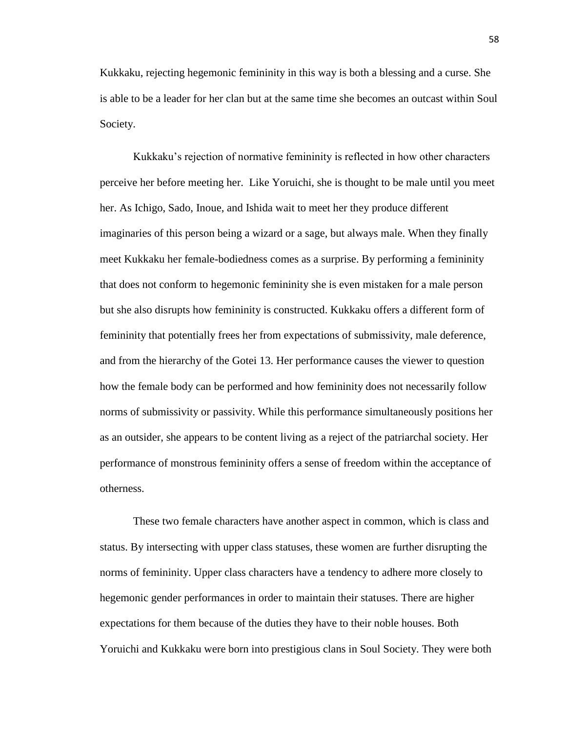Kukkaku, rejecting hegemonic femininity in this way is both a blessing and a curse. She is able to be a leader for her clan but at the same time she becomes an outcast within Soul Society.

Kukkaku's rejection of normative femininity is reflected in how other characters perceive her before meeting her. Like Yoruichi, she is thought to be male until you meet her. As Ichigo, Sado, Inoue, and Ishida wait to meet her they produce different imaginaries of this person being a wizard or a sage, but always male. When they finally meet Kukkaku her female-bodiedness comes as a surprise. By performing a femininity that does not conform to hegemonic femininity she is even mistaken for a male person but she also disrupts how femininity is constructed. Kukkaku offers a different form of femininity that potentially frees her from expectations of submissivity, male deference, and from the hierarchy of the Gotei 13. Her performance causes the viewer to question how the female body can be performed and how femininity does not necessarily follow norms of submissivity or passivity. While this performance simultaneously positions her as an outsider, she appears to be content living as a reject of the patriarchal society. Her performance of monstrous femininity offers a sense of freedom within the acceptance of otherness.

These two female characters have another aspect in common, which is class and status. By intersecting with upper class statuses, these women are further disrupting the norms of femininity. Upper class characters have a tendency to adhere more closely to hegemonic gender performances in order to maintain their statuses. There are higher expectations for them because of the duties they have to their noble houses. Both Yoruichi and Kukkaku were born into prestigious clans in Soul Society. They were both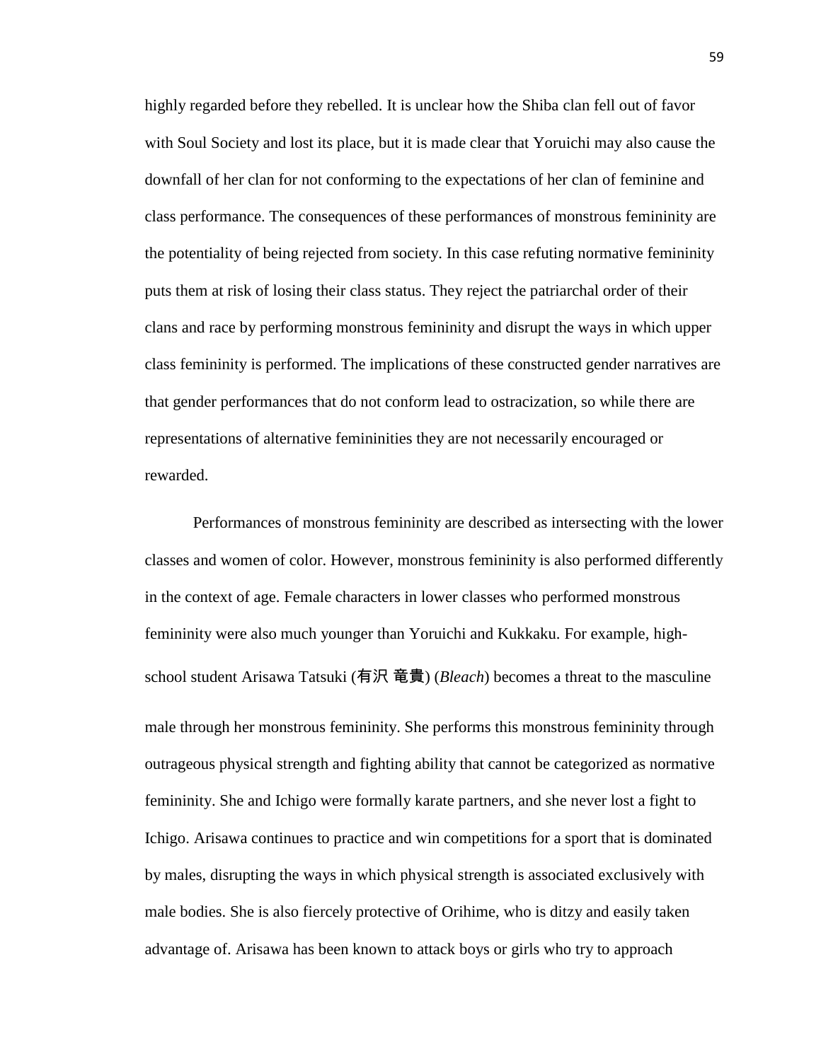highly regarded before they rebelled. It is unclear how the Shiba clan fell out of favor with Soul Society and lost its place, but it is made clear that Yoruichi may also cause the downfall of her clan for not conforming to the expectations of her clan of feminine and class performance. The consequences of these performances of monstrous femininity are the potentiality of being rejected from society. In this case refuting normative femininity puts them at risk of losing their class status. They reject the patriarchal order of their clans and race by performing monstrous femininity and disrupt the ways in which upper class femininity is performed. The implications of these constructed gender narratives are that gender performances that do not conform lead to ostracization, so while there are representations of alternative femininities they are not necessarily encouraged or rewarded.

Performances of monstrous femininity are described as intersecting with the lower classes and women of color. However, monstrous femininity is also performed differently in the context of age. Female characters in lower classes who performed monstrous femininity were also much younger than Yoruichi and Kukkaku. For example, high-school student Arisawa Tatsuki (有沢 竜貴) (*Bleach*) becomes a threat to the masculine male through her monstrous femininity. She performs this monstrous femininity through outrageous physical strength and fighting ability that cannot be categorized as normative femininity. She and Ichigo were formally karate partners, and she never lost a fight to Ichigo. Arisawa continues to practice and win competitions for a sport that is dominated by males, disrupting the ways in which physical strength is associated exclusively with male bodies. She is also fiercely protective of Orihime, who is ditzy and easily taken advantage of. Arisawa has been known to attack boys or girls who try to approach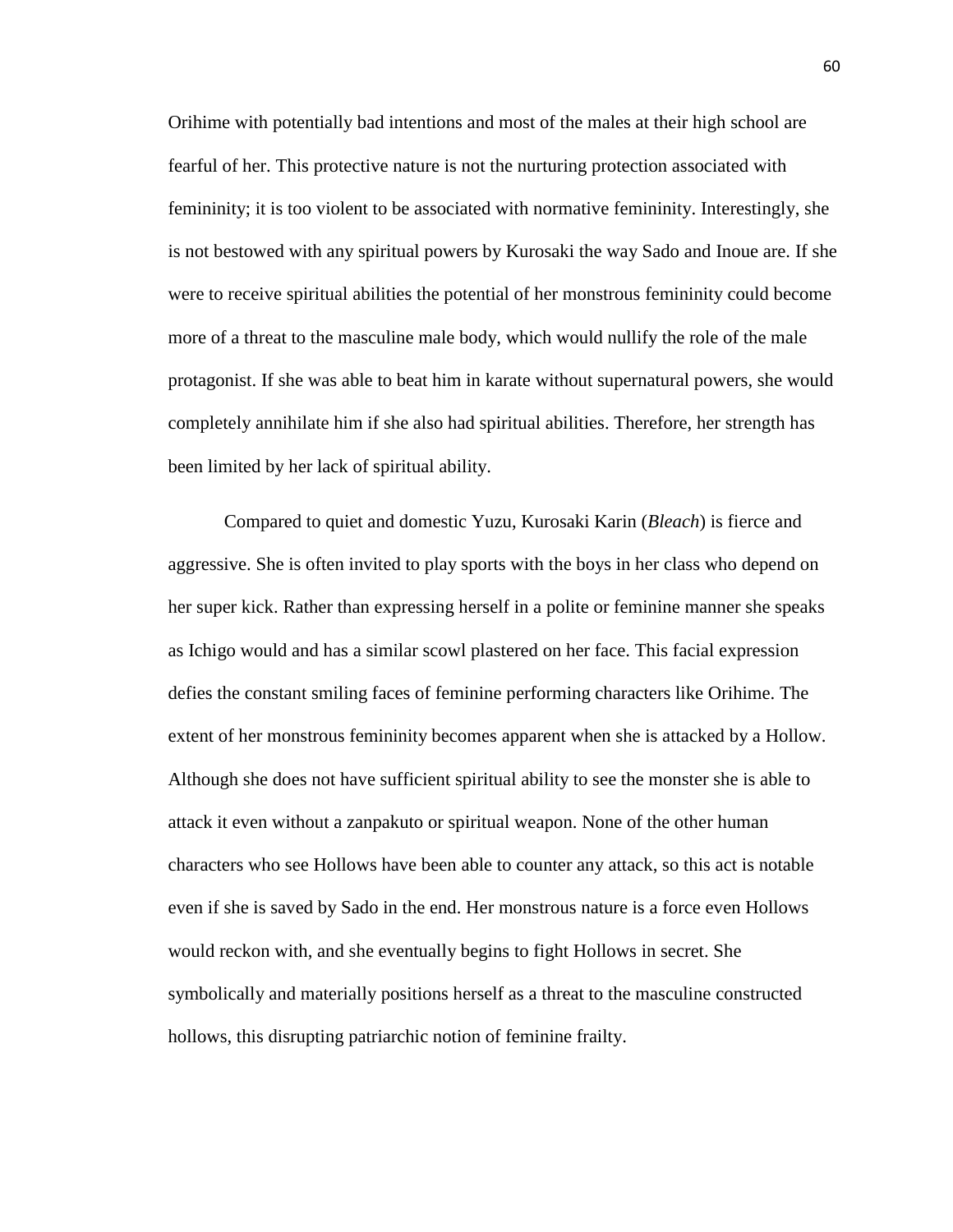Orihime with potentially bad intentions and most of the males at their high school are fearful of her. This protective nature is not the nurturing protection associated with femininity; it is too violent to be associated with normative femininity. Interestingly, she is not bestowed with any spiritual powers by Kurosaki the way Sado and Inoue are. If she were to receive spiritual abilities the potential of her monstrous femininity could become more of a threat to the masculine male body, which would nullify the role of the male protagonist. If she was able to beat him in karate without supernatural powers, she would completely annihilate him if she also had spiritual abilities. Therefore, her strength has been limited by her lack of spiritual ability.

Compared to quiet and domestic Yuzu, Kurosaki Karin (*Bleach*) is fierce and aggressive. She is often invited to play sports with the boys in her class who depend on her super kick. Rather than expressing herself in a polite or feminine manner she speaks as Ichigo would and has a similar scowl plastered on her face. This facial expression defies the constant smiling faces of feminine performing characters like Orihime. The extent of her monstrous femininity becomes apparent when she is attacked by a Hollow. Although she does not have sufficient spiritual ability to see the monster she is able to attack it even without a zanpakuto or spiritual weapon. None of the other human characters who see Hollows have been able to counter any attack, so this act is notable even if she is saved by Sado in the end. Her monstrous nature is a force even Hollows would reckon with, and she eventually begins to fight Hollows in secret. She symbolically and materially positions herself as a threat to the masculine constructed hollows, this disrupting patriarchic notion of feminine frailty.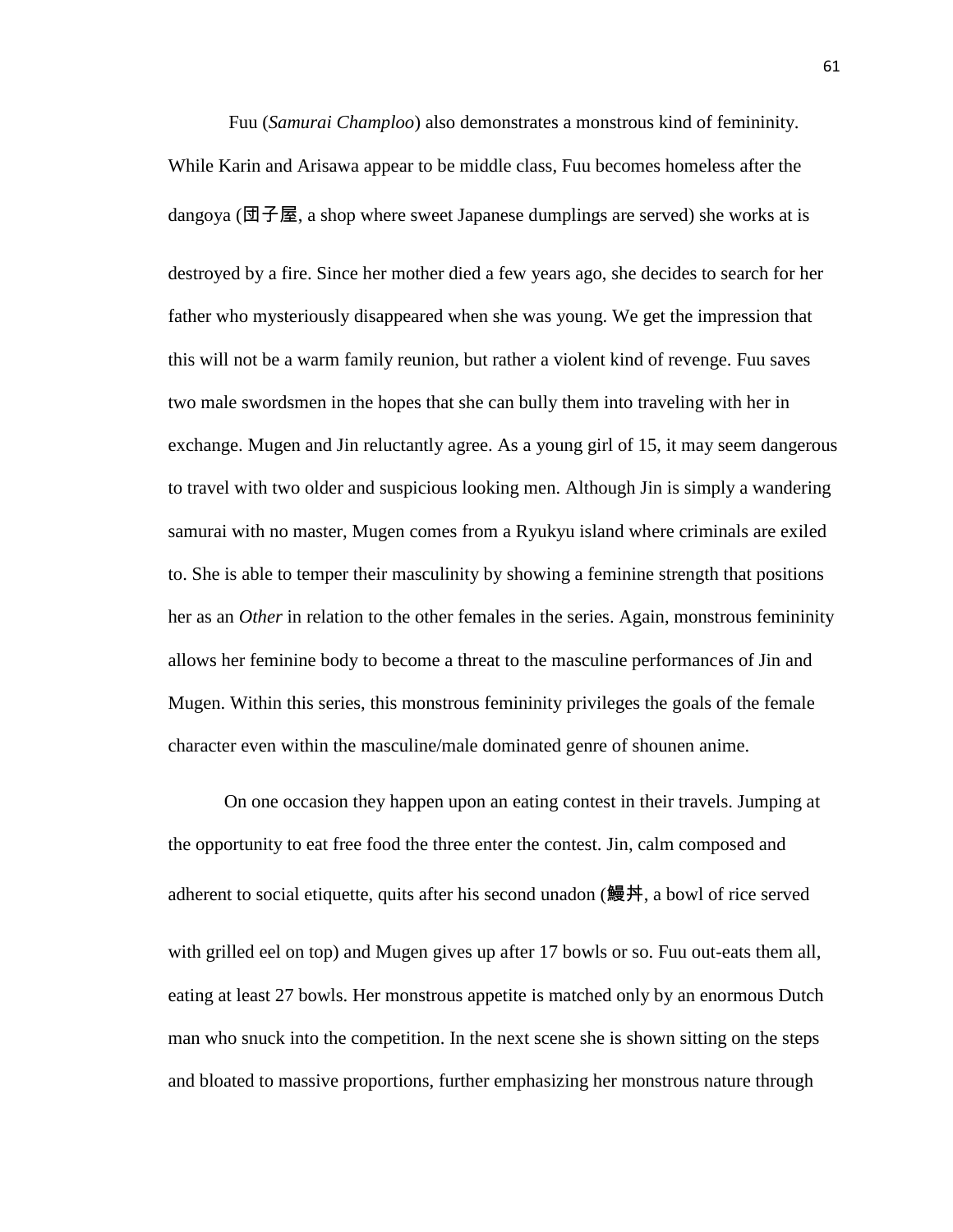Fuu (*Samurai Champloo*) also demonstrates a monstrous kind of femininity. While Karin and Arisawa appear to be middle class, Fuu becomes homeless after the dangoya (団子屋, a shop where sweet Japanese dumplings are served) she works at is destroyed by a fire. Since her mother died a few years ago, she decides to search for her father who mysteriously disappeared when she was young. We get the impression that this will not be a warm family reunion, but rather a violent kind of revenge. Fuu saves two male swordsmen in the hopes that she can bully them into traveling with her in exchange. Mugen and Jin reluctantly agree. As a young girl of 15, it may seem dangerous to travel with two older and suspicious looking men. Although Jin is simply a wandering samurai with no master, Mugen comes from a Ryukyu island where criminals are exiled to. She is able to temper their masculinity by showing a feminine strength that positions her as an *Other* in relation to the other females in the series. Again, monstrous femininity allows her feminine body to become a threat to the masculine performances of Jin and Mugen. Within this series, this monstrous femininity privileges the goals of the female character even within the masculine/male dominated genre of shounen anime.

On one occasion they happen upon an eating contest in their travels. Jumping at the opportunity to eat free food the three enter the contest. Jin, calm composed and adherent to social etiquette, quits after his second unadon (鰻丼, a bowl of rice served with grilled eel on top) and Mugen gives up after 17 bowls or so. Fuu out-eats them all, eating at least 27 bowls. Her monstrous appetite is matched only by an enormous Dutch man who snuck into the competition. In the next scene she is shown sitting on the steps and bloated to massive proportions, further emphasizing her monstrous nature through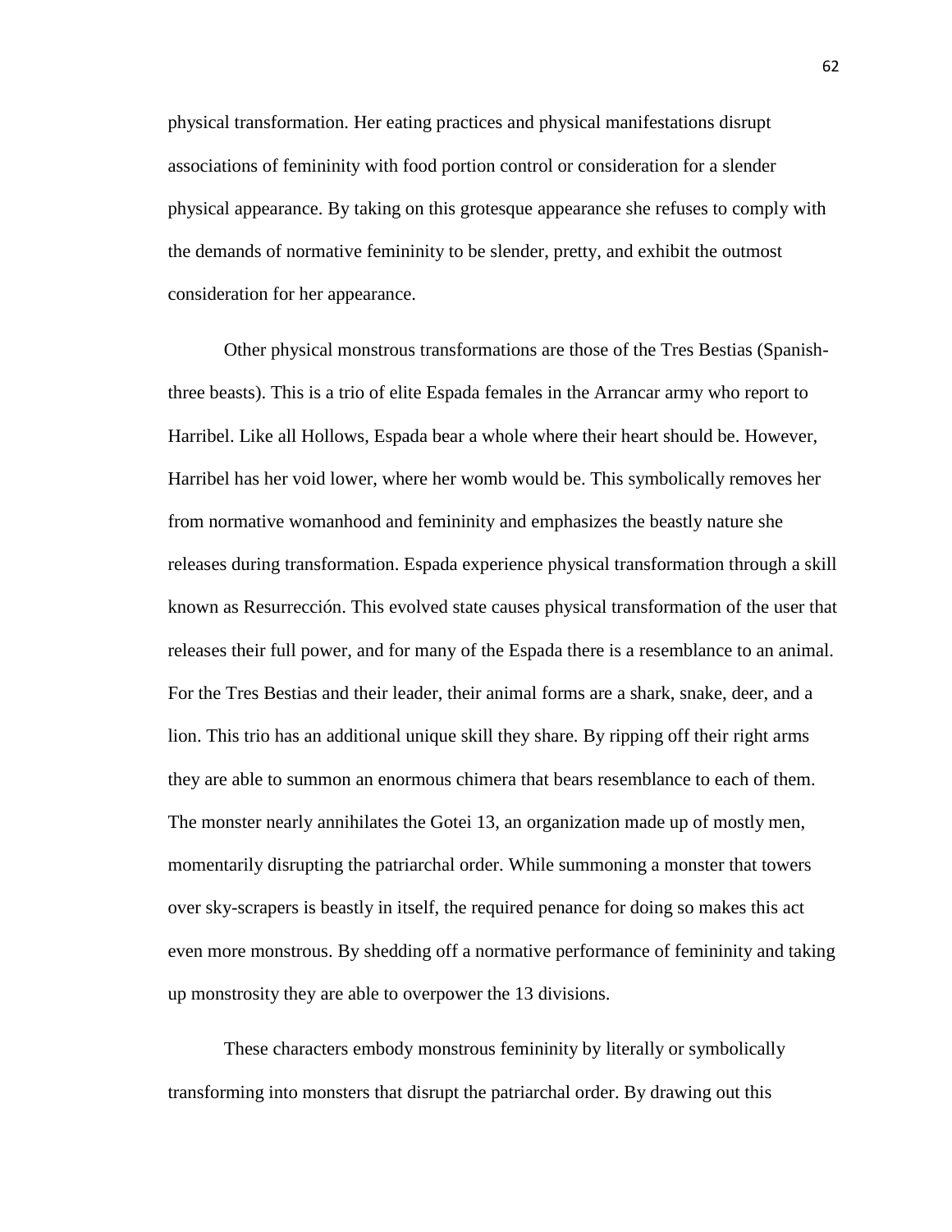physical transformation. Her eating practices and physical manifestations disrupt associations of femininity with food portion control or consideration for a slender physical appearance. By taking on this grotesque appearance she refuses to comply with the demands of normative femininity to be slender, pretty, and exhibit the outmost consideration for her appearance.

Other physical monstrous transformations are those of the Tres Bestias (Spanish-three beasts). This is a trio of elite Espada females in the Arrancar army who report to Harribel. Like all Hollows, Espada bear a whole where their heart should be. However, Harribel has her void lower, where her womb would be. This symbolically removes her from normative womanhood and femininity and emphasizes the beastly nature she releases during transformation. Espada experience physical transformation through a skill known as Resurrección. This evolved state causes physical transformation of the user that releases their full power, and for many of the Espada there is a resemblance to an animal. For the Tres Bestias and their leader, their animal forms are a shark, snake, deer, and a lion. This trio has an additional unique skill they share. By ripping off their right arms they are able to summon an enormous chimera that bears resemblance to each of them. The monster nearly annihilates the Gotei 13, an organization made up of mostly men, momentarily disrupting the patriarchal order. While summoning a monster that towers over sky-scrapers is beastly in itself, the required penance for doing so makes this act even more monstrous. By shedding off a normative performance of femininity and taking up monstrosity they are able to overpower the 13 divisions.

These characters embody monstrous femininity by literally or symbolically transforming into monsters that disrupt the patriarchal order. By drawing out this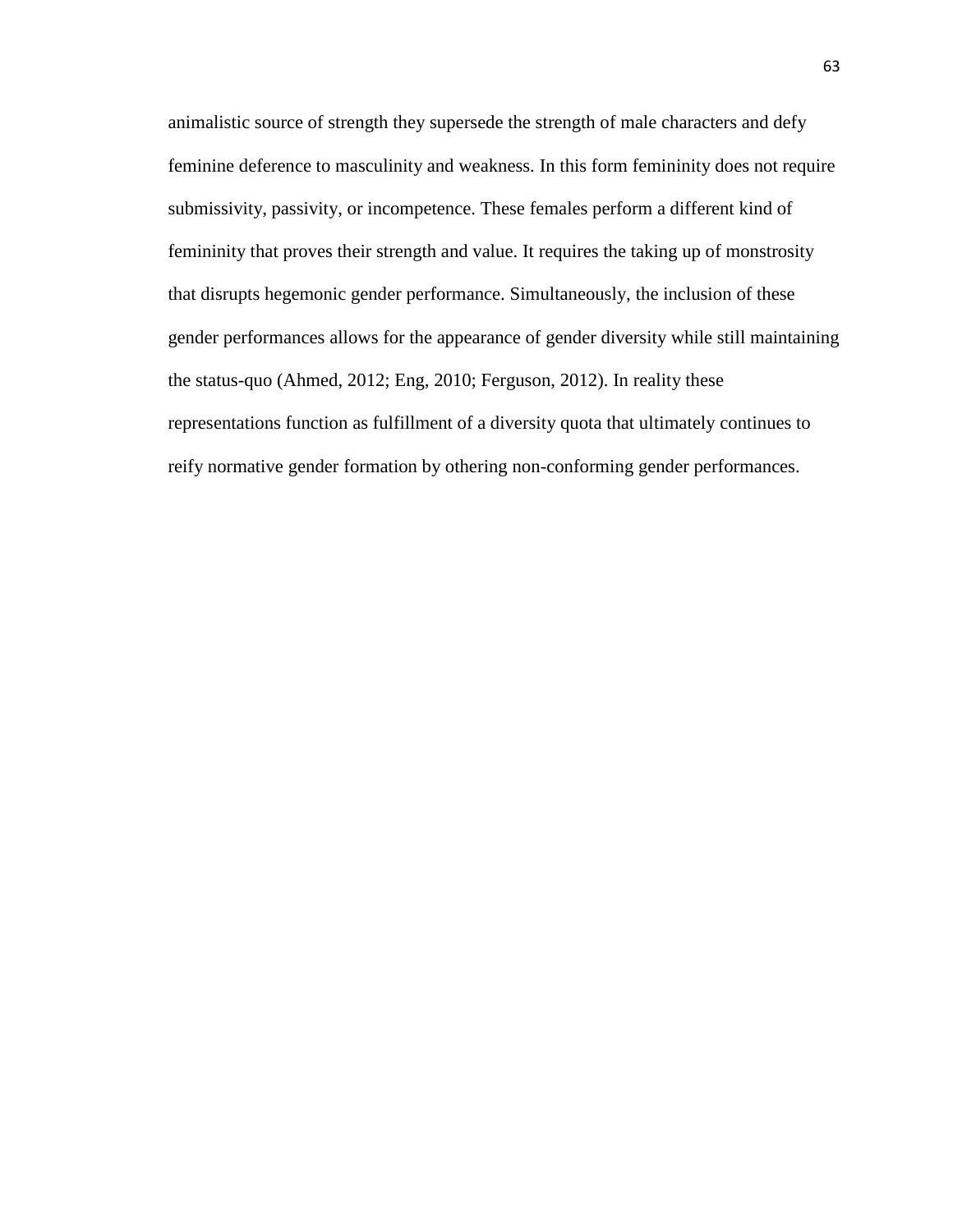animalistic source of strength they supersede the strength of male characters and defy feminine deference to masculinity and weakness. In this form femininity does not require submissivity, passivity, or incompetence. These females perform a different kind of femininity that proves their strength and value. It requires the taking up of monstrosity that disrupts hegemonic gender performance. Simultaneously, the inclusion of these gender performances allows for the appearance of gender diversity while still maintaining the status-quo (Ahmed, 2012; Eng, 2010; Ferguson, 2012). In reality these representations function as fulfillment of a diversity quota that ultimately continues to reify normative gender formation by othering non-conforming gender performances.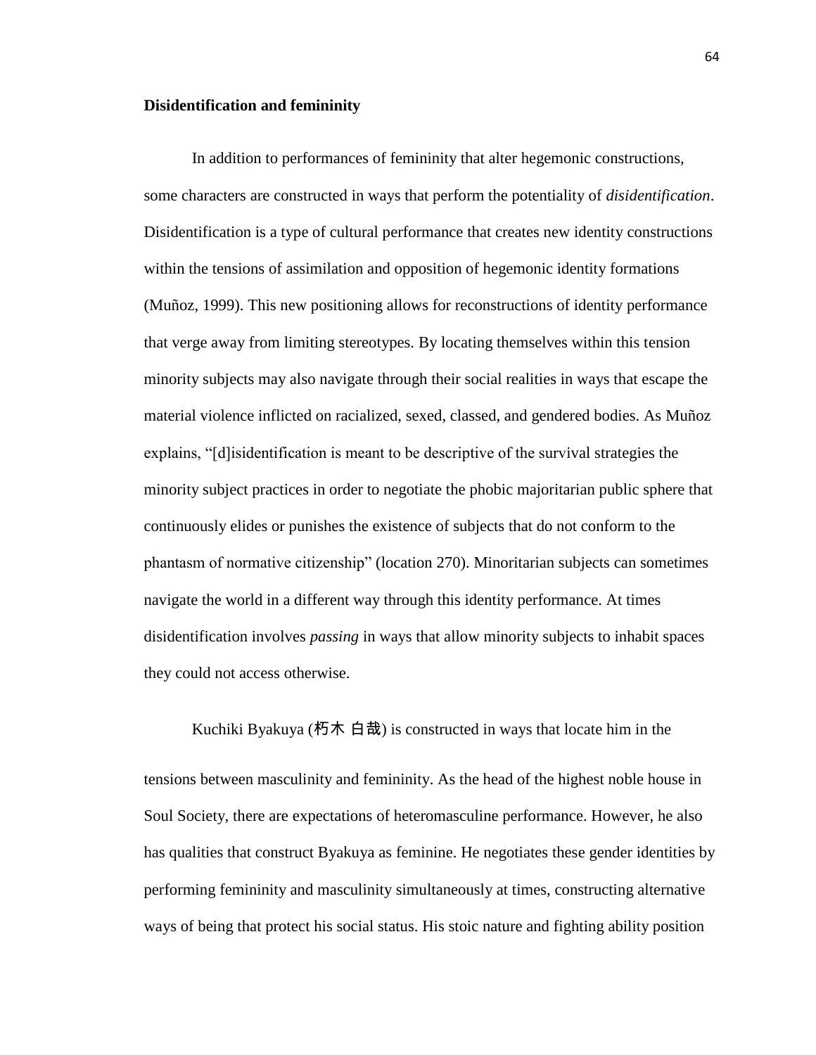**Disidentification and femininity**

In addition to performances of femininity that alter hegemonic constructions, some characters are constructed in ways that perform the potentiality of *disidentification*. Disidentification is a type of cultural performance that creates new identity constructions within the tensions of assimilation and opposition of hegemonic identity formations (Muñoz, 1999). This new positioning allows for reconstructions of identity performance that verge away from limiting stereotypes. By locating themselves within this tension minority subjects may also navigate through their social realities in ways that escape the material violence inflicted on racialized, sexed, classed, and gendered bodies. As Muñoz explains, "[d]isidentification is meant to be descriptive of the survival strategies the minority subject practices in order to negotiate the phobic majoritarian public sphere that continuously elides or punishes the existence of subjects that do not conform to the phantasm of normative citizenship" (location 270). Minoritarian subjects can sometimes navigate the world in a different way through this identity performance. At times disidentification involves *passing* in ways that allow minority subjects to inhabit spaces they could not access otherwise.

Kuchiki Byakuya (朽木 白哉) is constructed in ways that locate him in the tensions between masculinity and femininity. As the head of the highest noble house in Soul Society, there are expectations of heteromasculine performance. However, he also has qualities that construct Byakuya as feminine. He negotiates these gender identities by performing femininity and masculinity simultaneously at times, constructing alternative ways of being that protect his social status. His stoic nature and fighting ability position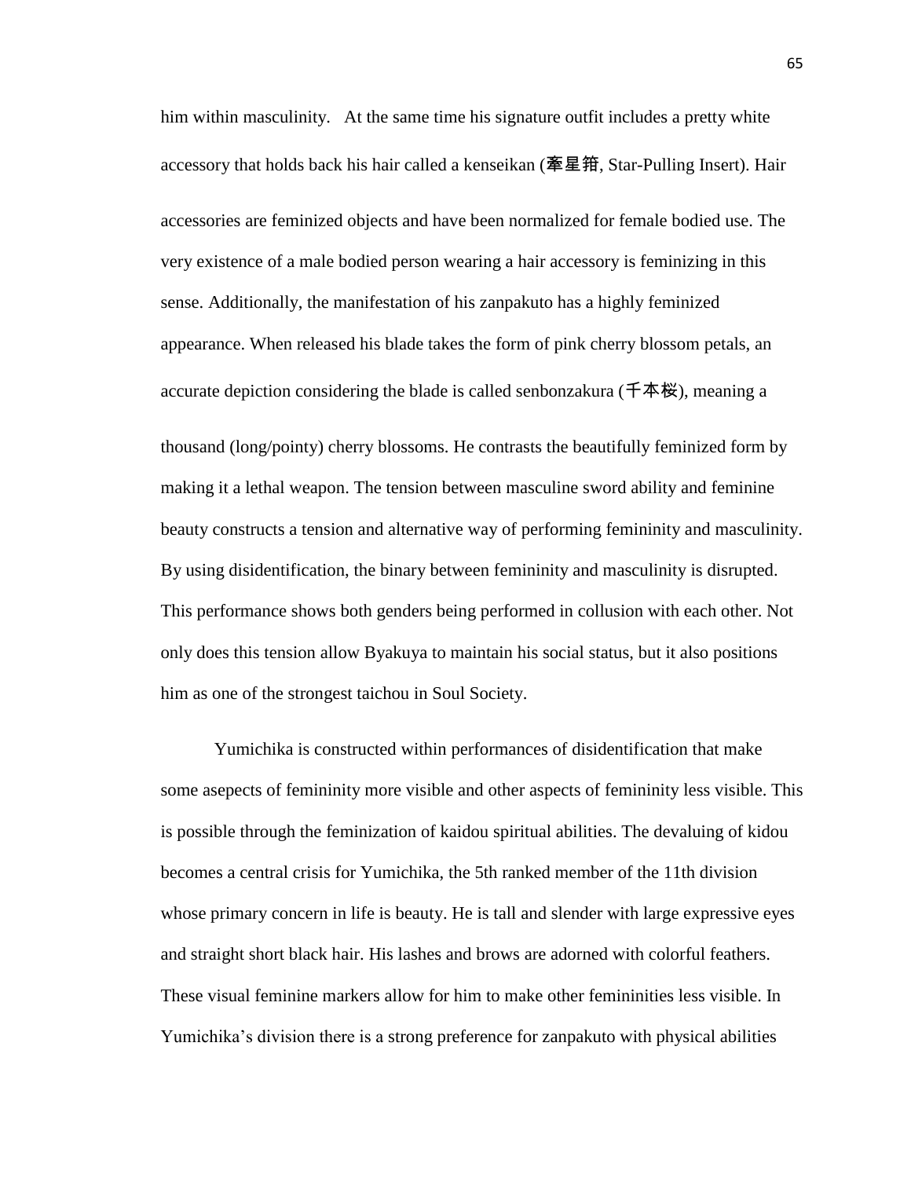him within masculinity. At the same time his signature outfit includes a pretty white accessory that holds back his hair called a kenseikan (牽星箝, Star-Pulling Insert). Hair accessories are feminized objects and have been normalized for female bodied use. The very existence of a male bodied person wearing a hair accessory is feminizing in this sense. Additionally, the manifestation of his zanpakuto has a highly feminized appearance. When released his blade takes the form of pink cherry blossom petals, an accurate depiction considering the blade is called senbonzakura (千本桜), meaning a thousand (long/pointy) cherry blossoms. He contrasts the beautifully feminized form by making it a lethal weapon. The tension between masculine sword ability and feminine beauty constructs a tension and alternative way of performing femininity and masculinity. By using disidentification, the binary between femininity and masculinity is disrupted. This performance shows both genders being performed in collusion with each other. Not only does this tension allow Byakuya to maintain his social status, but it also positions him as one of the strongest taichou in Soul Society.

Yumichika is constructed within performances of disidentification that make some asepects of femininity more visible and other aspects of femininity less visible. This is possible through the feminization of kaidou spiritual abilities. The devaluing of kidou becomes a central crisis for Yumichika, the 5th ranked member of the 11th division whose primary concern in life is beauty. He is tall and slender with large expressive eyes and straight short black hair. His lashes and brows are adorned with colorful feathers. These visual feminine markers allow for him to make other femininities less visible. In Yumichika's division there is a strong preference for zanpakuto with physical abilities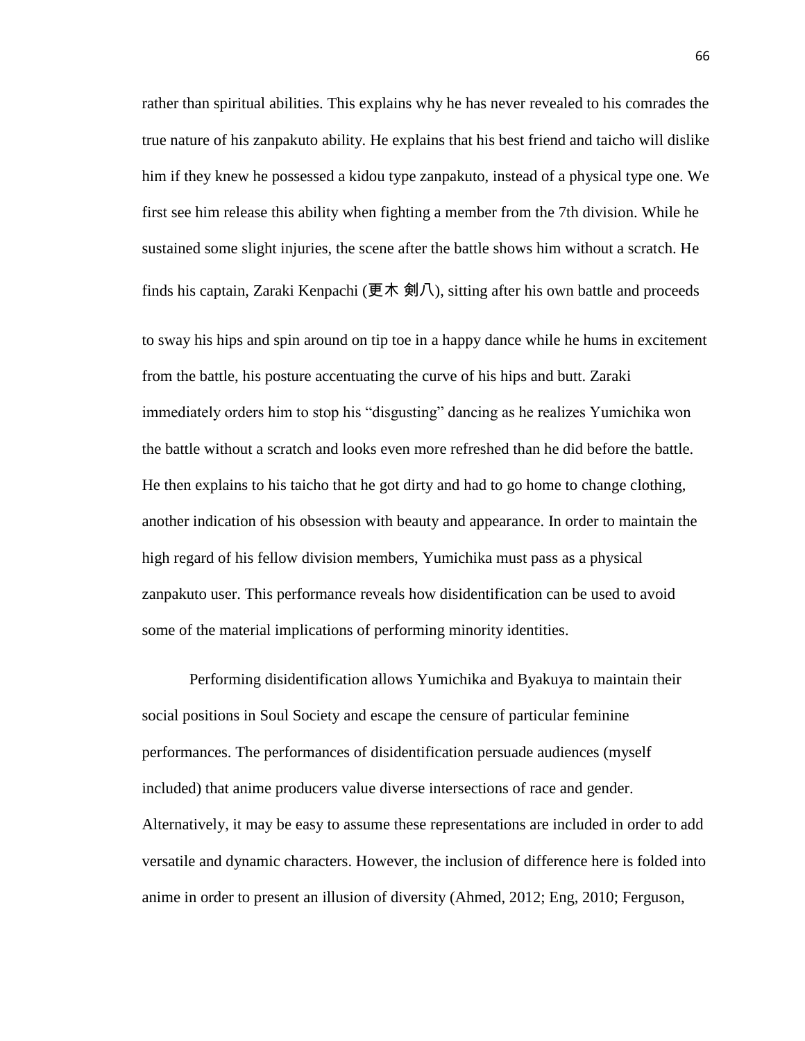rather than spiritual abilities. This explains why he has never revealed to his comrades the true nature of his zanpakuto ability. He explains that his best friend and taicho will dislike him if they knew he possessed a kidou type zanpakuto, instead of a physical type one. We first see him release this ability when fighting a member from the 7th division. While he sustained some slight injuries, the scene after the battle shows him without a scratch. He finds his captain, Zaraki Kenpachi (更木 剣八), sitting after his own battle and proceeds to sway his hips and spin around on tip toe in a happy dance while he hums in excitement from the battle, his posture accentuating the curve of his hips and butt. Zaraki immediately orders him to stop his "disgusting" dancing as he realizes Yumichika won the battle without a scratch and looks even more refreshed than he did before the battle. He then explains to his taicho that he got dirty and had to go home to change clothing, another indication of his obsession with beauty and appearance. In order to maintain the high regard of his fellow division members, Yumichika must pass as a physical zanpakuto user. This performance reveals how disidentification can be used to avoid some of the material implications of performing minority identities.

Performing disidentification allows Yumichika and Byakuya to maintain their social positions in Soul Society and escape the censure of particular feminine performances. The performances of disidentification persuade audiences (myself included) that anime producers value diverse intersections of race and gender. Alternatively, it may be easy to assume these representations are included in order to add versatile and dynamic characters. However, the inclusion of difference here is folded into anime in order to present an illusion of diversity (Ahmed, 2012; Eng, 2010; Ferguson,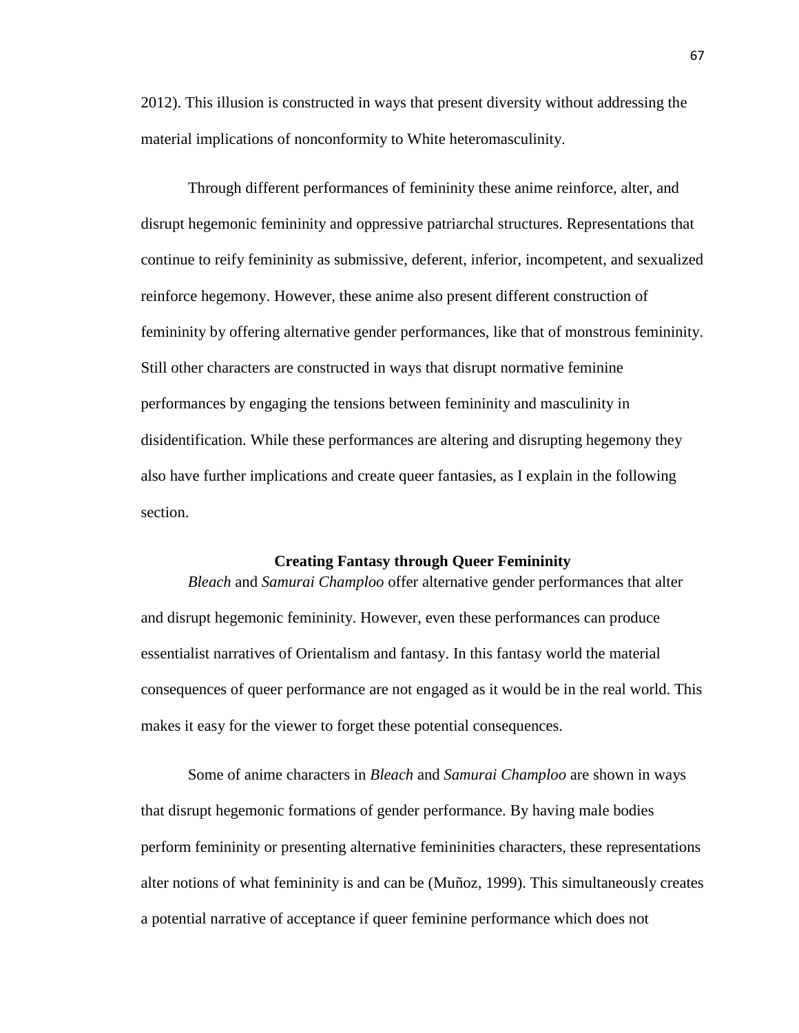2012). This illusion is constructed in ways that present diversity without addressing the material implications of nonconformity to White heteromasculinity.

Through different performances of femininity these anime reinforce, alter, and disrupt hegemonic femininity and oppressive patriarchal structures. Representations that continue to reify femininity as submissive, deferent, inferior, incompetent, and sexualized reinforce hegemony. However, these anime also present different construction of femininity by offering alternative gender performances, like that of monstrous femininity. Still other characters are constructed in ways that disrupt normative feminine performances by engaging the tensions between femininity and masculinity in disidentification. While these performances are altering and disrupting hegemony they also have further implications and create queer fantasies, as I explain in the following section.

## Creating Fantasy through Queer Femininity

*Bleach* and *Samurai Champloo* offer alternative gender performances that alter and disrupt hegemonic femininity. However, even these performances can produce essentialist narratives of Orientalism and fantasy. In this fantasy world the material consequences of queer performance are not engaged as it would be in the real world. This makes it easy for the viewer to forget these potential consequences.

Some of anime characters in *Bleach* and *Samurai Champloo* are shown in ways that disrupt hegemonic formations of gender performance. By having male bodies perform femininity or presenting alternative femininities characters, these representations alter notions of what femininity is and can be (Muñoz, 1999). This simultaneously creates a potential narrative of acceptance if queer feminine performance which does not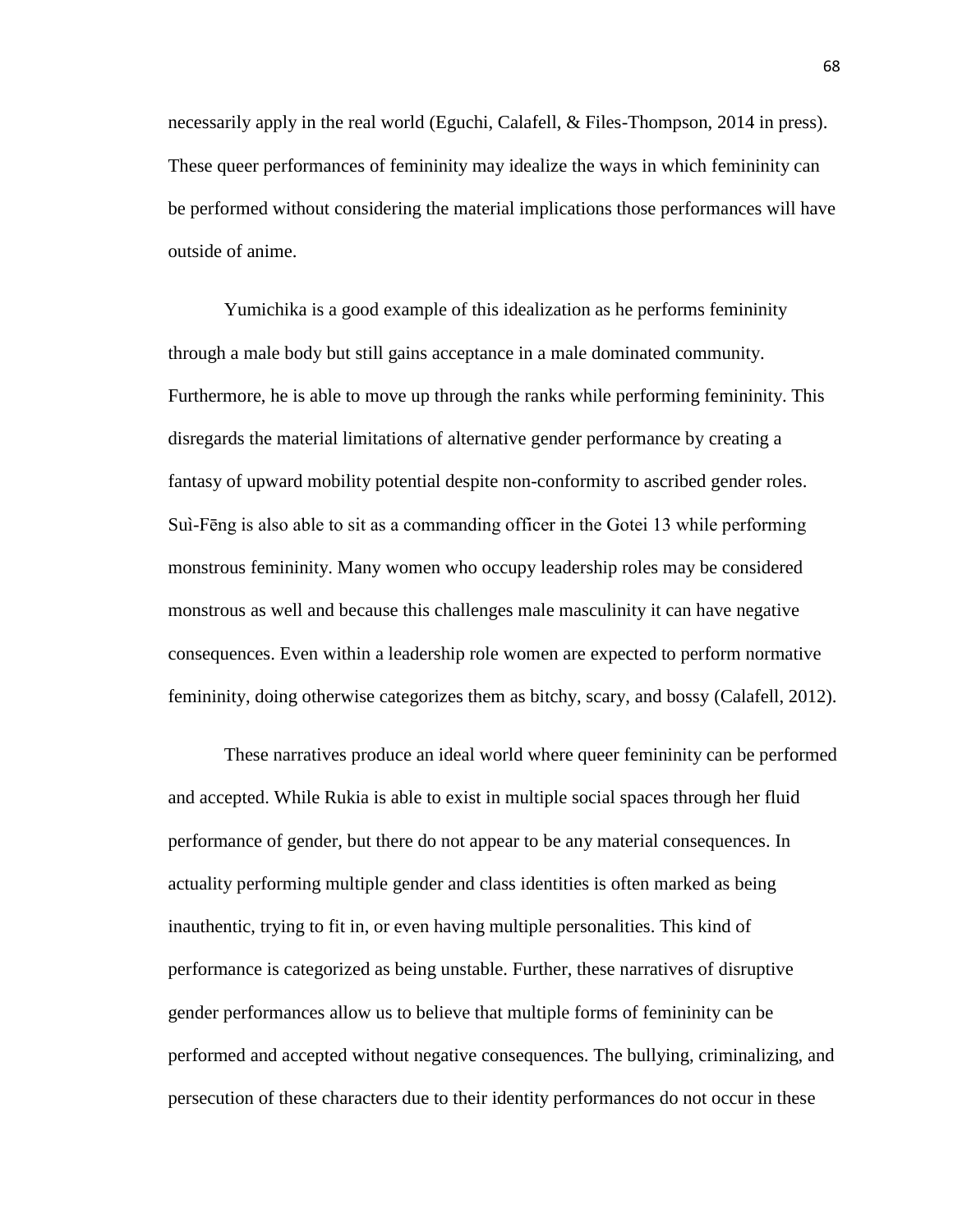necessarily apply in the real world (Eguchi, Calafell, & Files-Thompson, 2014 in press). These queer performances of femininity may idealize the ways in which femininity can be performed without considering the material implications those performances will have outside of anime.

Yumichika is a good example of this idealization as he performs femininity through a male body but still gains acceptance in a male dominated community. Furthermore, he is able to move up through the ranks while performing femininity. This disregards the material limitations of alternative gender performance by creating a fantasy of upward mobility potential despite non-conformity to ascribed gender roles. Suì-Fēng is also able to sit as a commanding officer in the Gotei 13 while performing monstrous femininity. Many women who occupy leadership roles may be considered monstrous as well and because this challenges male masculinity it can have negative consequences. Even within a leadership role women are expected to perform normative femininity, doing otherwise categorizes them as bitchy, scary, and bossy (Calafell, 2012).

These narratives produce an ideal world where queer femininity can be performed and accepted. While Rukia is able to exist in multiple social spaces through her fluid performance of gender, but there do not appear to be any material consequences. In actuality performing multiple gender and class identities is often marked as being inauthentic, trying to fit in, or even having multiple personalities. This kind of performance is categorized as being unstable. Further, these narratives of disruptive gender performances allow us to believe that multiple forms of femininity can be performed and accepted without negative consequences. The bullying, criminalizing, and persecution of these characters due to their identity performances do not occur in these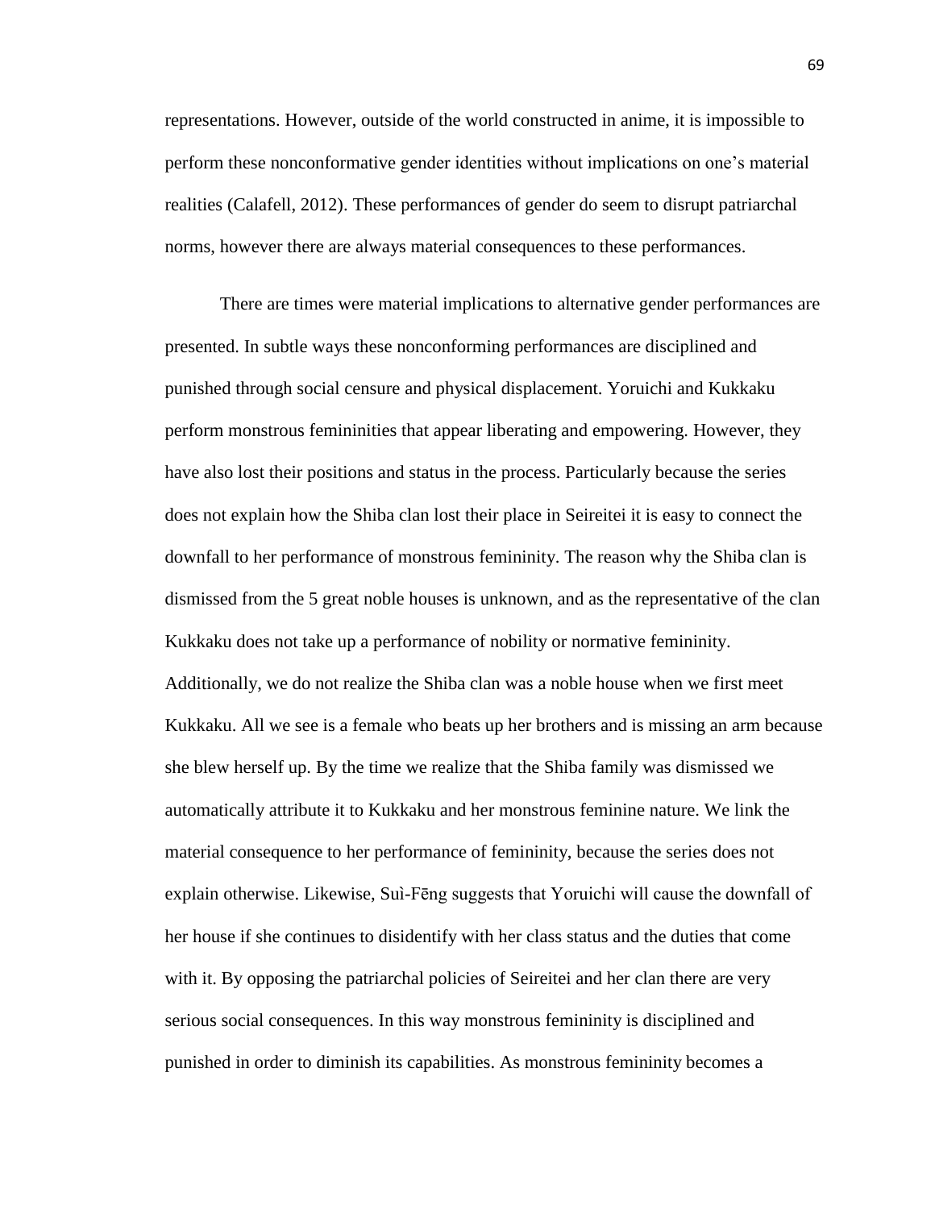representations. However, outside of the world constructed in anime, it is impossible to perform these nonconformative gender identities without implications on one's material realities (Calafell, 2012). These performances of gender do seem to disrupt patriarchal norms, however there are always material consequences to these performances.

There are times were material implications to alternative gender performances are presented. In subtle ways these nonconforming performances are disciplined and punished through social censure and physical displacement. Yoruichi and Kukkaku perform monstrous femininities that appear liberating and empowering. However, they have also lost their positions and status in the process. Particularly because the series does not explain how the Shiba clan lost their place in Seireitei it is easy to connect the downfall to her performance of monstrous femininity. The reason why the Shiba clan is dismissed from the 5 great noble houses is unknown, and as the representative of the clan Kukkaku does not take up a performance of nobility or normative femininity. Additionally, we do not realize the Shiba clan was a noble house when we first meet Kukkaku. All we see is a female who beats up her brothers and is missing an arm because she blew herself up. By the time we realize that the Shiba family was dismissed we automatically attribute it to Kukkaku and her monstrous feminine nature. We link the material consequence to her performance of femininity, because the series does not explain otherwise. Likewise, Suì-Fēng suggests that Yoruichi will cause the downfall of her house if she continues to disidentify with her class status and the duties that come with it. By opposing the patriarchal policies of Seireitei and her clan there are very serious social consequences. In this way monstrous femininity is disciplined and punished in order to diminish its capabilities. As monstrous femininity becomes a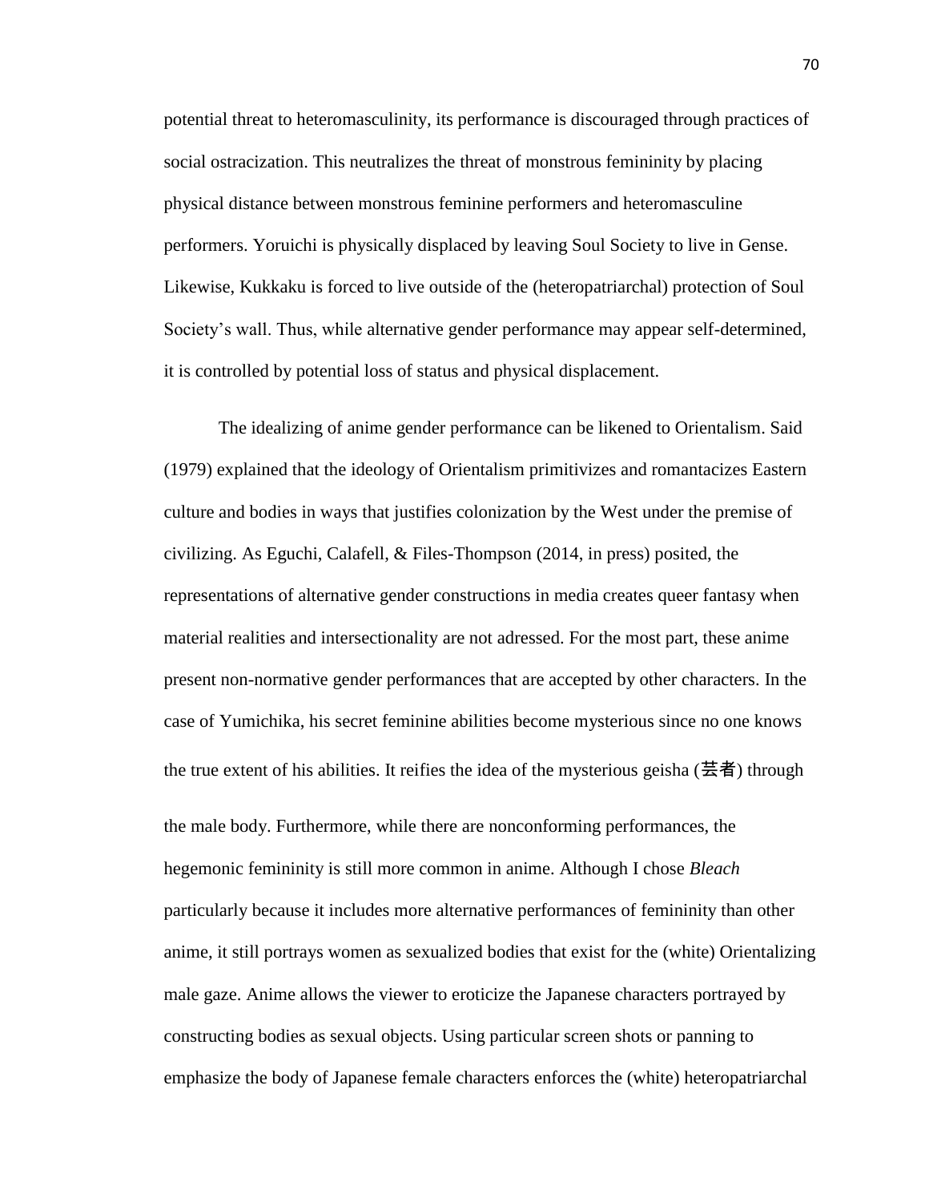potential threat to heteromasculinity, its performance is discouraged through practices of social ostracization. This neutralizes the threat of monstrous femininity by placing physical distance between monstrous feminine performers and heteromasculine performers. Yoruichi is physically displaced by leaving Soul Society to live in Gense. Likewise, Kukkaku is forced to live outside of the (heteropatriarchal) protection of Soul Society's wall. Thus, while alternative gender performance may appear self-determined, it is controlled by potential loss of status and physical displacement.

The idealizing of anime gender performance can be likened to Orientalism. Said (1979) explained that the ideology of Orientalism primitivizes and romantacizes Eastern culture and bodies in ways that justifies colonization by the West under the premise of civilizing. As Eguchi, Calafell, & Files-Thompson (2014, in press) posited, the representations of alternative gender constructions in media creates queer fantasy when material realities and intersectionality are not adressed. For the most part, these anime present non-normative gender performances that are accepted by other characters. In the case of Yumichika, his secret feminine abilities become mysterious since no one knows the true extent of his abilities. It reifies the idea of the mysterious geisha (芸者) through the male body. Furthermore, while there are nonconforming performances, the hegemonic femininity is still more common in anime. Although I chose *Bleach* particularly because it includes more alternative performances of femininity than other anime, it still portrays women as sexualized bodies that exist for the (white) Orientalizing male gaze. Anime allows the viewer to eroticize the Japanese characters portrayed by constructing bodies as sexual objects. Using particular screen shots or panning to emphasize the body of Japanese female characters enforces the (white) heteropatriarchal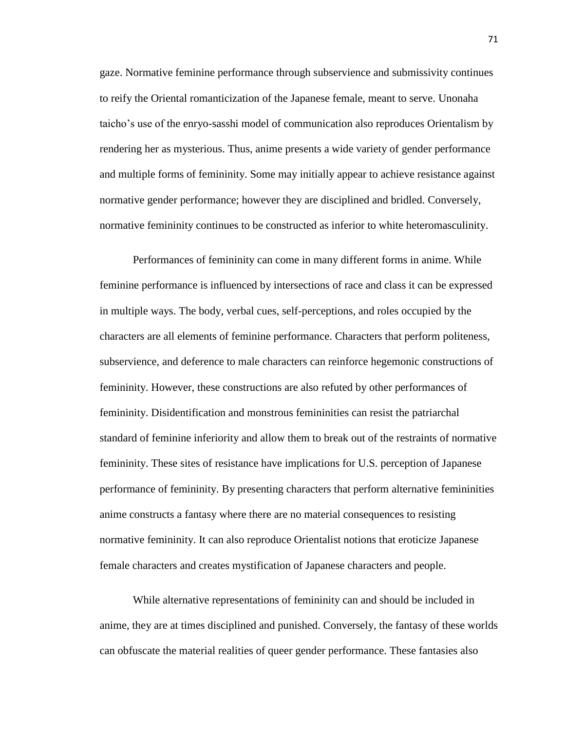gaze. Normative feminine performance through subservience and submissivity continues to reify the Oriental romanticization of the Japanese female, meant to serve. Unonaha taicho's use of the enryo-sasshi model of communication also reproduces Orientalism by rendering her as mysterious. Thus, anime presents a wide variety of gender performance and multiple forms of femininity. Some may initially appear to achieve resistance against normative gender performance; however they are disciplined and bridled. Conversely, normative femininity continues to be constructed as inferior to white heteromasculinity.

Performances of femininity can come in many different forms in anime. While feminine performance is influenced by intersections of race and class it can be expressed in multiple ways. The body, verbal cues, self-perceptions, and roles occupied by the characters are all elements of feminine performance. Characters that perform politeness, subservience, and deference to male characters can reinforce hegemonic constructions of femininity. However, these constructions are also refuted by other performances of femininity. Disidentification and monstrous femininities can resist the patriarchal standard of feminine inferiority and allow them to break out of the restraints of normative femininity. These sites of resistance have implications for U.S. perception of Japanese performance of femininity. By presenting characters that perform alternative femininities anime constructs a fantasy where there are no material consequences to resisting normative femininity. It can also reproduce Orientalist notions that eroticize Japanese female characters and creates mystification of Japanese characters and people.

While alternative representations of femininity can and should be included in anime, they are at times disciplined and punished. Conversely, the fantasy of these worlds can obfuscate the material realities of queer gender performance. These fantasies also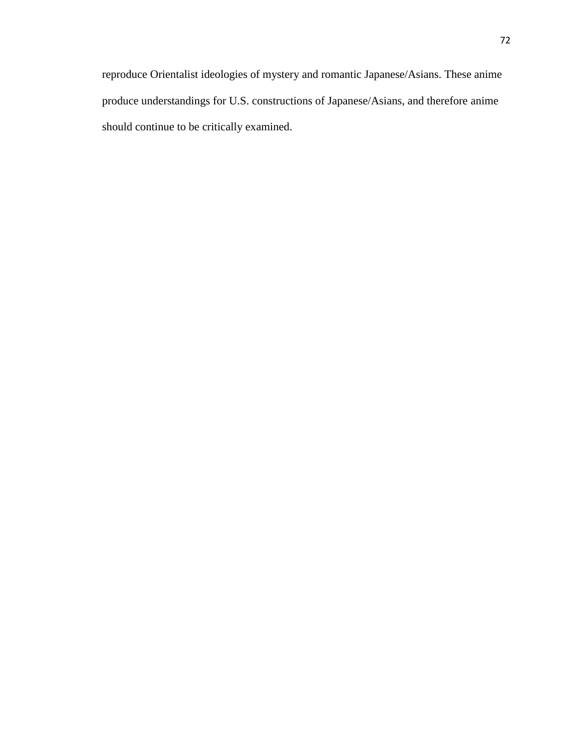reproduce Orientalist ideologies of mystery and romantic Japanese/Asians. These anime produce understandings for U.S. constructions of Japanese/Asians, and therefore anime should continue to be critically examined.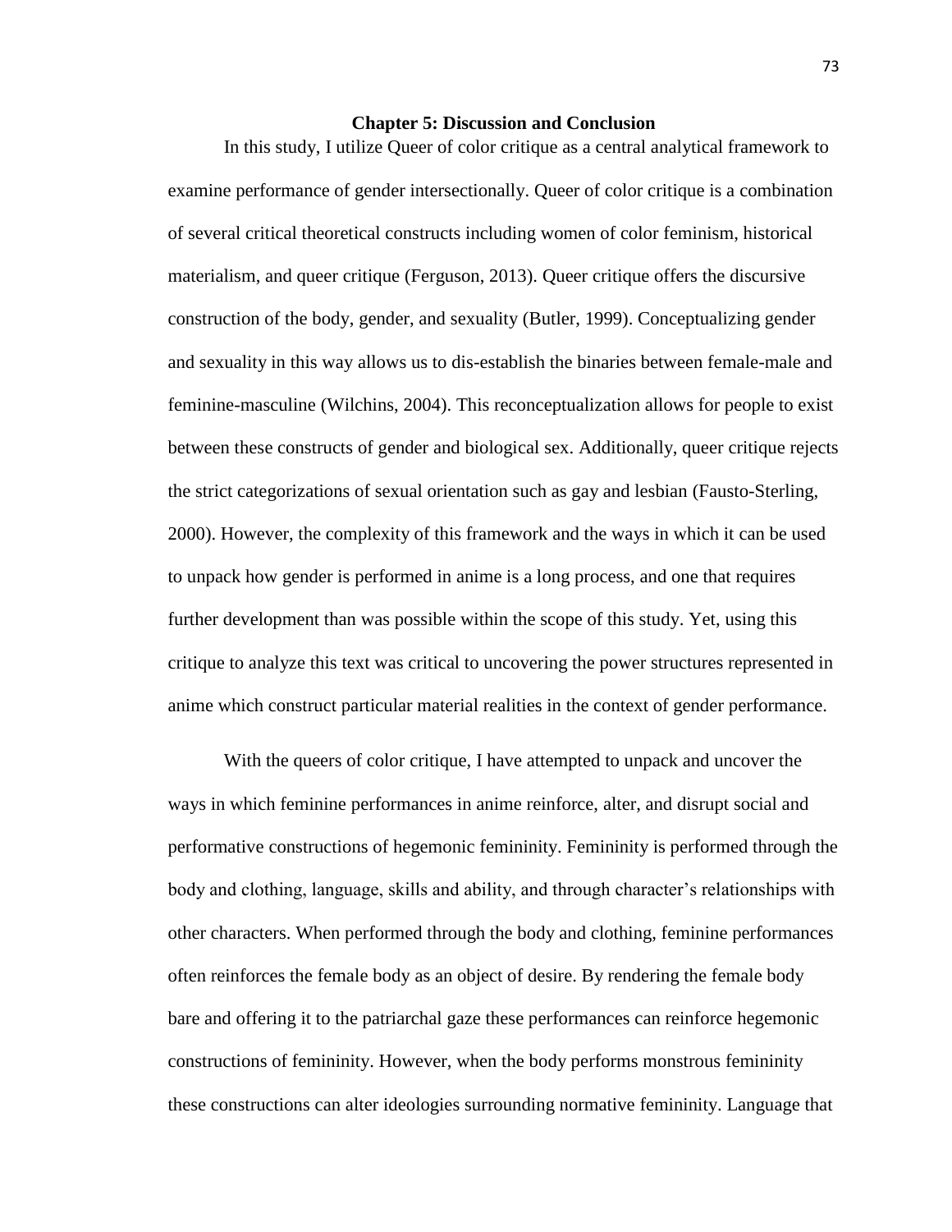## Chapter 5: Discussion and Conclusion

In this study, I utilize Queer of color critique as a central analytical framework to examine performance of gender intersectionally. Queer of color critique is a combination of several critical theoretical constructs including women of color feminism, historical materialism, and queer critique (Ferguson, 2013). Queer critique offers the discursive construction of the body, gender, and sexuality (Butler, 1999). Conceptualizing gender and sexuality in this way allows us to dis-establish the binaries between female-male and feminine-masculine (Wilchins, 2004). This reconceptualization allows for people to exist between these constructs of gender and biological sex. Additionally, queer critique rejects the strict categorizations of sexual orientation such as gay and lesbian (Fausto-Sterling, 2000). However, the complexity of this framework and the ways in which it can be used to unpack how gender is performed in anime is a long process, and one that requires further development than was possible within the scope of this study. Yet, using this critique to analyze this text was critical to uncovering the power structures represented in anime which construct particular material realities in the context of gender performance.

With the queers of color critique, I have attempted to unpack and uncover the ways in which feminine performances in anime reinforce, alter, and disrupt social and performative constructions of hegemonic femininity. Femininity is performed through the body and clothing, language, skills and ability, and through character's relationships with other characters. When performed through the body and clothing, feminine performances often reinforces the female body as an object of desire. By rendering the female body bare and offering it to the patriarchal gaze these performances can reinforce hegemonic constructions of femininity. However, when the body performs monstrous femininity these constructions can alter ideologies surrounding normative femininity. Language that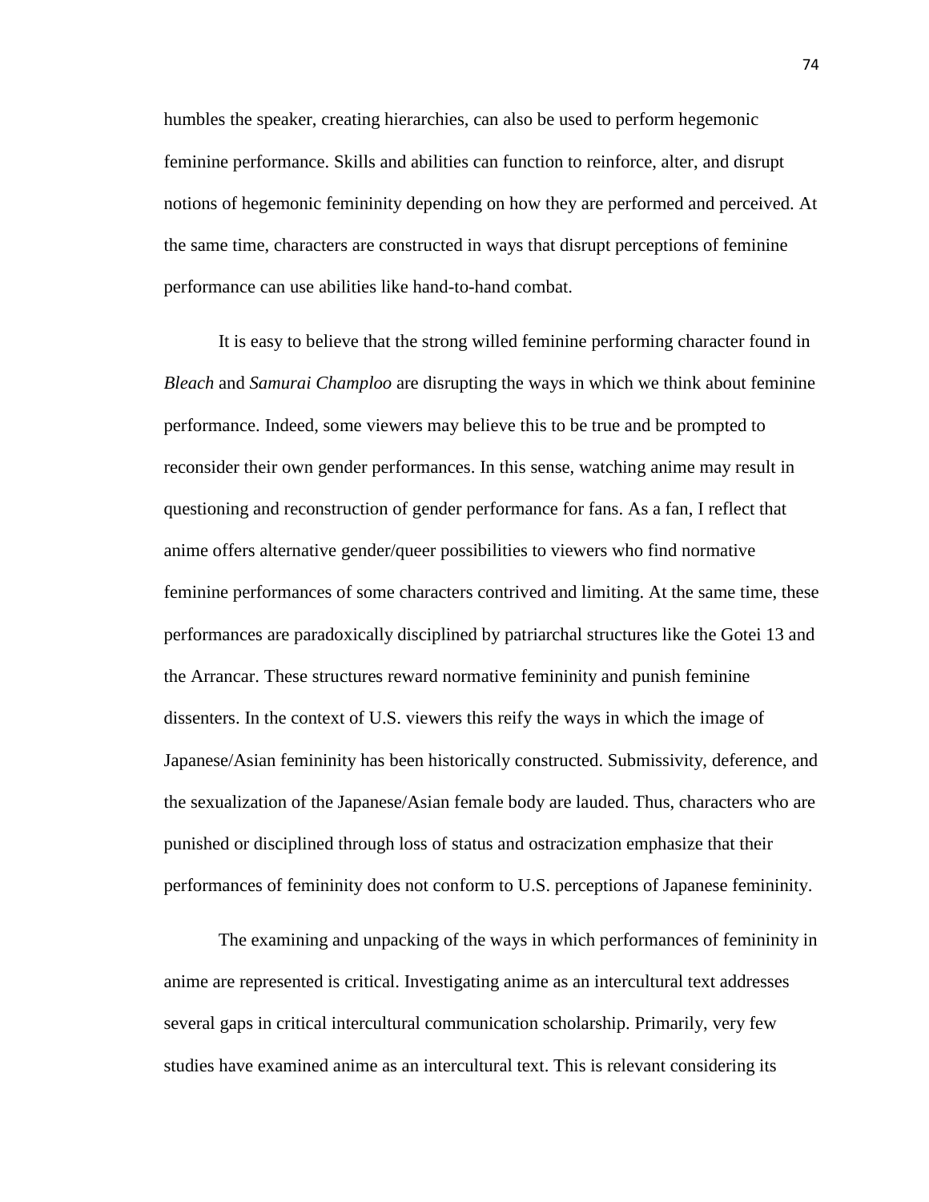humbles the speaker, creating hierarchies, can also be used to perform hegemonic feminine performance. Skills and abilities can function to reinforce, alter, and disrupt notions of hegemonic femininity depending on how they are performed and perceived. At the same time, characters are constructed in ways that disrupt perceptions of feminine performance can use abilities like hand-to-hand combat.

It is easy to believe that the strong willed feminine performing character found in *Bleach* and *Samurai Champloo* are disrupting the ways in which we think about feminine performance. Indeed, some viewers may believe this to be true and be prompted to reconsider their own gender performances. In this sense, watching anime may result in questioning and reconstruction of gender performance for fans. As a fan, I reflect that anime offers alternative gender/queer possibilities to viewers who find normative feminine performances of some characters contrived and limiting. At the same time, these performances are paradoxically disciplined by patriarchal structures like the Gotei 13 and the Arrancar. These structures reward normative femininity and punish feminine dissenters. In the context of U.S. viewers this reify the ways in which the image of Japanese/Asian femininity has been historically constructed. Submissivity, deference, and the sexualization of the Japanese/Asian female body are lauded. Thus, characters who are punished or disciplined through loss of status and ostracization emphasize that their performances of femininity does not conform to U.S. perceptions of Japanese femininity.

The examining and unpacking of the ways in which performances of femininity in anime are represented is critical. Investigating anime as an intercultural text addresses several gaps in critical intercultural communication scholarship. Primarily, very few studies have examined anime as an intercultural text. This is relevant considering its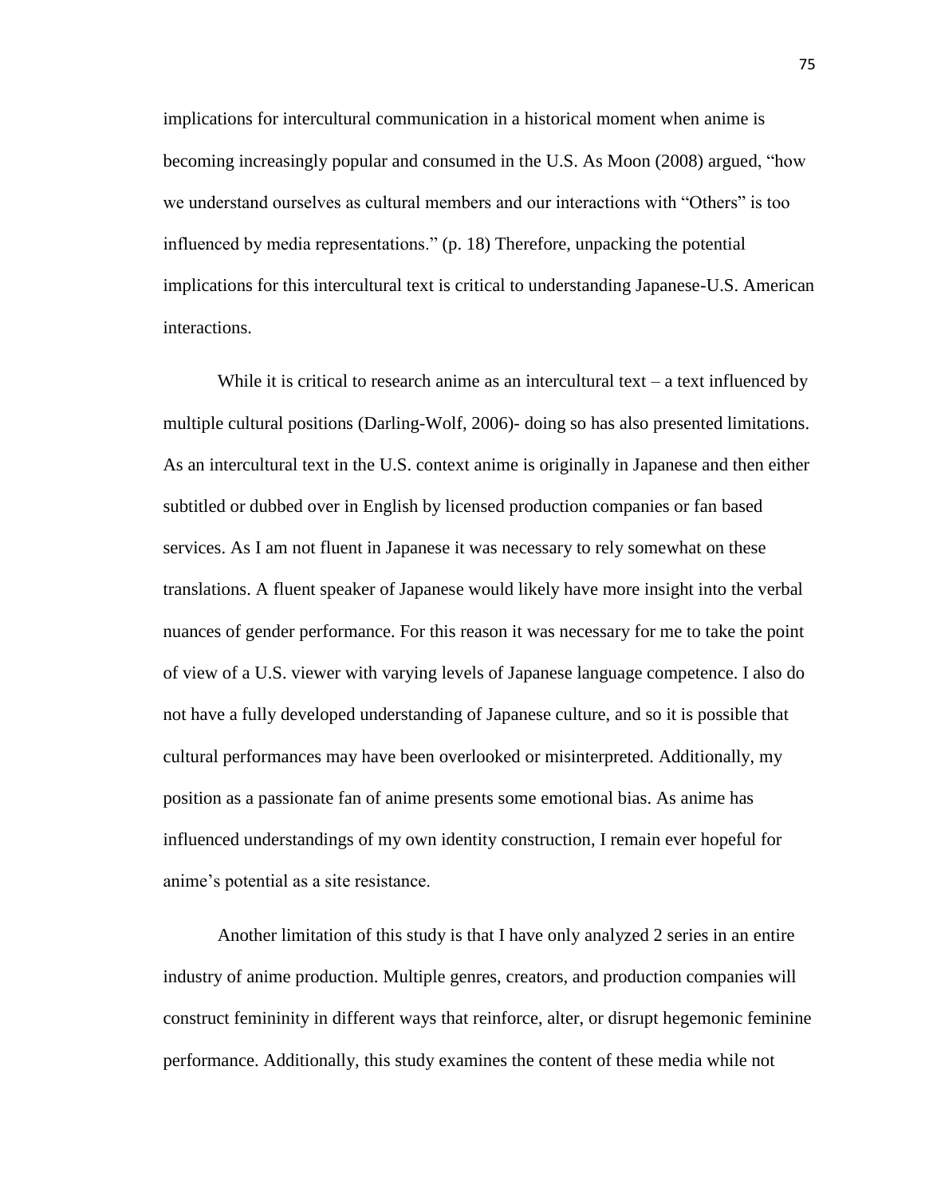implications for intercultural communication in a historical moment when anime is becoming increasingly popular and consumed in the U.S. As Moon (2008) argued, "how we understand ourselves as cultural members and our interactions with "Others" is too influenced by media representations." (p. 18) Therefore, unpacking the potential implications for this intercultural text is critical to understanding Japanese-U.S. American interactions.

While it is critical to research anime as an intercultural text – a text influenced by multiple cultural positions (Darling-Wolf, 2006)- doing so has also presented limitations. As an intercultural text in the U.S. context anime is originally in Japanese and then either subtitled or dubbed over in English by licensed production companies or fan based services. As I am not fluent in Japanese it was necessary to rely somewhat on these translations. A fluent speaker of Japanese would likely have more insight into the verbal nuances of gender performance. For this reason it was necessary for me to take the point of view of a U.S. viewer with varying levels of Japanese language competence. I also do not have a fully developed understanding of Japanese culture, and so it is possible that cultural performances may have been overlooked or misinterpreted. Additionally, my position as a passionate fan of anime presents some emotional bias. As anime has influenced understandings of my own identity construction, I remain ever hopeful for anime's potential as a site resistance.

Another limitation of this study is that I have only analyzed 2 series in an entire industry of anime production. Multiple genres, creators, and production companies will construct femininity in different ways that reinforce, alter, or disrupt hegemonic feminine performance. Additionally, this study examines the content of these media while not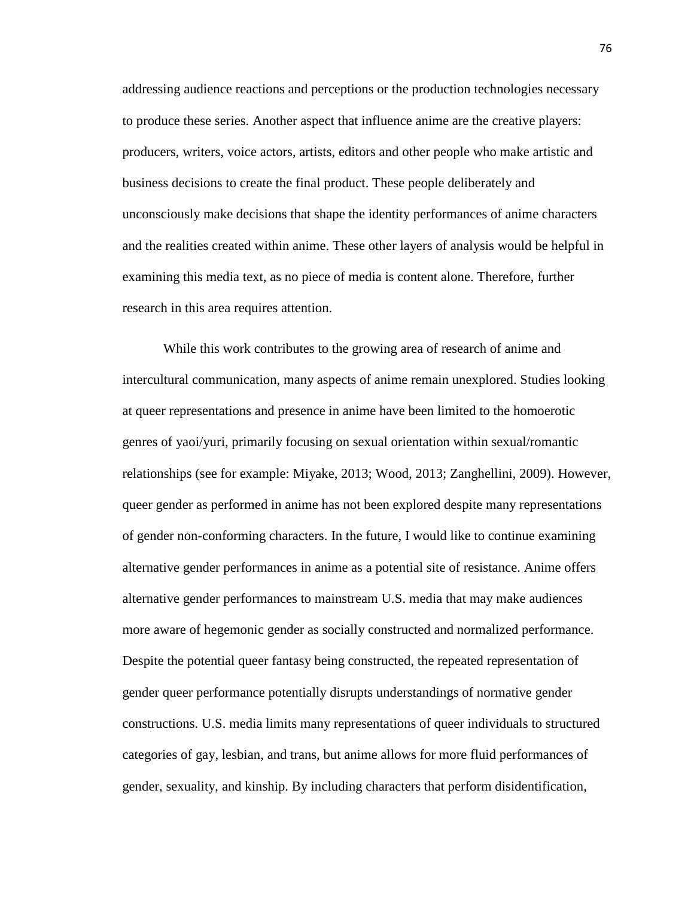addressing audience reactions and perceptions or the production technologies necessary to produce these series. Another aspect that influence anime are the creative players: producers, writers, voice actors, artists, editors and other people who make artistic and business decisions to create the final product. These people deliberately and unconsciously make decisions that shape the identity performances of anime characters and the realities created within anime. These other layers of analysis would be helpful in examining this media text, as no piece of media is content alone. Therefore, further research in this area requires attention.

While this work contributes to the growing area of research of anime and intercultural communication, many aspects of anime remain unexplored. Studies looking at queer representations and presence in anime have been limited to the homoerotic genres of yaoi/yuri, primarily focusing on sexual orientation within sexual/romantic relationships (see for example: Miyake, 2013; Wood, 2013; Zanghellini, 2009). However, queer gender as performed in anime has not been explored despite many representations of gender non-conforming characters. In the future, I would like to continue examining alternative gender performances in anime as a potential site of resistance. Anime offers alternative gender performances to mainstream U.S. media that may make audiences more aware of hegemonic gender as socially constructed and normalized performance. Despite the potential queer fantasy being constructed, the repeated representation of gender queer performance potentially disrupts understandings of normative gender constructions. U.S. media limits many representations of queer individuals to structured categories of gay, lesbian, and trans, but anime allows for more fluid performances of gender, sexuality, and kinship. By including characters that perform disidentification,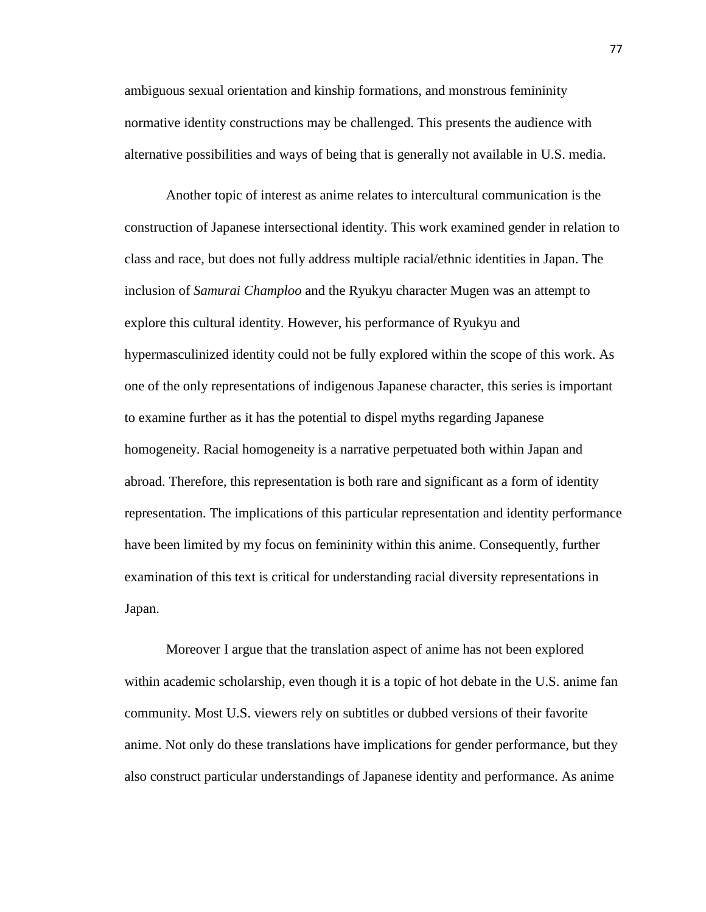ambiguous sexual orientation and kinship formations, and monstrous femininity normative identity constructions may be challenged. This presents the audience with alternative possibilities and ways of being that is generally not available in U.S. media.

Another topic of interest as anime relates to intercultural communication is the construction of Japanese intersectional identity. This work examined gender in relation to class and race, but does not fully address multiple racial/ethnic identities in Japan. The inclusion of *Samurai Champloo* and the Ryukyu character Mugen was an attempt to explore this cultural identity. However, his performance of Ryukyu and hypermasculinized identity could not be fully explored within the scope of this work. As one of the only representations of indigenous Japanese character, this series is important to examine further as it has the potential to dispel myths regarding Japanese homogeneity. Racial homogeneity is a narrative perpetuated both within Japan and abroad. Therefore, this representation is both rare and significant as a form of identity representation. The implications of this particular representation and identity performance have been limited by my focus on femininity within this anime. Consequently, further examination of this text is critical for understanding racial diversity representations in Japan.

Moreover I argue that the translation aspect of anime has not been explored within academic scholarship, even though it is a topic of hot debate in the U.S. anime fan community. Most U.S. viewers rely on subtitles or dubbed versions of their favorite anime. Not only do these translations have implications for gender performance, but they also construct particular understandings of Japanese identity and performance. As anime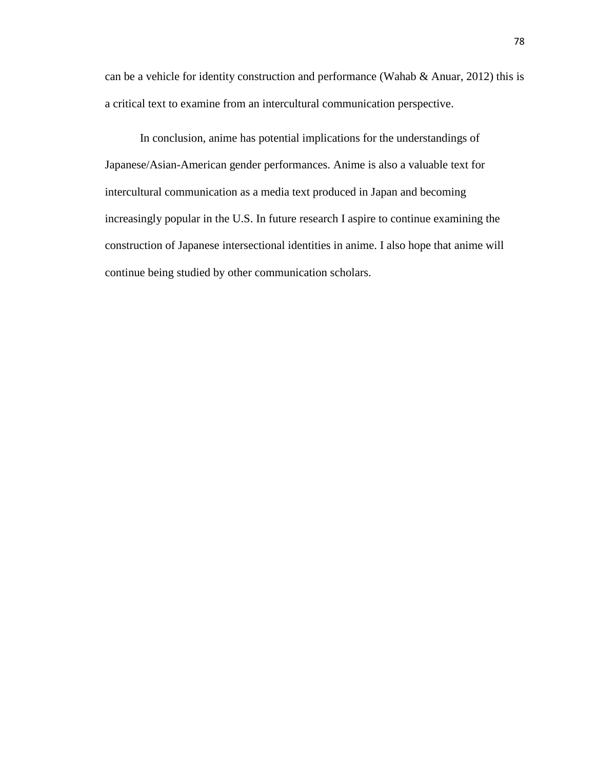can be a vehicle for identity construction and performance (Wahab & Anuar, 2012) this is a critical text to examine from an intercultural communication perspective.

In conclusion, anime has potential implications for the understandings of Japanese/Asian-American gender performances. Anime is also a valuable text for intercultural communication as a media text produced in Japan and becoming increasingly popular in the U.S. In future research I aspire to continue examining the construction of Japanese intersectional identities in anime. I also hope that anime will continue being studied by other communication scholars.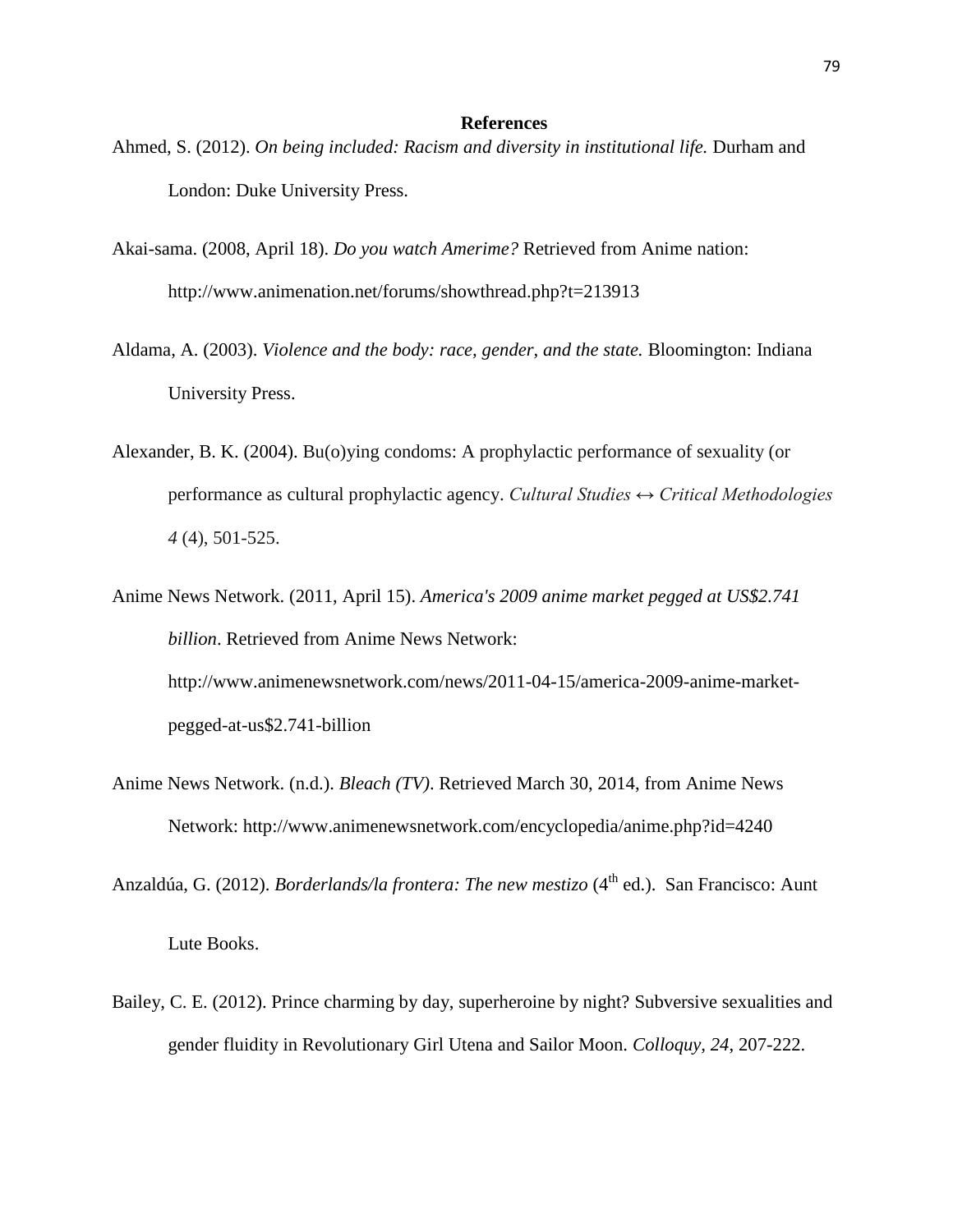# References

Ahmed, S. (2012). *On being included: Racism and diversity in institutional life.* Durham and London: Duke University Press.

Akai-sama. (2008, April 18). *Do you watch Amerime?* Retrieved from Anime nation: http://www.animenation.net/forums/showthread.php?t=213913

Aldama, A. (2003). *Violence and the body: race, gender, and the state.* Bloomington: Indiana University Press.

Alexander, B. K. (2004). Bu(o)ying condoms: A prophylactic performance of sexuality (or performance as cultural prophylactic agency. *Cultural Studies ↔ Critical Methodologies 4* (4), 501-525.

Anime News Network. (2011, April 15). *America's 2009 anime market pegged at US$2.741 billion*. Retrieved from Anime News Network: http://www.animenewsnetwork.com/news/2011-04-15/america-2009-anime-market-pegged-at-us$2.741-billion

Anime News Network. (n.d.). *Bleach (TV)*. Retrieved March 30, 2014, from Anime News Network: http://www.animenewsnetwork.com/encyclopedia/anime.php?id=4240

Anzaldúa, G. (2012). *Borderlands/la frontera: The new mestizo* (4th ed.). San Francisco: Aunt Lute Books.

Bailey, C. E. (2012). Prince charming by day, superheroine by night? Subversive sexualities and gender fluidity in Revolutionary Girl Utena and Sailor Moon. *Colloquy, 24*, 207-222.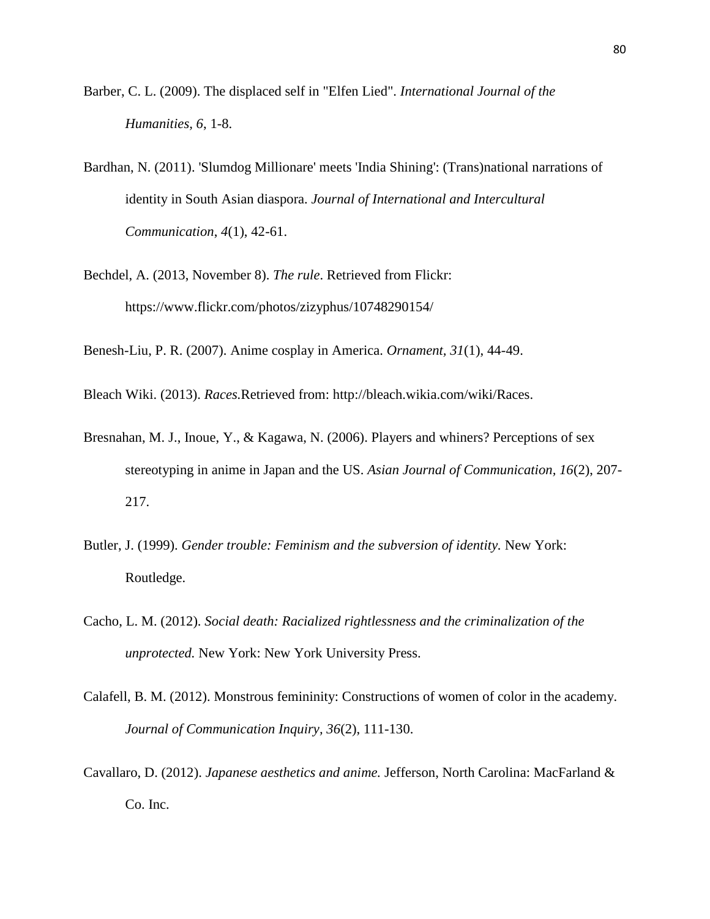Barber, C. L. (2009). The displaced self in "Elfen Lied". *International Journal of the Humanities, 6*, 1-8.

Bardhan, N. (2011). 'Slumdog Millionare' meets 'India Shining': (Trans)national narrations of identity in South Asian diaspora. *Journal of International and Intercultural Communication, 4*(1), 42-61.

Bechdel, A. (2013, November 8). *The rule*. Retrieved from Flickr: https://www.flickr.com/photos/zizyphus/10748290154/

Benesh-Liu, P. R. (2007). Anime cosplay in America. *Ornament, 31*(1), 44-49.

Bleach Wiki. (2013). *Races.*Retrieved from: http://bleach.wikia.com/wiki/Races.

Bresnahan, M. J., Inoue, Y., & Kagawa, N. (2006). Players and whiners? Perceptions of sex stereotyping in anime in Japan and the US. *Asian Journal of Communication, 16*(2), 207-217.

Butler, J. (1999). *Gender trouble: Feminism and the subversion of identity.* New York: Routledge.

Cacho, L. M. (2012). *Social death: Racialized rightlessness and the criminalization of the unprotected.* New York: New York University Press.

Calafell, B. M. (2012). Monstrous femininity: Constructions of women of color in the academy. *Journal of Communication Inquiry, 36*(2), 111-130.

Cavallaro, D. (2012). *Japanese aesthetics and anime.* Jefferson, North Carolina: MacFarland & Co. Inc.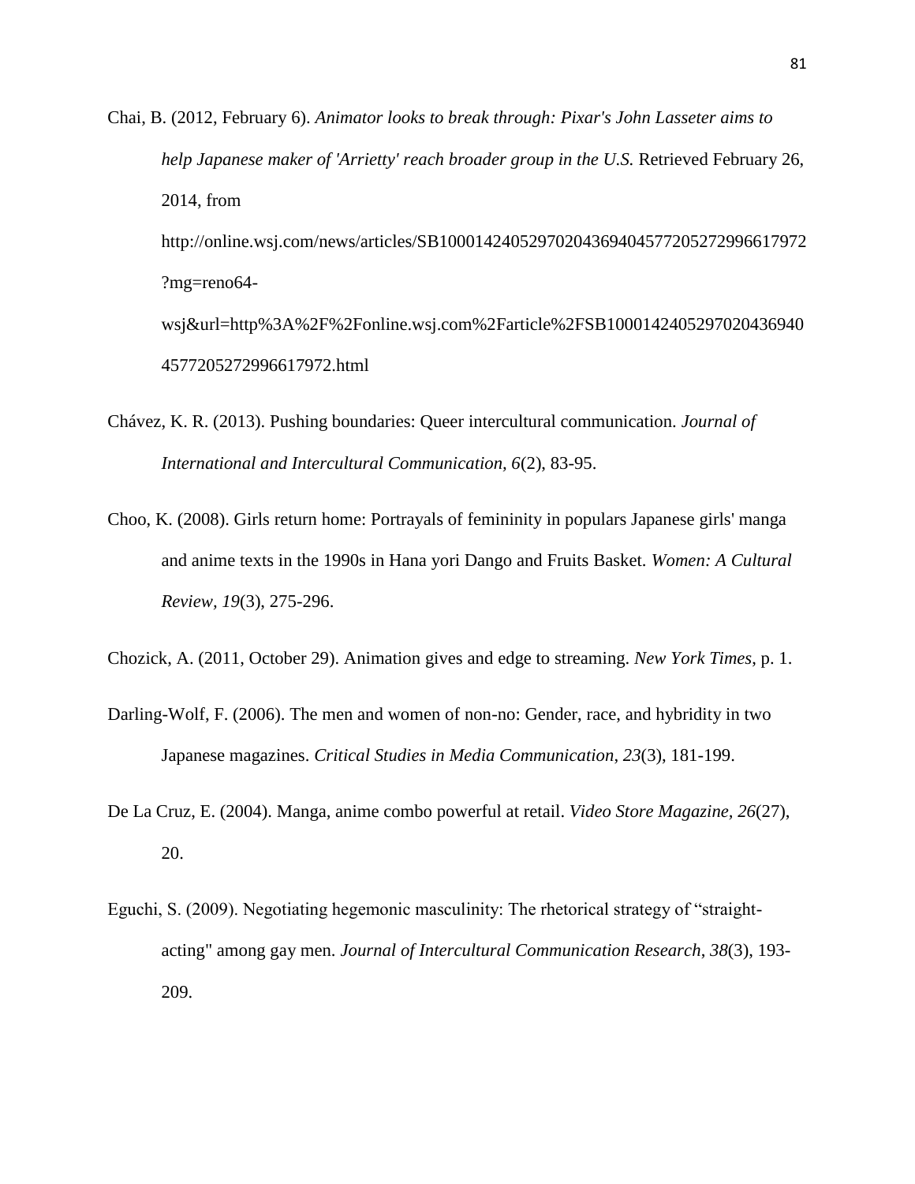Chai, B. (2012, February 6). *Animator looks to break through: Pixar's John Lasseter aims to help Japanese maker of 'Arrietty' reach broader group in the U.S.* Retrieved February 26, 2014, from http://online.wsj.com/news/articles/SB10001424052970204369404577205272996617972?mg=reno64-wsj&url=http%3A%2F%2Fonline.wsj.com%2Farticle%2FSB10001424052970204369404577205272996617972.html

Chávez, K. R. (2013). Pushing boundaries: Queer intercultural communication. *Journal of International and Intercultural Communication*, *6*(2), 83-95.

Choo, K. (2008). Girls return home: Portrayals of femininity in populars Japanese girls' manga and anime texts in the 1990s in Hana yori Dango and Fruits Basket. *Women: A Cultural Review, 19*(3), 275-296.

Chozick, A. (2011, October 29). Animation gives and edge to streaming. *New York Times*, p. 1.

Darling-Wolf, F. (2006). The men and women of non-no: Gender, race, and hybridity in two Japanese magazines. *Critical Studies in Media Communication*, *23*(3), 181-199.

De La Cruz, E. (2004). Manga, anime combo powerful at retail. *Video Store Magazine*, *26*(27), 20.

Eguchi, S. (2009). Negotiating hegemonic masculinity: The rhetorical strategy of "straight-acting" among gay men. *Journal of Intercultural Communication Research*, *38*(3), 193-209.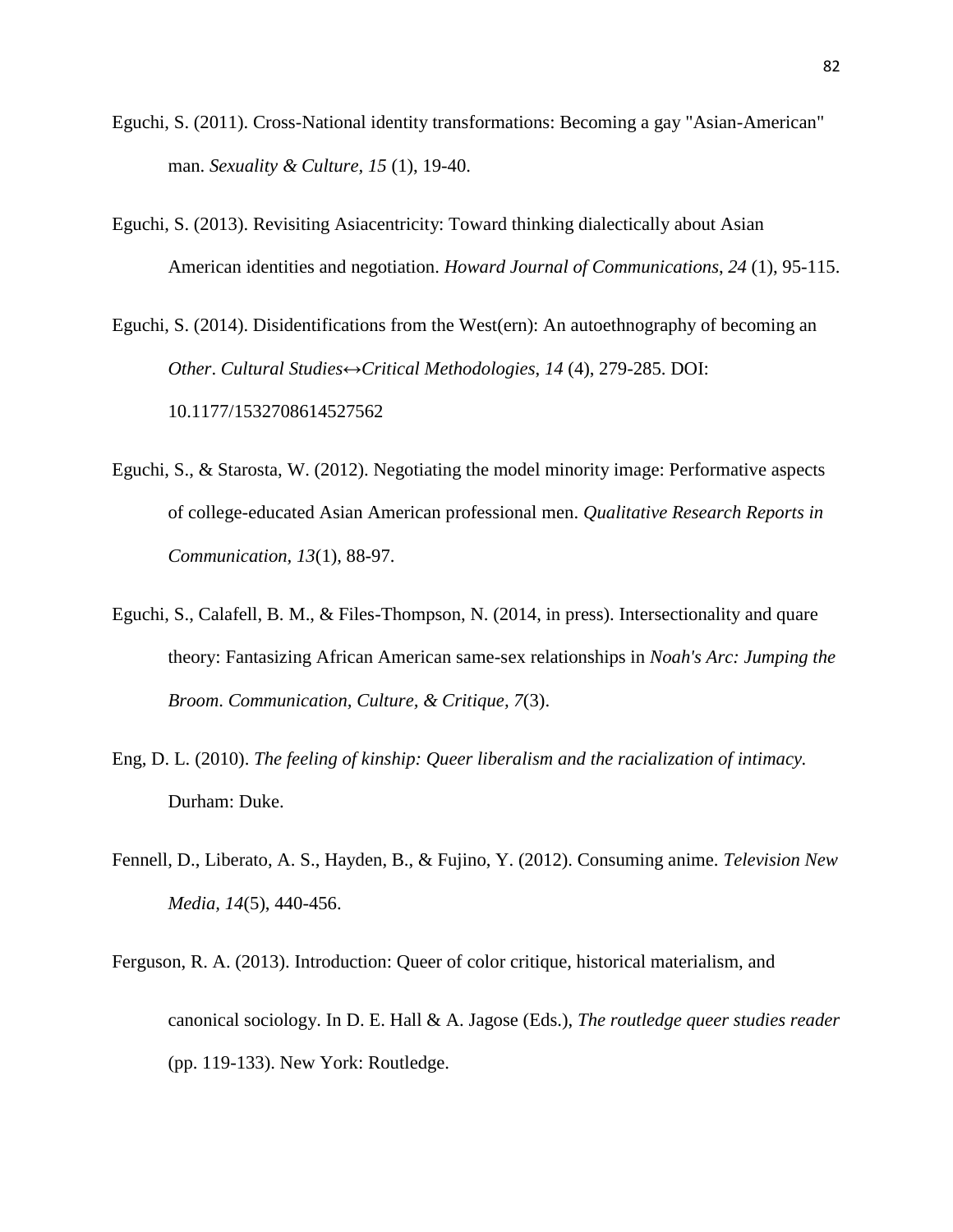Eguchi, S. (2011). Cross-National identity transformations: Becoming a gay "Asian-American" man. *Sexuality & Culture*, *15* (1), 19-40.

Eguchi, S. (2013). Revisiting Asiacentricity: Toward thinking dialectically about Asian American identities and negotiation. *Howard Journal of Communications*, *24* (1), 95-115.

Eguchi, S. (2014). Disidentifications from the West(ern): An autoethnography of becoming an *Other*. *Cultural Studies↔Critical Methodologies*, *14* (4), 279-285. DOI: 10.1177/1532708614527562

Eguchi, S., & Starosta, W. (2012). Negotiating the model minority image: Performative aspects of college-educated Asian American professional men. *Qualitative Research Reports in Communication*, *13*(1), 88-97.

Eguchi, S., Calafell, B. M., & Files-Thompson, N. (2014, in press). Intersectionality and quare theory: Fantasizing African American same-sex relationships in *Noah's Arc: Jumping the Broom*. *Communication, Culture, & Critique*, *7*(3).

Eng, D. L. (2010). *The feeling of kinship: Queer liberalism and the racialization of intimacy.* Durham: Duke.

Fennell, D., Liberato, A. S., Hayden, B., & Fujino, Y. (2012). Consuming anime. *Television New Media*, *14*(5), 440-456.

Ferguson, R. A. (2013). Introduction: Queer of color critique, historical materialism, and canonical sociology. In D. E. Hall & A. Jagose (Eds.), *The routledge queer studies reader* (pp. 119-133). New York: Routledge.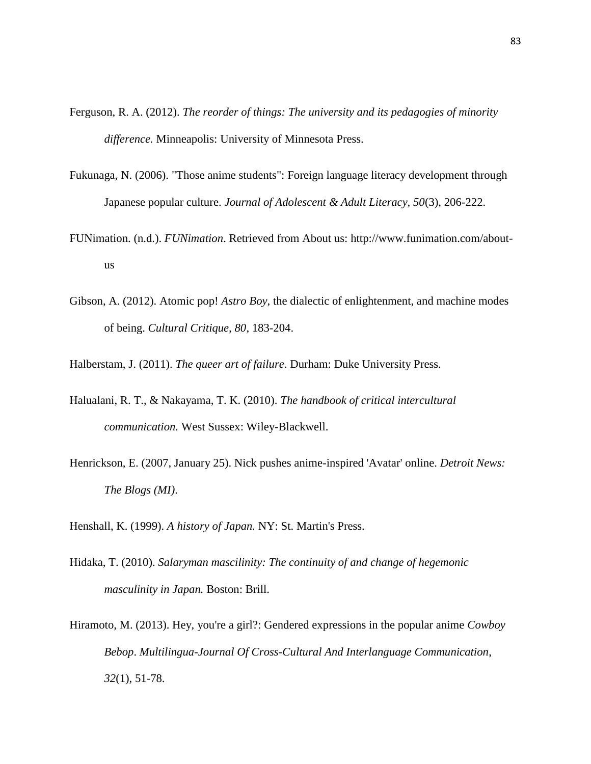Ferguson, R. A. (2012). *The reorder of things: The university and its pedagogies of minority difference.* Minneapolis: University of Minnesota Press.

Fukunaga, N. (2006). "Those anime students": Foreign language literacy development through Japanese popular culture. *Journal of Adolescent & Adult Literacy, 50*(3), 206-222.

FUNimation. (n.d.). *FUNimation*. Retrieved from About us: http://www.funimation.com/about-us

Gibson, A. (2012). Atomic pop! *Astro Boy*, the dialectic of enlightenment, and machine modes of being. *Cultural Critique, 80*, 183-204.

Halberstam, J. (2011). *The queer art of failure.* Durham: Duke University Press.

Halualani, R. T., & Nakayama, T. K. (2010). *The handbook of critical intercultural communication.* West Sussex: Wiley-Blackwell.

Henrickson, E. (2007, January 25). Nick pushes anime-inspired 'Avatar' online. *Detroit News: The Blogs (MI)*.

Henshall, K. (1999). *A history of Japan.* NY: St. Martin's Press.

Hidaka, T. (2010). *Salaryman mascilinity: The continuity of and change of hegemonic masculinity in Japan.* Boston: Brill.

Hiramoto, M. (2013). Hey, you're a girl?: Gendered expressions in the popular anime *Cowboy Bebop*. *Multilingua-Journal Of Cross-Cultural And Interlanguage Communication, 32*(1), 51-78.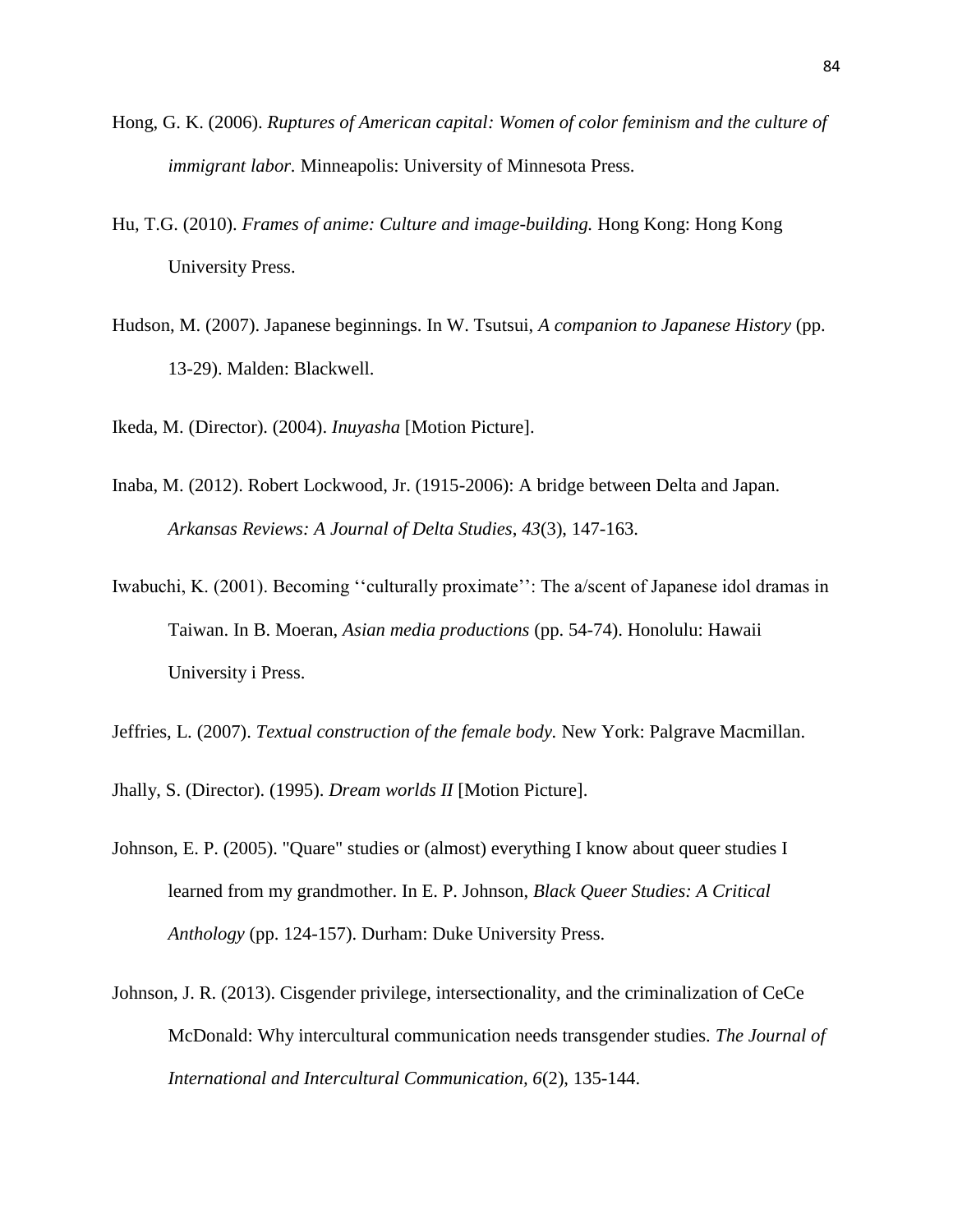Hong, G. K. (2006). *Ruptures of American capital: Women of color feminism and the culture of immigrant labor.* Minneapolis: University of Minnesota Press.

Hu, T.G. (2010). *Frames of anime: Culture and image-building.* Hong Kong: Hong Kong University Press.

Hudson, M. (2007). Japanese beginnings. In W. Tsutsui, *A companion to Japanese History* (pp. 13-29). Malden: Blackwell.

Ikeda, M. (Director). (2004). *Inuyasha* [Motion Picture].

Inaba, M. (2012). Robert Lockwood, Jr. (1915-2006): A bridge between Delta and Japan. *Arkansas Reviews: A Journal of Delta Studies*, *43*(3), 147-163.

Iwabuchi, K. (2001). Becoming ''culturally proximate'': The a/scent of Japanese idol dramas in Taiwan. In B. Moeran, *Asian media productions* (pp. 54-74). Honolulu: Hawaii University i Press.

Jeffries, L. (2007). *Textual construction of the female body.* New York: Palgrave Macmillan.

Jhally, S. (Director). (1995). *Dream worlds II* [Motion Picture].

Johnson, E. P. (2005). "Quare" studies or (almost) everything I know about queer studies I learned from my grandmother. In E. P. Johnson, *Black Queer Studies: A Critical Anthology* (pp. 124-157). Durham: Duke University Press.

Johnson, J. R. (2013). Cisgender privilege, intersectionality, and the criminalization of CeCe McDonald: Why intercultural communication needs transgender studies. *The Journal of International and Intercultural Communication, 6*(2), 135-144.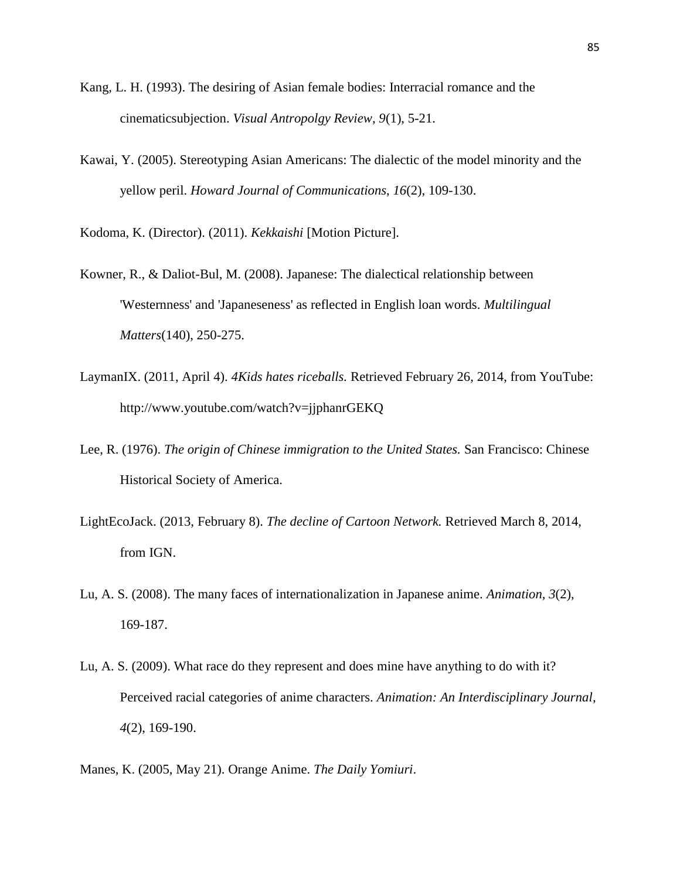Kang, L. H. (1993). The desiring of Asian female bodies: Interracial romance and the cinematicsubjection. *Visual Antropolgy Review, 9*(1), 5-21.

Kawai, Y. (2005). Stereotyping Asian Americans: The dialectic of the model minority and the yellow peril. *Howard Journal of Communications*, *16*(2), 109-130.

Kodoma, K. (Director). (2011). *Kekkaishi* [Motion Picture].

Kowner, R., & Daliot-Bul, M. (2008). Japanese: The dialectical relationship between 'Westernness' and 'Japaneseness' as reflected in English loan words. *Multilingual Matters*(140), 250-275.

LaymanIX. (2011, April 4). *4Kids hates riceballs.* Retrieved February 26, 2014, from YouTube: http://www.youtube.com/watch?v=jjphanrGEKQ

Lee, R. (1976). *The origin of Chinese immigration to the United States.* San Francisco: Chinese Historical Society of America.

LightEcoJack. (2013, February 8). *The decline of Cartoon Network.* Retrieved March 8, 2014, from IGN.

Lu, A. S. (2008). The many faces of internationalization in Japanese anime. *Animation, 3*(2), 169-187.

Lu, A. S. (2009). What race do they represent and does mine have anything to do with it? Perceived racial categories of anime characters. *Animation: An Interdisciplinary Journal*, *4*(2), 169-190.

Manes, K. (2005, May 21). Orange Anime. *The Daily Yomiuri*.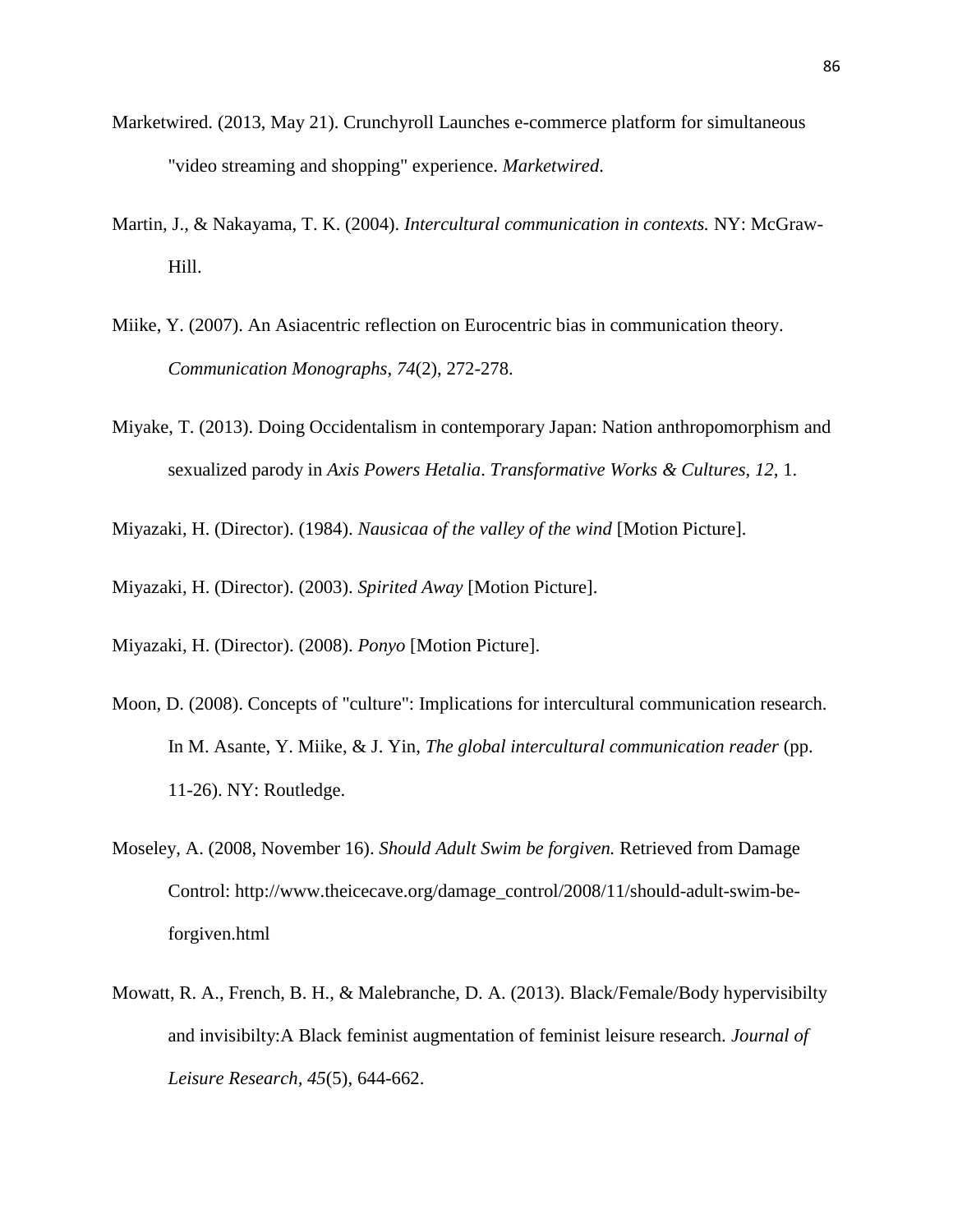Marketwired. (2013, May 21). Crunchyroll Launches e-commerce platform for simultaneous "video streaming and shopping" experience. *Marketwired*.

Martin, J., & Nakayama, T. K. (2004). *Intercultural communication in contexts.* NY: McGraw-Hill.

Miike, Y. (2007). An Asiacentric reflection on Eurocentric bias in communication theory. *Communication Monographs*, *74*(2), 272-278.

Miyake, T. (2013). Doing Occidentalism in contemporary Japan: Nation anthropomorphism and sexualized parody in *Axis Powers Hetalia*. *Transformative Works & Cultures, 12*, 1.

Miyazaki, H. (Director). (1984). *Nausicaa of the valley of the wind* [Motion Picture].

Miyazaki, H. (Director). (2003). *Spirited Away* [Motion Picture].

Miyazaki, H. (Director). (2008). *Ponyo* [Motion Picture].

Moon, D. (2008). Concepts of "culture": Implications for intercultural communication research. In M. Asante, Y. Miike, & J. Yin, *The global intercultural communication reader* (pp. 11-26). NY: Routledge.

Moseley, A. (2008, November 16). *Should Adult Swim be forgiven.* Retrieved from Damage Control: http://www.theicecave.org/damage_control/2008/11/should-adult-swim-be-forgiven.html

Mowatt, R. A., French, B. H., & Malebranche, D. A. (2013). Black/Female/Body hypervisibilty and invisibilty:A Black feminist augmentation of feminist leisure research. *Journal of Leisure Research*, *45*(5), 644-662.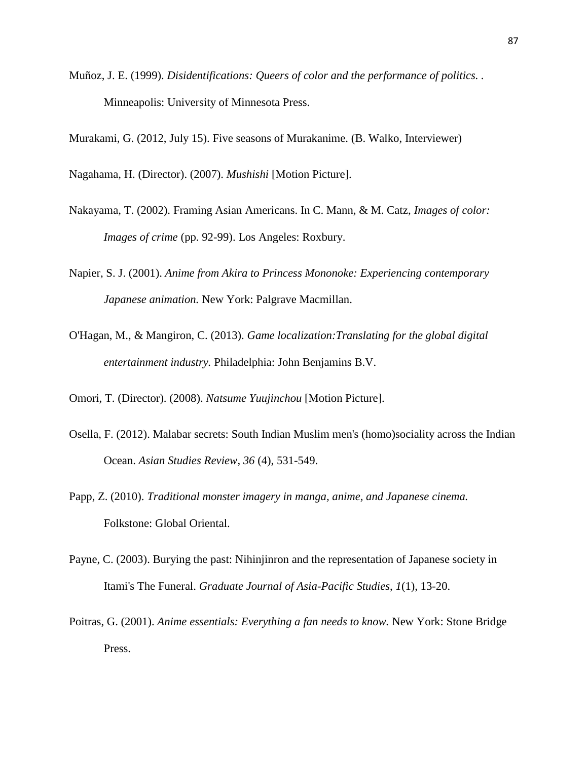Muñoz, J. E. (1999). *Disidentifications: Queers of color and the performance of politics.* . Minneapolis: University of Minnesota Press.

Murakami, G. (2012, July 15). Five seasons of Murakanime. (B. Walko, Interviewer)

Nagahama, H. (Director). (2007). *Mushishi* [Motion Picture].

Nakayama, T. (2002). Framing Asian Americans. In C. Mann, & M. Catz, *Images of color: Images of crime* (pp. 92-99). Los Angeles: Roxbury.

Napier, S. J. (2001). *Anime from Akira to Princess Mononoke: Experiencing contemporary Japanese animation.* New York: Palgrave Macmillan.

O'Hagan, M., & Mangiron, C. (2013). *Game localization:Translating for the global digital entertainment industry.* Philadelphia: John Benjamins B.V.

Omori, T. (Director). (2008). *Natsume Yuujinchou* [Motion Picture].

Osella, F. (2012). Malabar secrets: South Indian Muslim men's (homo)sociality across the Indian Ocean. *Asian Studies Review*, *36* (4), 531-549.

Papp, Z. (2010). *Traditional monster imagery in manga, anime, and Japanese cinema.* Folkstone: Global Oriental.

Payne, C. (2003). Burying the past: Nihinjinron and the representation of Japanese society in Itami's The Funeral. *Graduate Journal of Asia-Pacific Studies*, *1*(1), 13-20.

Poitras, G. (2001). *Anime essentials: Everything a fan needs to know.* New York: Stone Bridge Press.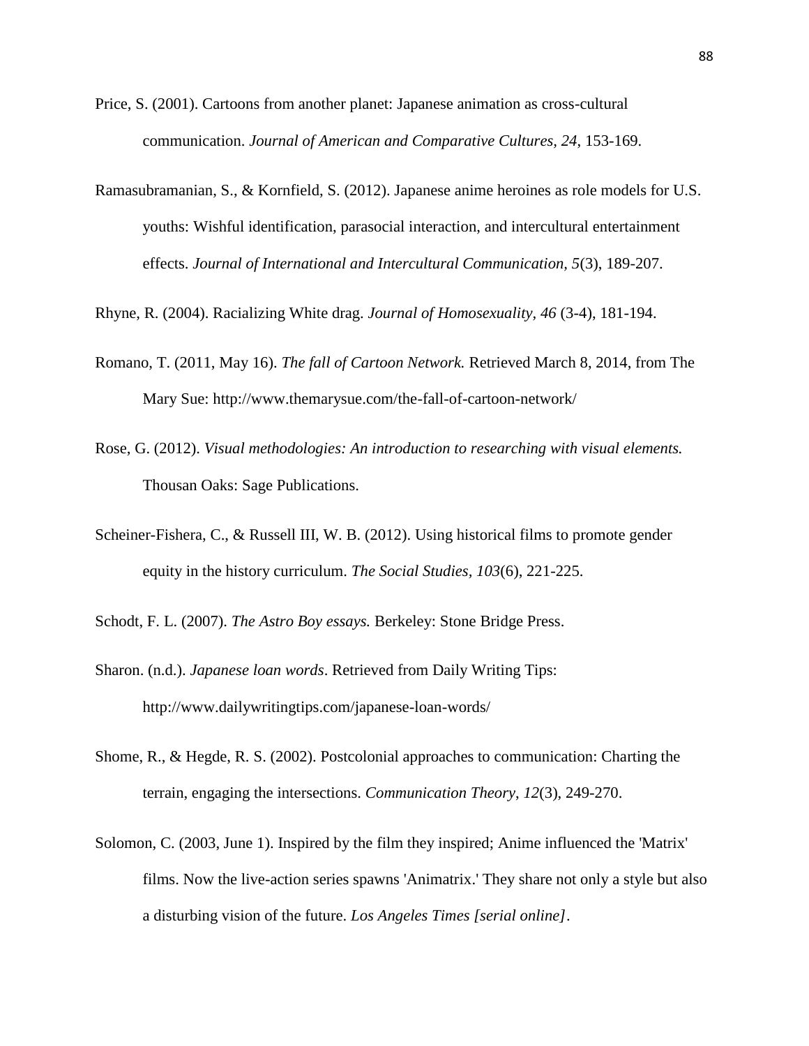Price, S. (2001). Cartoons from another planet: Japanese animation as cross-cultural communication. *Journal of American and Comparative Cultures, 24*, 153-169.

Ramasubramanian, S., & Kornfield, S. (2012). Japanese anime heroines as role models for U.S. youths: Wishful identification, parasocial interaction, and intercultural entertainment effects. *Journal of International and Intercultural Communication, 5*(3), 189-207.

Rhyne, R. (2004). Racializing White drag. *Journal of Homosexuality, 46* (3-4), 181-194.

Romano, T. (2011, May 16). *The fall of Cartoon Network.* Retrieved March 8, 2014, from The Mary Sue: http://www.themarysue.com/the-fall-of-cartoon-network/

Rose, G. (2012). *Visual methodologies: An introduction to researching with visual elements.* Thousan Oaks: Sage Publications.

Scheiner-Fishera, C., & Russell III, W. B. (2012). Using historical films to promote gender equity in the history curriculum. *The Social Studies, 103*(6), 221-225.

Schodt, F. L. (2007). *The Astro Boy essays.* Berkeley: Stone Bridge Press.

Sharon. (n.d.). *Japanese loan words*. Retrieved from Daily Writing Tips: http://www.dailywritingtips.com/japanese-loan-words/

Shome, R., & Hegde, R. S. (2002). Postcolonial approaches to communication: Charting the terrain, engaging the intersections. *Communication Theory, 12*(3), 249-270.

Solomon, C. (2003, June 1). Inspired by the film they inspired; Anime influenced the 'Matrix' films. Now the live-action series spawns 'Animatrix.' They share not only a style but also a disturbing vision of the future. *Los Angeles Times [serial online]*.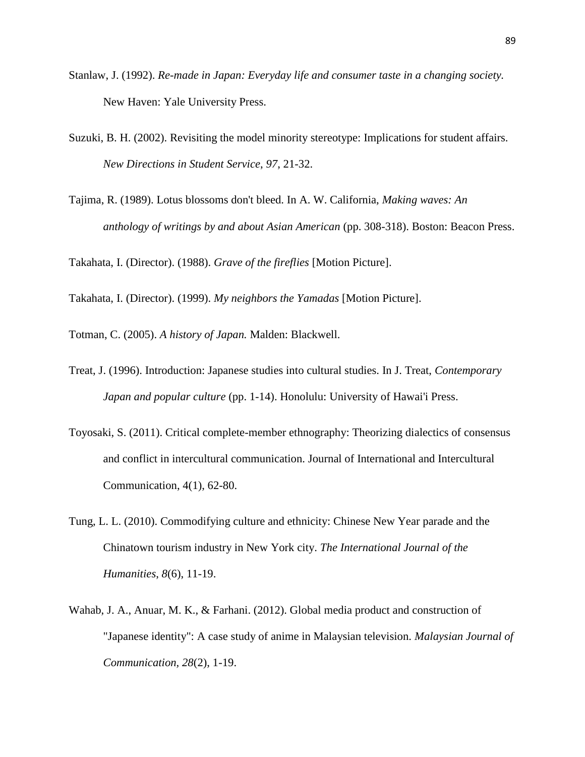Stanlaw, J. (1992). *Re-made in Japan: Everyday life and consumer taste in a changing society.* New Haven: Yale University Press.

Suzuki, B. H. (2002). Revisiting the model minority stereotype: Implications for student affairs. *New Directions in Student Service*, *97*, 21-32.

Tajima, R. (1989). Lotus blossoms don't bleed. In A. W. California, *Making waves: An anthology of writings by and about Asian American* (pp. 308-318). Boston: Beacon Press.

Takahata, I. (Director). (1988). *Grave of the fireflies* [Motion Picture].

Takahata, I. (Director). (1999). *My neighbors the Yamadas* [Motion Picture].

Totman, C. (2005). *A history of Japan.* Malden: Blackwell.

Treat, J. (1996). Introduction: Japanese studies into cultural studies. In J. Treat, *Contemporary Japan and popular culture* (pp. 1-14). Honolulu: University of Hawai'i Press.

Toyosaki, S. (2011). Critical complete-member ethnography: Theorizing dialectics of consensus and conflict in intercultural communication. Journal of International and Intercultural Communication, 4(1), 62-80.

Tung, L. L. (2010). Commodifying culture and ethnicity: Chinese New Year parade and the Chinatown tourism industry in New York city. *The International Journal of the Humanities*, *8*(6), 11-19.

Wahab, J. A., Anuar, M. K., & Farhani. (2012). Global media product and construction of "Japanese identity": A case study of anime in Malaysian television. *Malaysian Journal of Communication*, *28*(2), 1-19.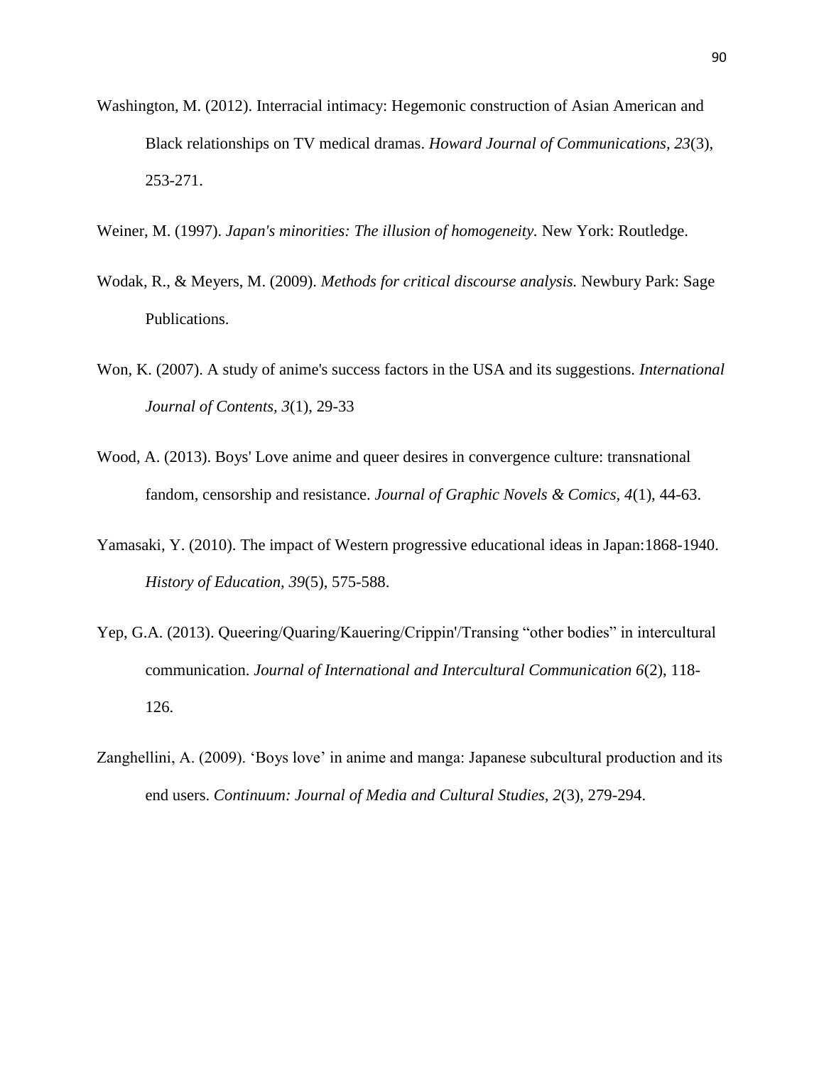Washington, M. (2012). Interracial intimacy: Hegemonic construction of Asian American and Black relationships on TV medical dramas. *Howard Journal of Communications, 23*(3), 253-271.

Weiner, M. (1997). *Japan's minorities: The illusion of homogeneity.* New York: Routledge.

Wodak, R., & Meyers, M. (2009). *Methods for critical discourse analysis.* Newbury Park: Sage Publications.

Won, K. (2007). A study of anime's success factors in the USA and its suggestions. *International Journal of Contents, 3*(1), 29-33

Wood, A. (2013). Boys' Love anime and queer desires in convergence culture: transnational fandom, censorship and resistance. *Journal of Graphic Novels & Comics, 4*(1), 44-63.

Yamasaki, Y. (2010). The impact of Western progressive educational ideas in Japan:1868-1940. *History of Education, 39*(5), 575-588.

Yep, G.A. (2013). Queering/Quaring/Kauering/Crippin'/Transing "other bodies" in intercultural communication. *Journal of International and Intercultural Communication 6*(2), 118-126.

Zanghellini, A. (2009). 'Boys love' in anime and manga: Japanese subcultural production and its end users. *Continuum: Journal of Media and Cultural Studies, 2*(3), 279-294.